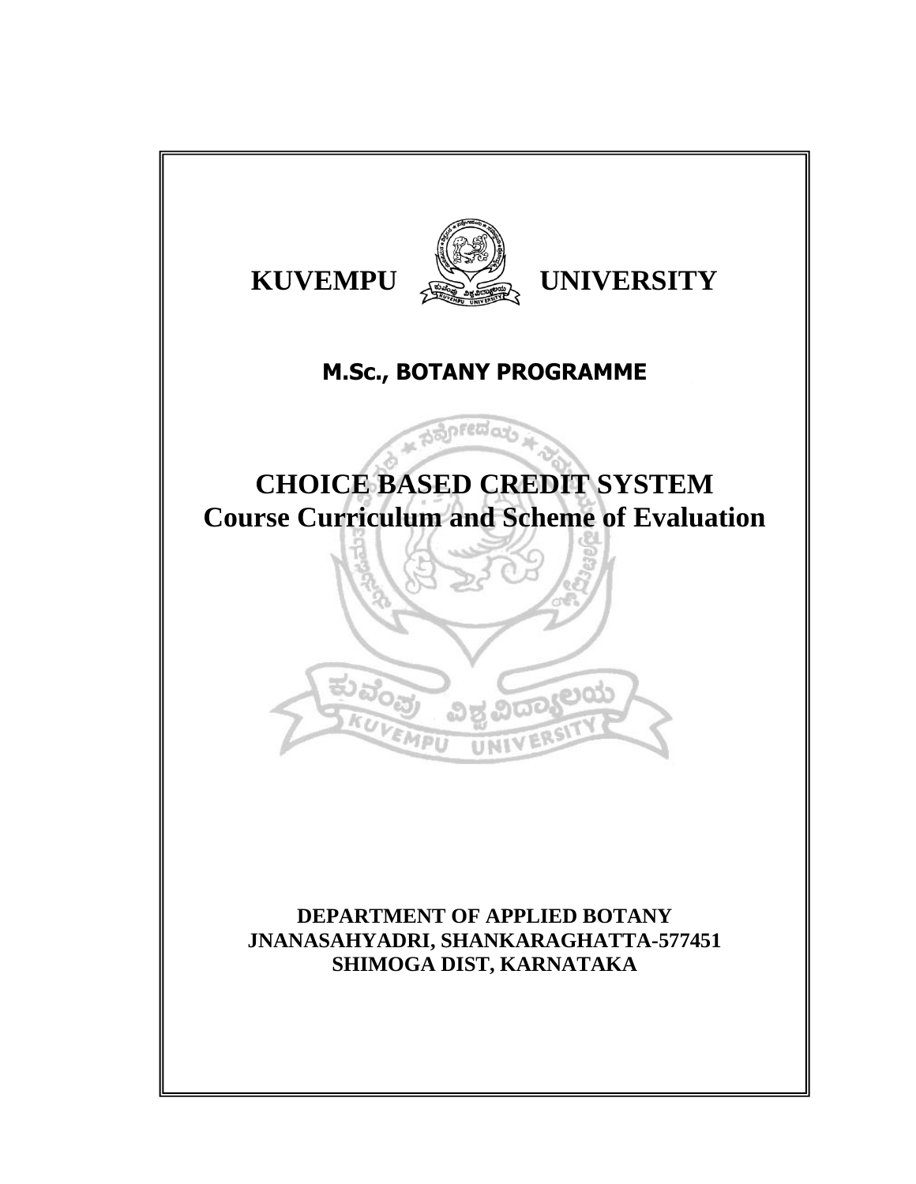# KUVEMPU UNIVERSITY

## M.Sc., BOTANY PROGRAMME

# CHOICE BASED CREDIT SYSTEM
# Course Curriculum and Scheme of Evaluation

**DEPARTMENT OF APPLIED BOTANY**
**JNANASAHYADRI, SHANKARAGHATTA-577451**
**SHIMOGA DIST, KARNATAKA**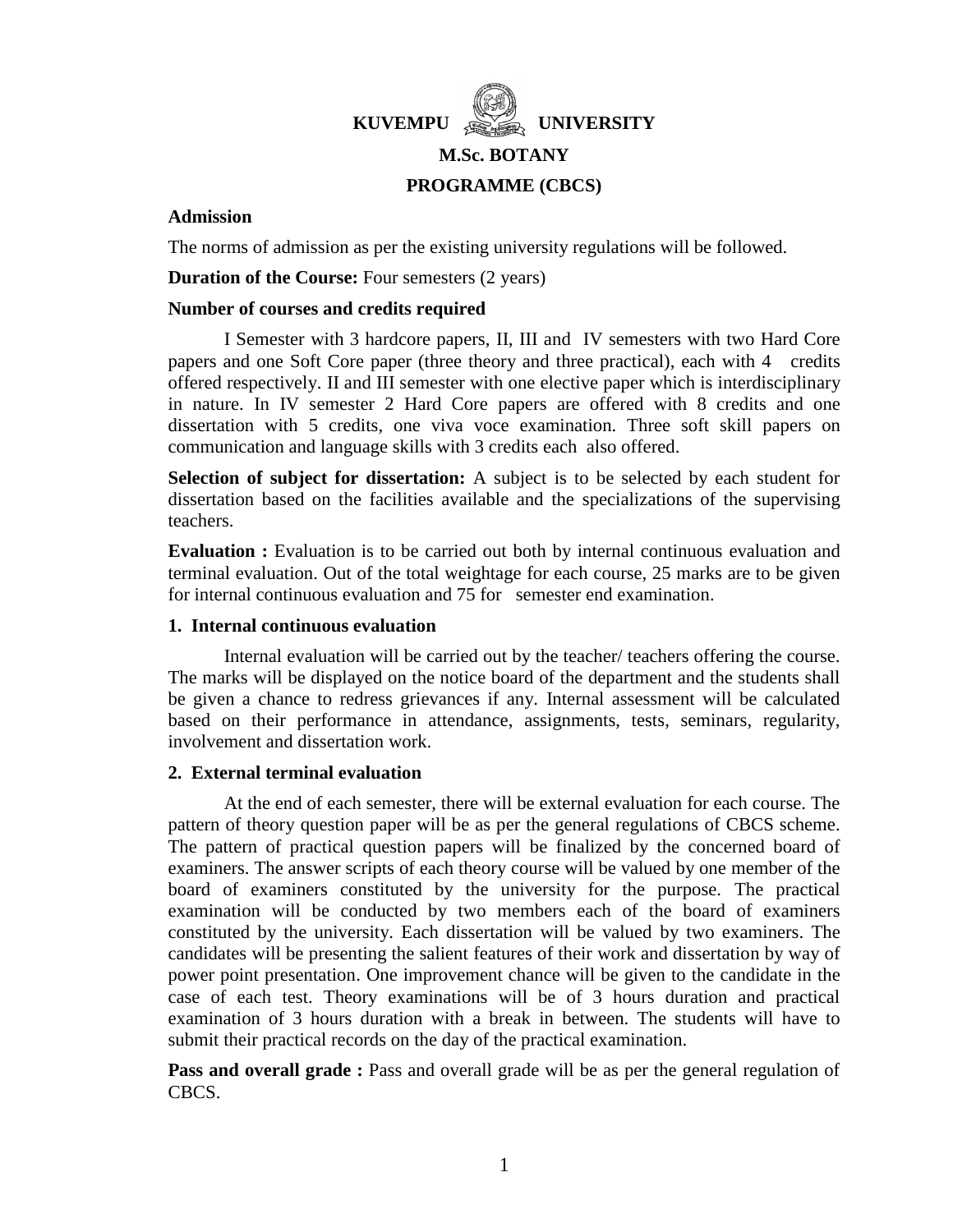# KUVEMPU UNIVERSITY

## M.Sc. BOTANY

## PROGRAMME (CBCS)

**Admission**

The norms of admission as per the existing university regulations will be followed.

**Duration of the Course:** Four semesters (2 years)

**Number of courses and credits required**

I Semester with 3 hardcore papers, II, III and IV semesters with two Hard Core papers and one Soft Core paper (three theory and three practical), each with 4 credits offered respectively. II and III semester with one elective paper which is interdisciplinary in nature. In IV semester 2 Hard Core papers are offered with 8 credits and one dissertation with 5 credits, one viva voce examination. Three soft skill papers on communication and language skills with 3 credits each also offered.

**Selection of subject for dissertation:** A subject is to be selected by each student for dissertation based on the facilities available and the specializations of the supervising teachers.

**Evaluation :** Evaluation is to be carried out both by internal continuous evaluation and terminal evaluation. Out of the total weightage for each course, 25 marks are to be given for internal continuous evaluation and 75 for semester end examination.

**1. Internal continuous evaluation**

Internal evaluation will be carried out by the teacher/ teachers offering the course. The marks will be displayed on the notice board of the department and the students shall be given a chance to redress grievances if any. Internal assessment will be calculated based on their performance in attendance, assignments, tests, seminars, regularity, involvement and dissertation work.

**2. External terminal evaluation**

At the end of each semester, there will be external evaluation for each course. The pattern of theory question paper will be as per the general regulations of CBCS scheme. The pattern of practical question papers will be finalized by the concerned board of examiners. The answer scripts of each theory course will be valued by one member of the board of examiners constituted by the university for the purpose. The practical examination will be conducted by two members each of the board of examiners constituted by the university. Each dissertation will be valued by two examiners. The candidates will be presenting the salient features of their work and dissertation by way of power point presentation. One improvement chance will be given to the candidate in the case of each test. Theory examinations will be of 3 hours duration and practical examination of 3 hours duration with a break in between. The students will have to submit their practical records on the day of the practical examination.

**Pass and overall grade :** Pass and overall grade will be as per the general regulation of CBCS.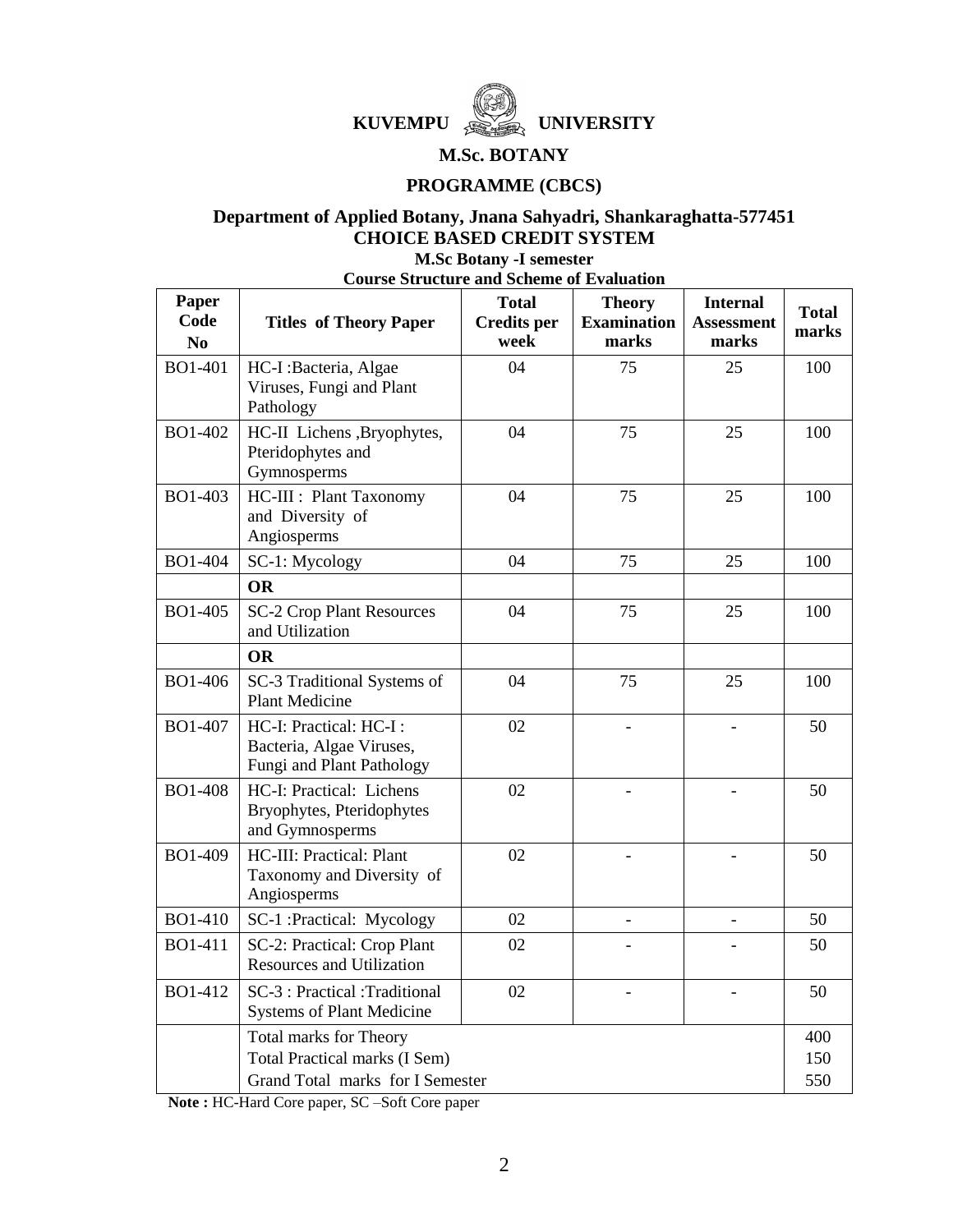# KUVEMPU UNIVERSITY

## M.Sc. BOTANY

## PROGRAMME (CBCS)

### Department of Applied Botany, Jnana Sahyadri, Shankaraghatta-577451
### CHOICE BASED CREDIT SYSTEM

**M.Sc Botany -I semester**

**Course Structure and Scheme of Evaluation**

| Paper Code No | Titles of Theory Paper | Total Credits per week | Theory Examination marks | Internal Assessment marks | Total marks |
|---|---|---|---|---|---|
| BO1-401 | HC-I :Bacteria, Algae Viruses, Fungi and Plant Pathology | 04 | 75 | 25 | 100 |
| BO1-402 | HC-II Lichens ,Bryophytes, Pteridophytes and Gymnosperms | 04 | 75 | 25 | 100 |
| BO1-403 | HC-III : Plant Taxonomy and Diversity of Angiosperms | 04 | 75 | 25 | 100 |
| BO1-404 | SC-1: Mycology | 04 | 75 | 25 | 100 |
| | **OR** | | | | |
| BO1-405 | SC-2 Crop Plant Resources and Utilization | 04 | 75 | 25 | 100 |
| | **OR** | | | | |
| BO1-406 | SC-3 Traditional Systems of Plant Medicine | 04 | 75 | 25 | 100 |
| BO1-407 | HC-I: Practical: HC-I : Bacteria, Algae Viruses, Fungi and Plant Pathology | 02 | - | - | 50 |
| BO1-408 | HC-I: Practical: Lichens Bryophytes, Pteridophytes and Gymnosperms | 02 | - | - | 50 |
| BO1-409 | HC-III: Practical: Plant Taxonomy and Diversity of Angiosperms | 02 | - | - | 50 |
| BO1-410 | SC-1 :Practical: Mycology | 02 | - | - | 50 |
| BO1-411 | SC-2: Practical: Crop Plant Resources and Utilization | 02 | - | - | 50 |
| BO1-412 | SC-3 : Practical :Traditional Systems of Plant Medicine | 02 | - | - | 50 |
| | Total marks for Theory | | | | 400 |
| | Total Practical marks (I Sem) | | | | 150 |
| | Grand Total marks for I Semester | | | | 550 |

**Note :** HC-Hard Core paper, SC –Soft Core paper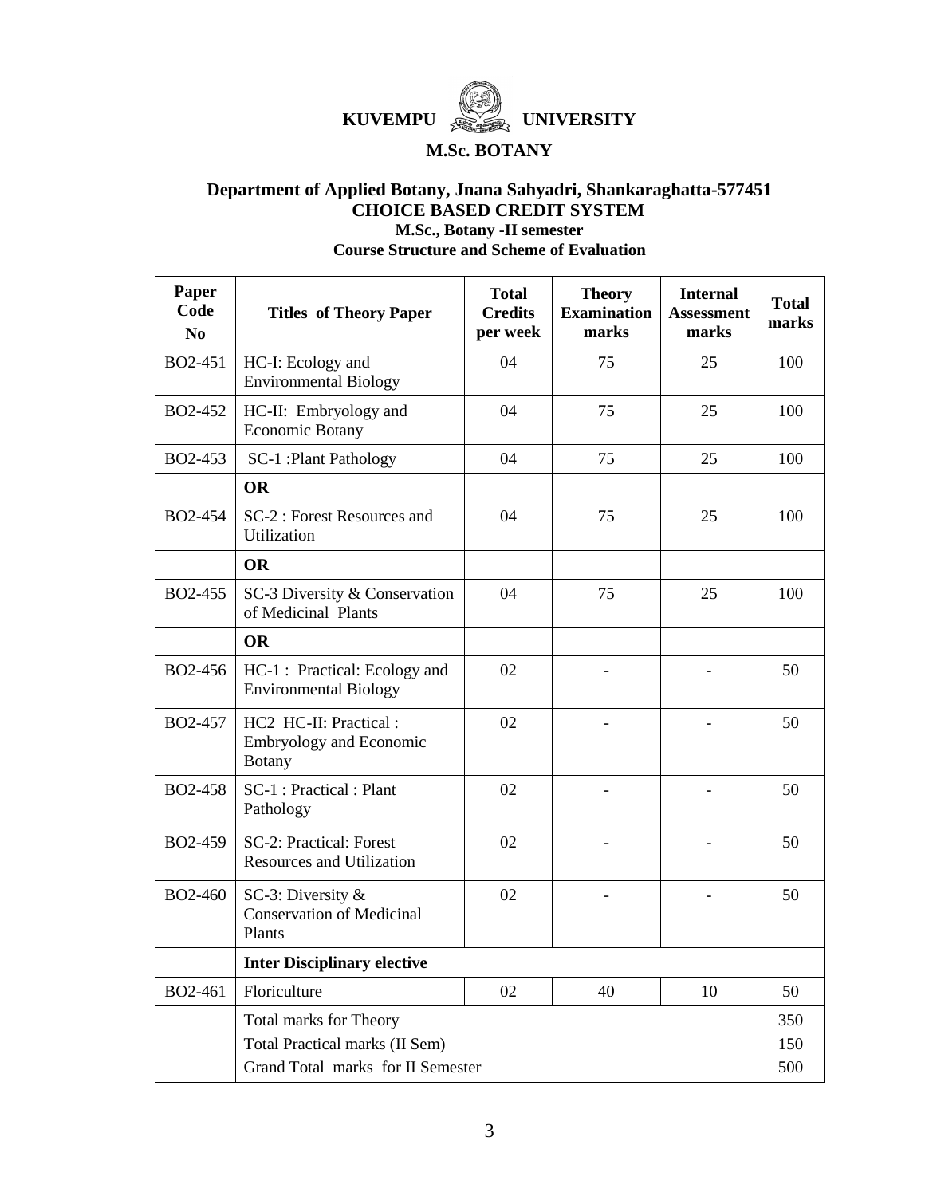# KUVEMPU UNIVERSITY

## M.Sc. BOTANY

### Department of Applied Botany, Jnana Sahyadri, Shankaraghatta-577451
### CHOICE BASED CREDIT SYSTEM
**M.Sc., Botany -II semester**

**Course Structure and Scheme of Evaluation**

| Paper Code No | Titles of Theory Paper | Total Credits per week | Theory Examination marks | Internal Assessment marks | Total marks |
|---|---|---|---|---|---|
| BO2-451 | HC-I: Ecology and Environmental Biology | 04 | 75 | 25 | 100 |
| BO2-452 | HC-II: Embryology and Economic Botany | 04 | 75 | 25 | 100 |
| BO2-453 | SC-1 :Plant Pathology | 04 | 75 | 25 | 100 |
| | **OR** | | | | |
| BO2-454 | SC-2 : Forest Resources and Utilization | 04 | 75 | 25 | 100 |
| | **OR** | | | | |
| BO2-455 | SC-3 Diversity & Conservation of Medicinal Plants | 04 | 75 | 25 | 100 |
| | **OR** | | | | |
| BO2-456 | HC-1 : Practical: Ecology and Environmental Biology | 02 | - | - | 50 |
| BO2-457 | HC2 HC-II: Practical : Embryology and Economic Botany | 02 | - | - | 50 |
| BO2-458 | SC-1 : Practical : Plant Pathology | 02 | - | - | 50 |
| BO2-459 | SC-2: Practical: Forest Resources and Utilization | 02 | - | - | 50 |
| BO2-460 | SC-3: Diversity & Conservation of Medicinal Plants | 02 | - | - | 50 |
| | **Inter Disciplinary elective** | | | | |
| BO2-461 | Floriculture | 02 | 40 | 10 | 50 |
| | Total marks for Theory | | | | 350 |
| | Total Practical marks (II Sem) | | | | 150 |
| | Grand Total marks for II Semester | | | | 500 |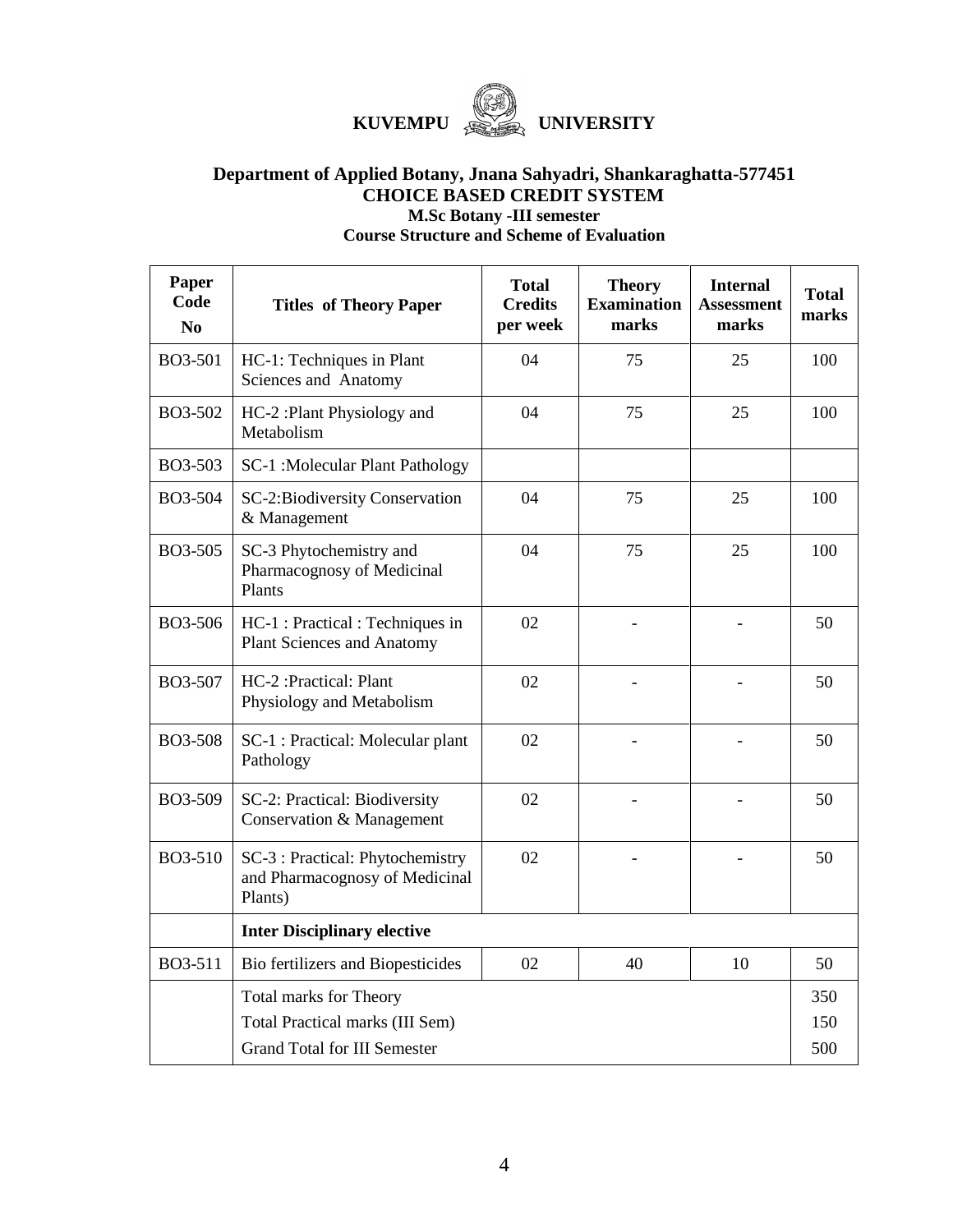# KUVEMPU UNIVERSITY

## Department of Applied Botany, Jnana Sahyadri, Shankaraghatta-577451

### CHOICE BASED CREDIT SYSTEM

**M.Sc Botany -III semester**

**Course Structure and Scheme of Evaluation**

| Paper Code No | Titles of Theory Paper | Total Credits per week | Theory Examination marks | Internal Assessment marks | Total marks |
|---|---|---|---|---|---|
| BO3-501 | HC-1: Techniques in Plant Sciences and Anatomy | 04 | 75 | 25 | 100 |
| BO3-502 | HC-2 :Plant Physiology and Metabolism | 04 | 75 | 25 | 100 |
| BO3-503 | SC-1 :Molecular Plant Pathology | | | | |
| BO3-504 | SC-2:Biodiversity Conservation & Management | 04 | 75 | 25 | 100 |
| BO3-505 | SC-3 Phytochemistry and Pharmacognosy of Medicinal Plants | 04 | 75 | 25 | 100 |
| BO3-506 | HC-1 : Practical : Techniques in Plant Sciences and Anatomy | 02 | - | - | 50 |
| BO3-507 | HC-2 :Practical: Plant Physiology and Metabolism | 02 | - | - | 50 |
| BO3-508 | SC-1 : Practical: Molecular plant Pathology | 02 | - | - | 50 |
| BO3-509 | SC-2: Practical: Biodiversity Conservation & Management | 02 | - | - | 50 |
| BO3-510 | SC-3 : Practical: Phytochemistry and Pharmacognosy of Medicinal Plants) | 02 | - | - | 50 |
| | **Inter Disciplinary elective** | | | | |
| BO3-511 | Bio fertilizers and Biopesticides | 02 | 40 | 10 | 50 |
| | Total marks for Theory | | | | 350 |
| | Total Practical marks (III Sem) | | | | 150 |
| | Grand Total for III Semester | | | | 500 |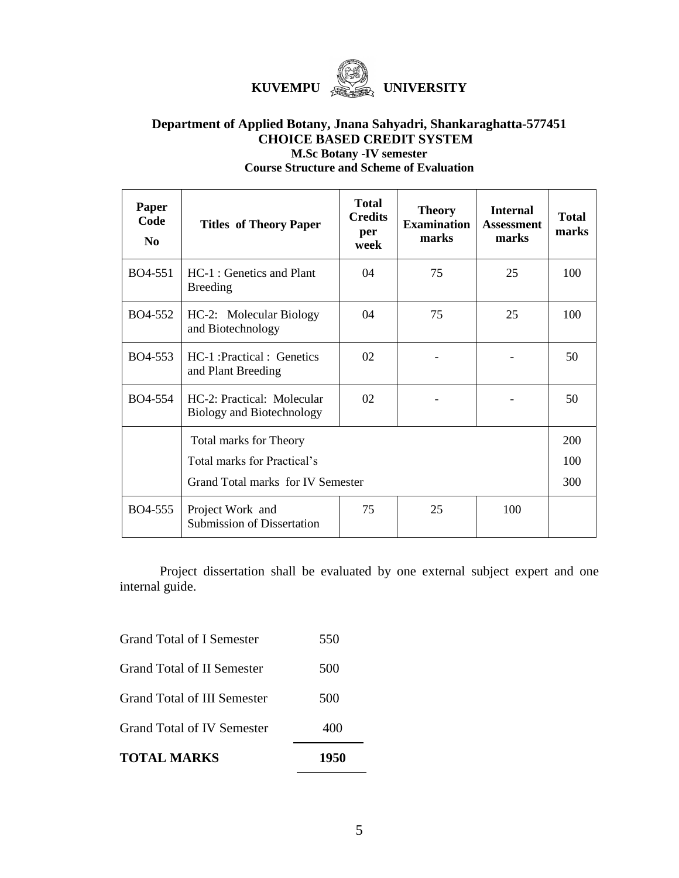**KUVEMPU UNIVERSITY**

### Department of Applied Botany, Jnana Sahyadri, Shankaraghatta-577451

### CHOICE BASED CREDIT SYSTEM

**M.Sc Botany -IV semester**

**Course Structure and Scheme of Evaluation**

| Paper Code No | Titles of Theory Paper | Total Credits per week | Theory Examination marks | Internal Assessment marks | Total marks |
|---|---|---|---|---|---|
| BO4-551 | HC-1 : Genetics and Plant Breeding | 04 | 75 | 25 | 100 |
| BO4-552 | HC-2: Molecular Biology and Biotechnology | 04 | 75 | 25 | 100 |
| BO4-553 | HC-1 :Practical : Genetics and Plant Breeding | 02 | - | - | 50 |
| BO4-554 | HC-2: Practical: Molecular Biology and Biotechnology | 02 | - | - | 50 |
| | Total marks for Theory | | | | 200 |
| | Total marks for Practical's | | | | 100 |
| | Grand Total marks for IV Semester | | | | 300 |
| BO4-555 | Project Work and Submission of Dissertation | 75 | 25 | 100 | |

Project dissertation shall be evaluated by one external subject expert and one internal guide.

| | |
|---|---|
| Grand Total of I Semester | 550 |
| Grand Total of II Semester | 500 |
| Grand Total of III Semester | 500 |
| Grand Total of IV Semester | 400 |
| **TOTAL MARKS** | **1950** |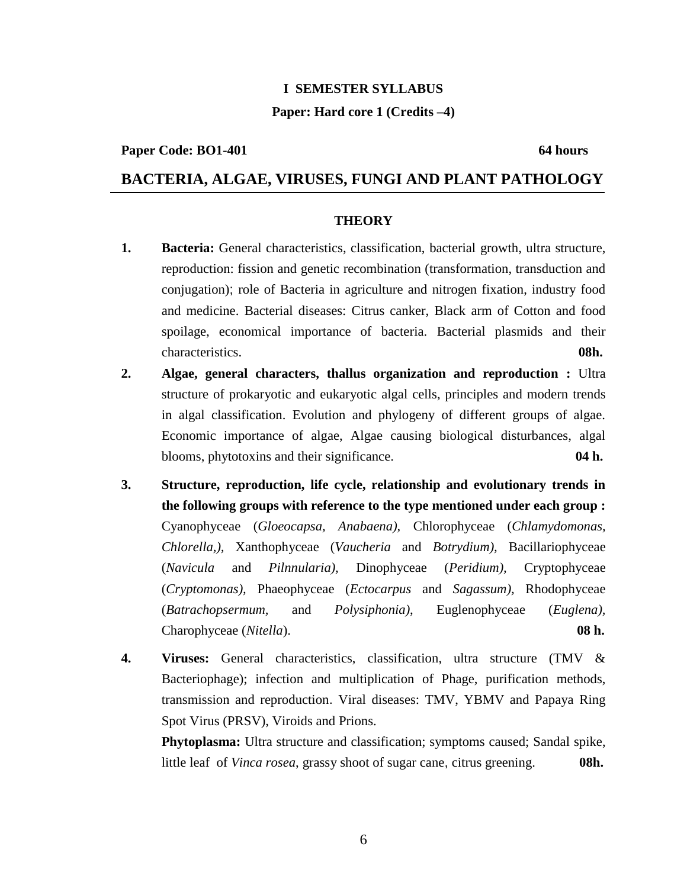**I SEMESTER SYLLABUS**

**Paper: Hard core 1 (Credits –4)**

**Paper Code: BO1-401** **64 hours**

## BACTERIA, ALGAE, VIRUSES, FUNGI AND PLANT PATHOLOGY

**THEORY**

1. **Bacteria:** General characteristics, classification, bacterial growth, ultra structure, reproduction: fission and genetic recombination (transformation, transduction and conjugation); role of Bacteria in agriculture and nitrogen fixation, industry food and medicine. Bacterial diseases: Citrus canker, Black arm of Cotton and food spoilage, economical importance of bacteria. Bacterial plasmids and their characteristics. **08h.**

2. **Algae, general characters, thallus organization and reproduction :** Ultra structure of prokaryotic and eukaryotic algal cells, principles and modern trends in algal classification. Evolution and phylogeny of different groups of algae. Economic importance of algae, Algae causing biological disturbances, algal blooms, phytotoxins and their significance. **04 h.**

3. **Structure, reproduction, life cycle, relationship and evolutionary trends in the following groups with reference to the type mentioned under each group :** Cyanophyceae (*Gloeocapsa, Anabaena),* Chlorophyceae (*Chlamydomonas, Chlorella,),* Xanthophyceae (*Vaucheria* and *Botrydium),* Bacillariophyceae (*Navicula* and *Pilnnularia),* Dinophyceae (*Peridium),* Cryptophyceae (*Cryptomonas),* Phaeophyceae (*Ectocarpus* and *Sagassum),* Rhodophyceae (*Batrachopsermum,* and *Polysiphonia)*, Euglenophyceae (*Euglena),* Charophyceae (*Nitella*). **08 h.**

4. **Viruses:** General characteristics, classification, ultra structure (TMV & Bacteriophage); infection and multiplication of Phage, purification methods, transmission and reproduction. Viral diseases: TMV, YBMV and Papaya Ring Spot Virus (PRSV), Viroids and Prions.

   **Phytoplasma:** Ultra structure and classification; symptoms caused; Sandal spike, little leaf of *Vinca rosea*, grassy shoot of sugar cane, citrus greening. **08h.**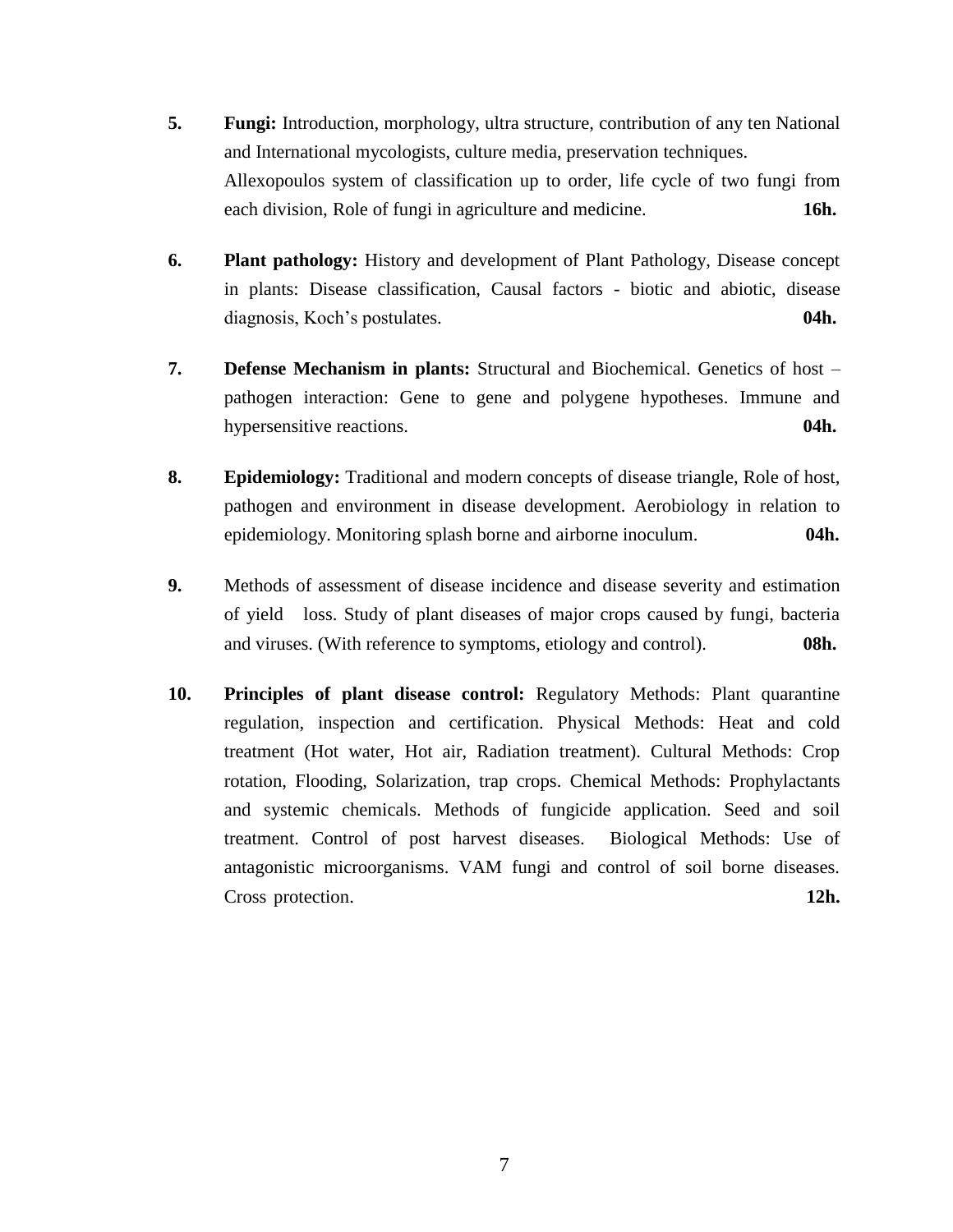5. **Fungi:** Introduction, morphology, ultra structure, contribution of any ten National and International mycologists, culture media, preservation techniques. Allexopoulos system of classification up to order, life cycle of two fungi from each division, Role of fungi in agriculture and medicine. **16h.**

6. **Plant pathology:** History and development of Plant Pathology, Disease concept in plants: Disease classification, Causal factors - biotic and abiotic, disease diagnosis, Koch's postulates. **04h.**

7. **Defense Mechanism in plants:** Structural and Biochemical. Genetics of host – pathogen interaction: Gene to gene and polygene hypotheses. Immune and hypersensitive reactions. **04h.**

8. **Epidemiology:** Traditional and modern concepts of disease triangle, Role of host, pathogen and environment in disease development. Aerobiology in relation to epidemiology. Monitoring splash borne and airborne inoculum. **04h.**

9. Methods of assessment of disease incidence and disease severity and estimation of yield loss. Study of plant diseases of major crops caused by fungi, bacteria and viruses. (With reference to symptoms, etiology and control). **08h.**

10. **Principles of plant disease control:** Regulatory Methods: Plant quarantine regulation, inspection and certification. Physical Methods: Heat and cold treatment (Hot water, Hot air, Radiation treatment). Cultural Methods: Crop rotation, Flooding, Solarization, trap crops. Chemical Methods: Prophylactants and systemic chemicals. Methods of fungicide application. Seed and soil treatment. Control of post harvest diseases. Biological Methods: Use of antagonistic microorganisms. VAM fungi and control of soil borne diseases. Cross protection. **12h.**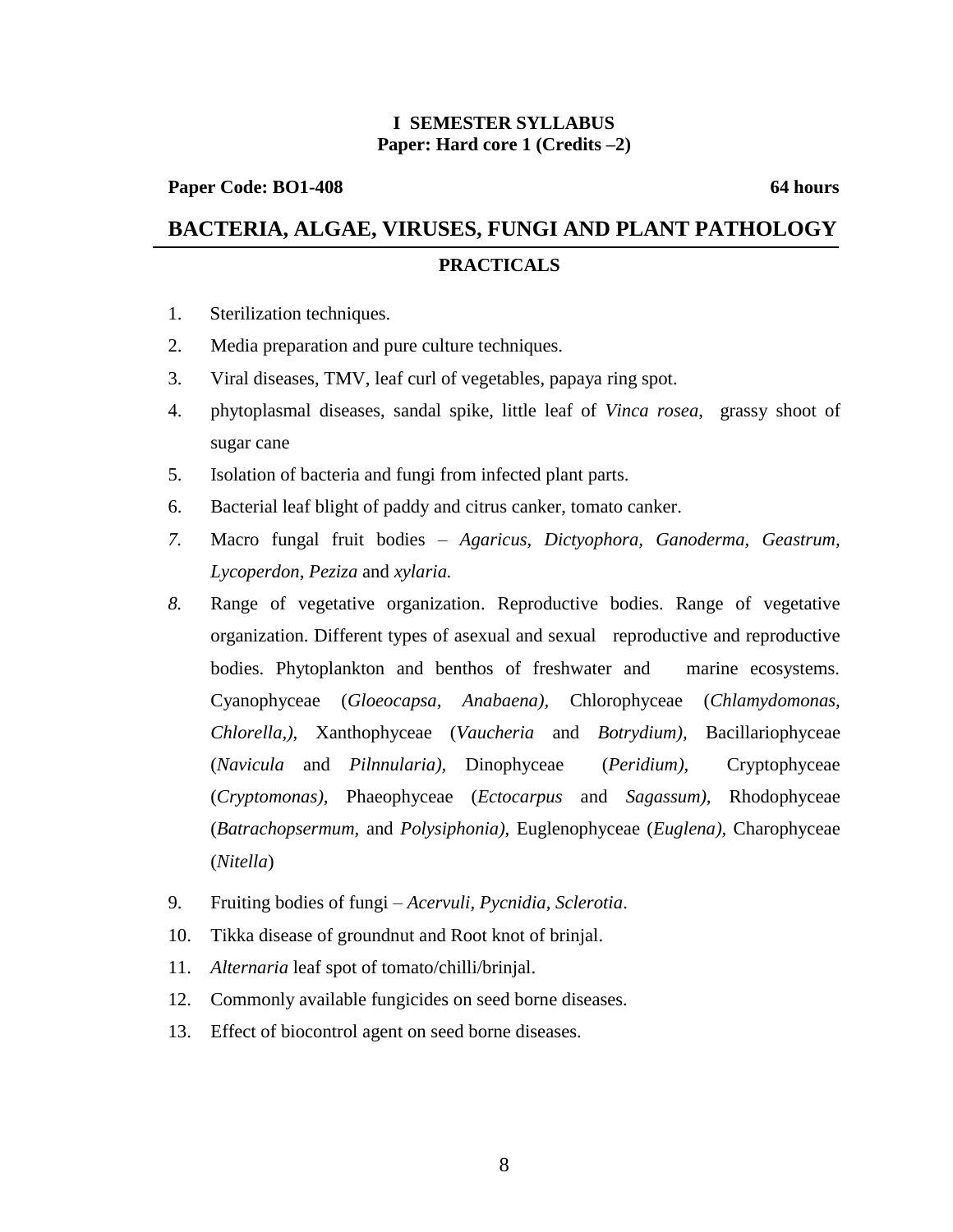**I SEMESTER SYLLABUS**
**Paper: Hard core 1 (Credits –2)**

**Paper Code: BO1-408** **64 hours**

## BACTERIA, ALGAE, VIRUSES, FUNGI AND PLANT PATHOLOGY

### PRACTICALS

1. Sterilization techniques.
2. Media preparation and pure culture techniques.
3. Viral diseases, TMV, leaf curl of vegetables, papaya ring spot.
4. phytoplasmal diseases, sandal spike, little leaf of *Vinca rosea*, grassy shoot of sugar cane
5. Isolation of bacteria and fungi from infected plant parts.
6. Bacterial leaf blight of paddy and citrus canker, tomato canker.
7. Macro fungal fruit bodies – *Agaricus, Dictyophora, Ganoderma, Geastrum, Lycoperdon, Peziza* and *xylaria.*
8. Range of vegetative organization. Reproductive bodies. Range of vegetative organization. Different types of asexual and sexual reproductive and reproductive bodies. Phytoplankton and benthos of freshwater and marine ecosystems. Cyanophyceae (*Gloeocapsa, Anabaena),* Chlorophyceae (*Chlamydomonas, Chlorella,),* Xanthophyceae (*Vaucheria* and *Botrydium),* Bacillariophyceae (*Navicula* and *Pilnnularia),* Dinophyceae (*Peridium),* Cryptophyceae (*Cryptomonas),* Phaeophyceae (*Ectocarpus* and *Sagassum),* Rhodophyceae (*Batrachopsermum,* and *Polysiphonia)*, Euglenophyceae (*Euglena),* Charophyceae (*Nitella*)
9. Fruiting bodies of fungi – *Acervuli, Pycnidia, Sclerotia*.
10. Tikka disease of groundnut and Root knot of brinjal.
11. *Alternaria* leaf spot of tomato/chilli/brinjal.
12. Commonly available fungicides on seed borne diseases.
13. Effect of biocontrol agent on seed borne diseases.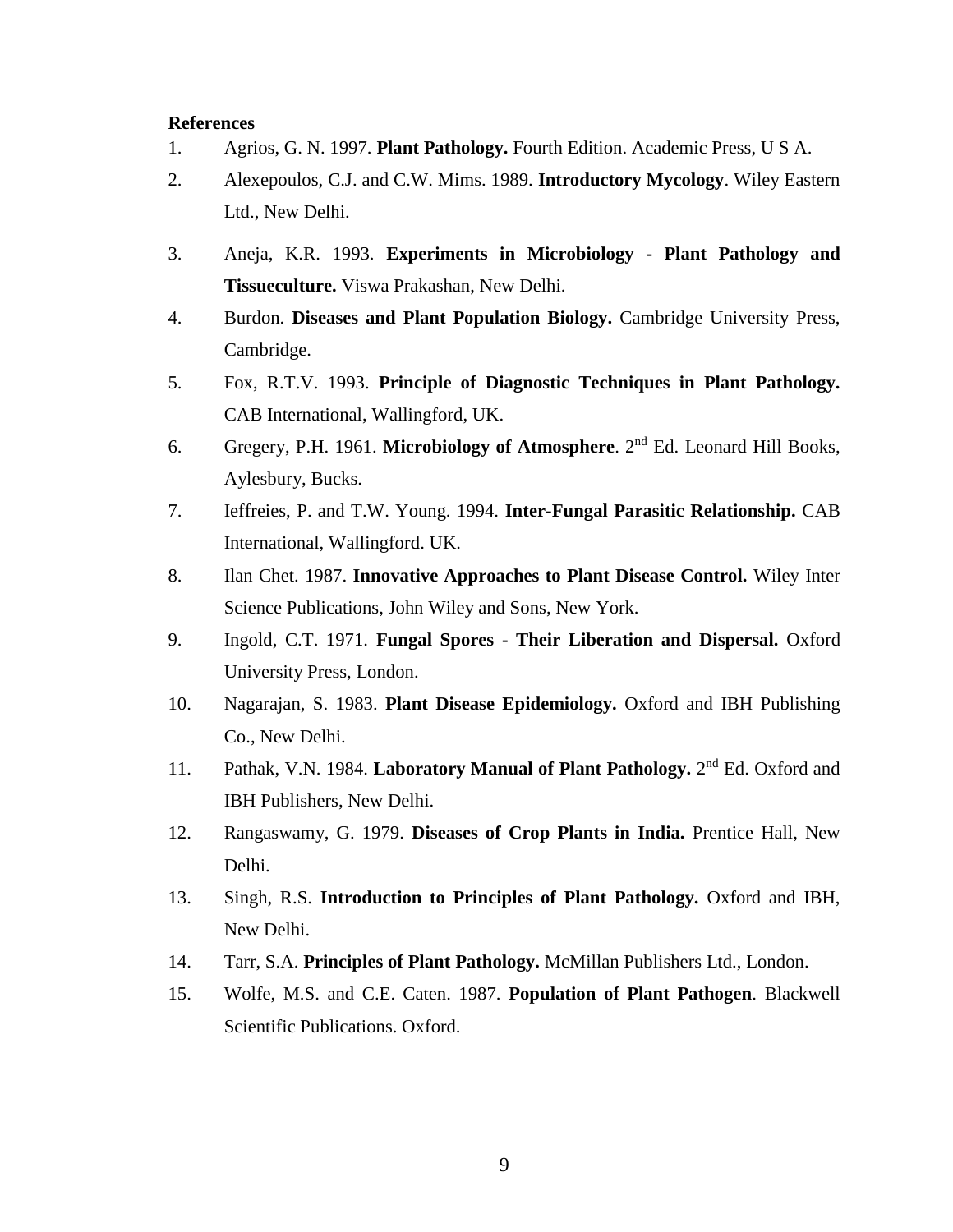**References**

1. Agrios, G. N. 1997. **Plant Pathology.** Fourth Edition. Academic Press, U S A.
2. Alexepoulos, C.J. and C.W. Mims. 1989. **Introductory Mycology**. Wiley Eastern Ltd., New Delhi.
3. Aneja, K.R. 1993. **Experiments in Microbiology - Plant Pathology and Tissueculture.** Viswa Prakashan, New Delhi.
4. Burdon. **Diseases and Plant Population Biology.** Cambridge University Press, Cambridge.
5. Fox, R.T.V. 1993. **Principle of Diagnostic Techniques in Plant Pathology.** CAB International, Wallingford, UK.
6. Gregery, P.H. 1961. **Microbiology of Atmosphere**. 2nd Ed. Leonard Hill Books, Aylesbury, Bucks.
7. Ieffreies, P. and T.W. Young. 1994. **Inter-Fungal Parasitic Relationship.** CAB International, Wallingford. UK.
8. Ilan Chet. 1987. **Innovative Approaches to Plant Disease Control.** Wiley Inter Science Publications, John Wiley and Sons, New York.
9. Ingold, C.T. 1971. **Fungal Spores - Their Liberation and Dispersal.** Oxford University Press, London.
10. Nagarajan, S. 1983. **Plant Disease Epidemiology.** Oxford and IBH Publishing Co., New Delhi.
11. Pathak, V.N. 1984. **Laboratory Manual of Plant Pathology.** 2nd Ed. Oxford and IBH Publishers, New Delhi.
12. Rangaswamy, G. 1979. **Diseases of Crop Plants in India.** Prentice Hall, New Delhi.
13. Singh, R.S. **Introduction to Principles of Plant Pathology.** Oxford and IBH, New Delhi.
14. Tarr, S.A. **Principles of Plant Pathology.** McMillan Publishers Ltd., London.
15. Wolfe, M.S. and C.E. Caten. 1987. **Population of Plant Pathogen**. Blackwell Scientific Publications. Oxford.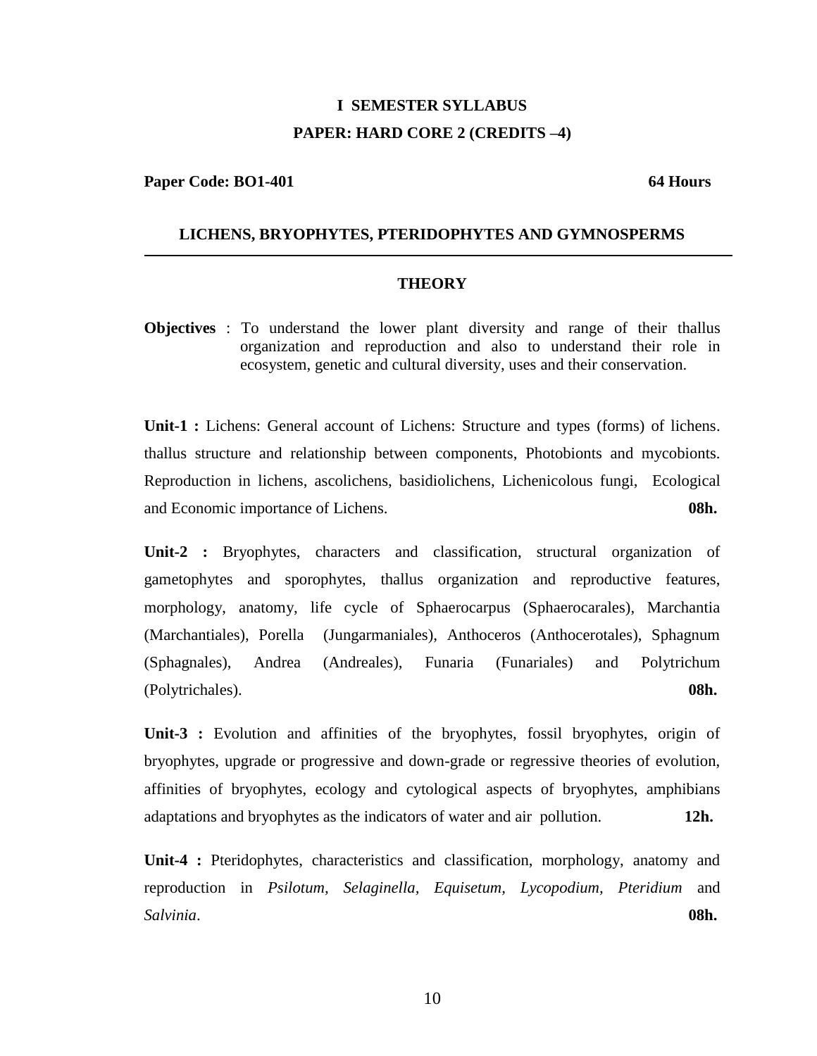# I SEMESTER SYLLABUS

## PAPER: HARD CORE 2 (CREDITS –4)

**Paper Code: BO1-401** **64 Hours**

## LICHENS, BRYOPHYTES, PTERIDOPHYTES AND GYMNOSPERMS

---

### THEORY

**Objectives** : To understand the lower plant diversity and range of their thallus organization and reproduction and also to understand their role in ecosystem, genetic and cultural diversity, uses and their conservation.

**Unit-1 :** Lichens: General account of Lichens: Structure and types (forms) of lichens. thallus structure and relationship between components, Photobionts and mycobionts. Reproduction in lichens, ascolichens, basidiolichens, Lichenicolous fungi, Ecological and Economic importance of Lichens. **08h.**

**Unit-2 :** Bryophytes, characters and classification, structural organization of gametophytes and sporophytes, thallus organization and reproductive features, morphology, anatomy, life cycle of Sphaerocarpus (Sphaerocarales), Marchantia (Marchantiales), Porella (Jungarmaniales), Anthoceros (Anthocerotales), Sphagnum (Sphagnales), Andrea (Andreales), Funaria (Funariales) and Polytrichum (Polytrichales). **08h.**

**Unit-3 :** Evolution and affinities of the bryophytes, fossil bryophytes, origin of bryophytes, upgrade or progressive and down-grade or regressive theories of evolution, affinities of bryophytes, ecology and cytological aspects of bryophytes, amphibians adaptations and bryophytes as the indicators of water and air pollution. **12h.**

**Unit-4 :** Pteridophytes, characteristics and classification, morphology, anatomy and reproduction in *Psilotum*, *Selaginella*, *Equisetum*, *Lycopodium*, *Pteridium* and *Salvinia*. **08h.**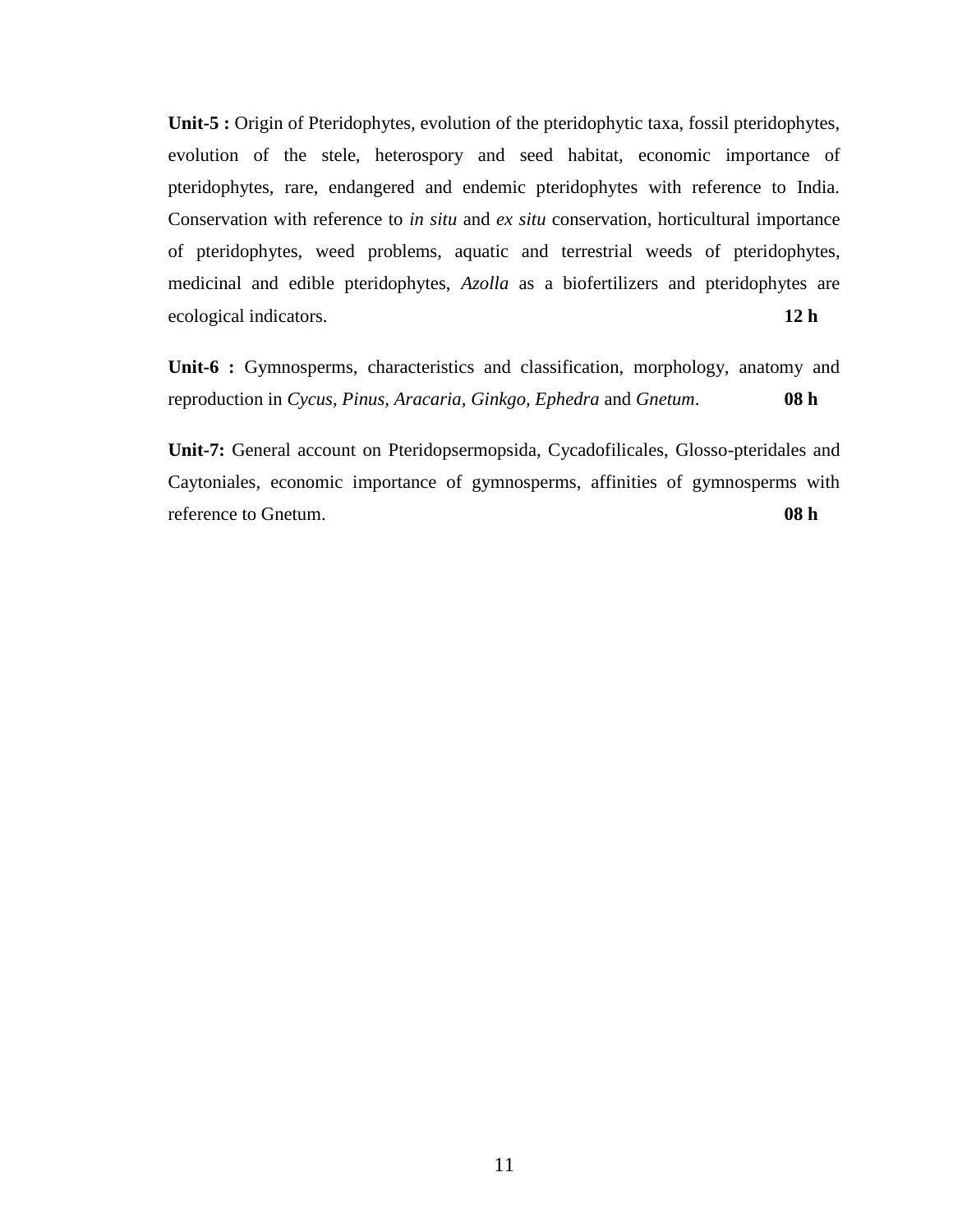**Unit-5 :** Origin of Pteridophytes, evolution of the pteridophytic taxa, fossil pteridophytes, evolution of the stele, heterospory and seed habitat, economic importance of pteridophytes, rare, endangered and endemic pteridophytes with reference to India. Conservation with reference to *in situ* and *ex situ* conservation, horticultural importance of pteridophytes, weed problems, aquatic and terrestrial weeds of pteridophytes, medicinal and edible pteridophytes, *Azolla* as a biofertilizers and pteridophytes are ecological indicators. **12 h**

**Unit-6 :** Gymnosperms, characteristics and classification, morphology, anatomy and reproduction in *Cycus, Pinus, Aracaria, Ginkgo, Ephedra* and *Gnetum*. **08 h**

**Unit-7:** General account on Pteridopsermopsida, Cycadofilicales, Glosso-pteridales and Caytoniales, economic importance of gymnosperms, affinities of gymnosperms with reference to Gnetum. **08 h**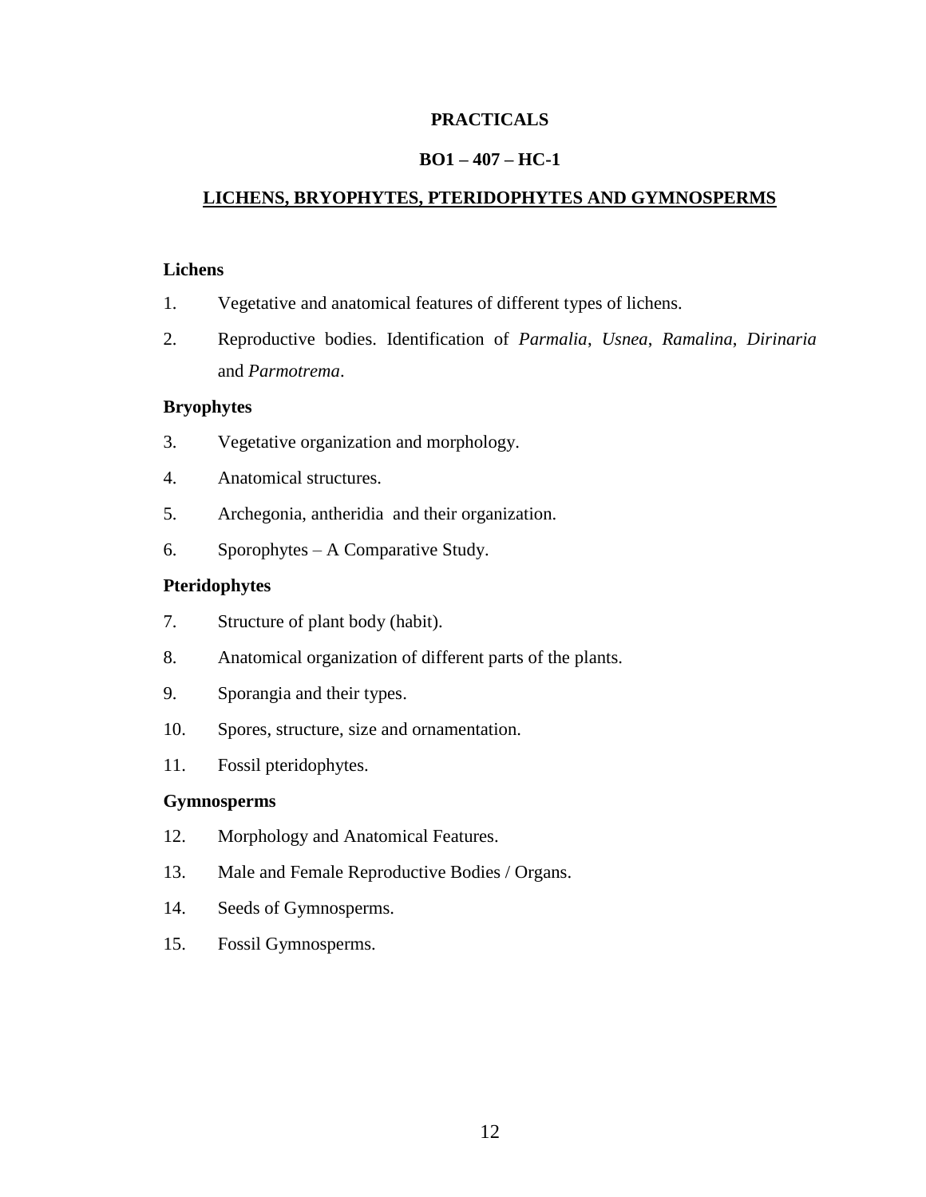# PRACTICALS

## BO1 – 407 – HC-1

## LICHENS, BRYOPHYTES, PTERIDOPHYTES AND GYMNOSPERMS

**Lichens**

1. Vegetative and anatomical features of different types of lichens.
2. Reproductive bodies. Identification of *Parmalia*, *Usnea*, *Ramalina*, *Dirinaria* and *Parmotrema*.

**Bryophytes**

3. Vegetative organization and morphology.
4. Anatomical structures.
5. Archegonia, antheridia and their organization.
6. Sporophytes – A Comparative Study.

**Pteridophytes**

7. Structure of plant body (habit).
8. Anatomical organization of different parts of the plants.
9. Sporangia and their types.
10. Spores, structure, size and ornamentation.
11. Fossil pteridophytes.

**Gymnosperms**

12. Morphology and Anatomical Features.
13. Male and Female Reproductive Bodies / Organs.
14. Seeds of Gymnosperms.
15. Fossil Gymnosperms.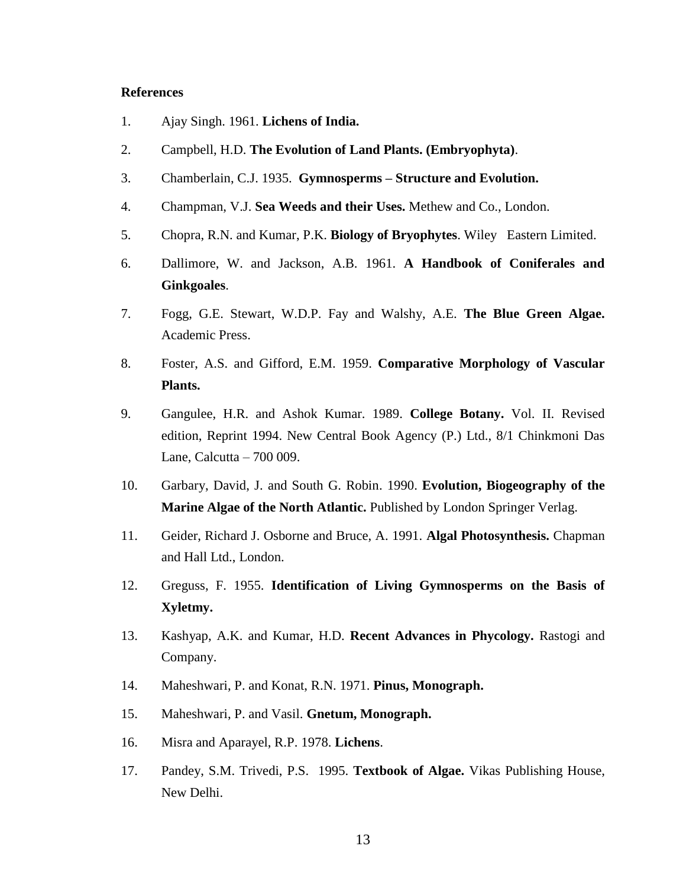**References**

1. Ajay Singh. 1961. **Lichens of India.**
2. Campbell, H.D. **The Evolution of Land Plants. (Embryophyta)**.
3. Chamberlain, C.J. 1935. **Gymnosperms – Structure and Evolution.**
4. Champman, V.J. **Sea Weeds and their Uses.** Methew and Co., London.
5. Chopra, R.N. and Kumar, P.K. **Biology of Bryophytes**. Wiley Eastern Limited.
6. Dallimore, W. and Jackson, A.B. 1961. **A Handbook of Coniferales and Ginkgoales**.
7. Fogg, G.E. Stewart, W.D.P. Fay and Walshy, A.E. **The Blue Green Algae.** Academic Press.
8. Foster, A.S. and Gifford, E.M. 1959. **Comparative Morphology of Vascular Plants.**
9. Gangulee, H.R. and Ashok Kumar. 1989. **College Botany.** Vol. II. Revised edition, Reprint 1994. New Central Book Agency (P.) Ltd., 8/1 Chinkmoni Das Lane, Calcutta – 700 009.
10. Garbary, David, J. and South G. Robin. 1990. **Evolution, Biogeography of the Marine Algae of the North Atlantic.** Published by London Springer Verlag.
11. Geider, Richard J. Osborne and Bruce, A. 1991. **Algal Photosynthesis.** Chapman and Hall Ltd., London.
12. Greguss, F. 1955. **Identification of Living Gymnosperms on the Basis of Xyletmy.**
13. Kashyap, A.K. and Kumar, H.D. **Recent Advances in Phycology.** Rastogi and Company.
14. Maheshwari, P. and Konat, R.N. 1971. **Pinus, Monograph.**
15. Maheshwari, P. and Vasil. **Gnetum, Monograph.**
16. Misra and Aparayel, R.P. 1978. **Lichens**.
17. Pandey, S.M. Trivedi, P.S. 1995. **Textbook of Algae.** Vikas Publishing House, New Delhi.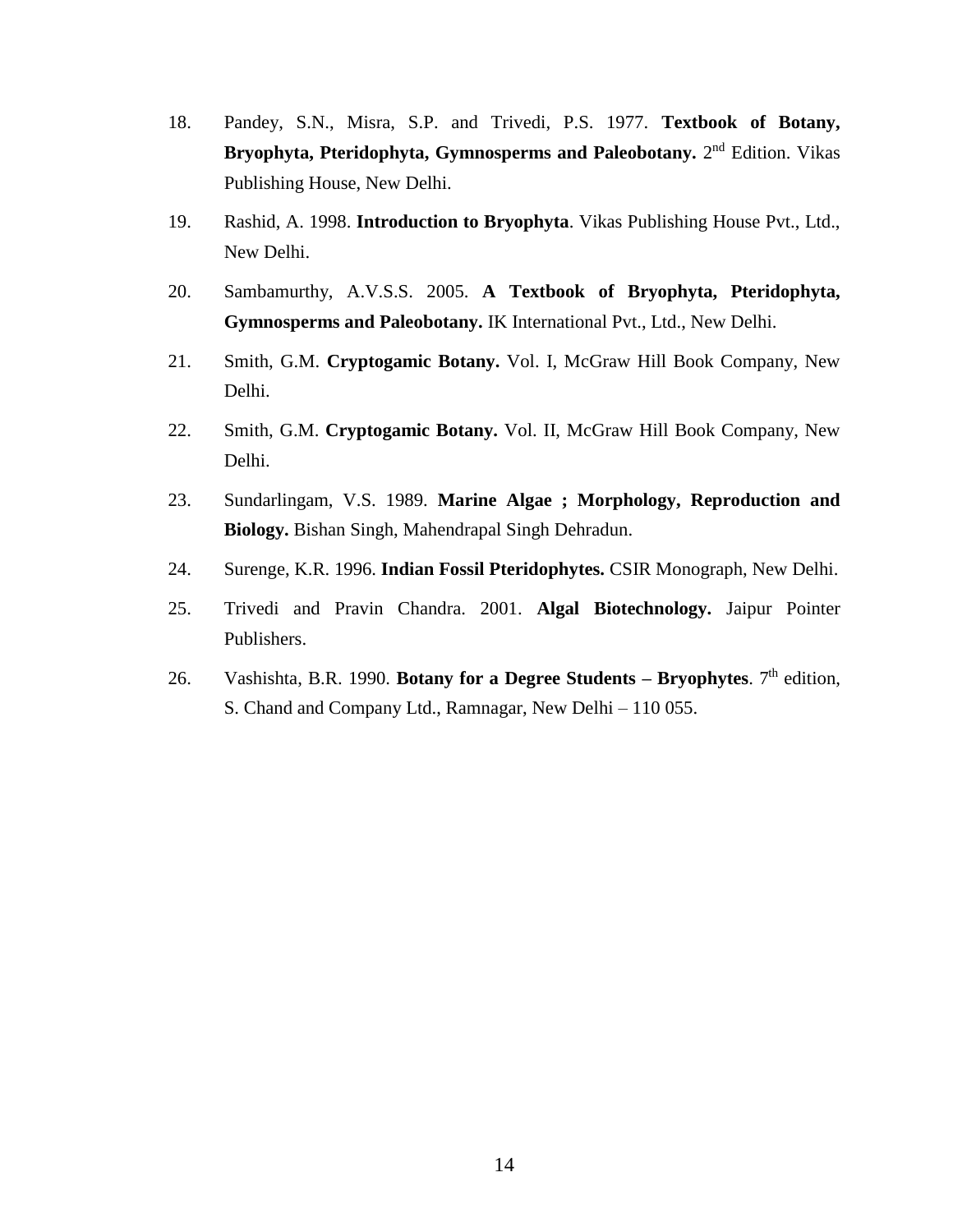18. Pandey, S.N., Misra, S.P. and Trivedi, P.S. 1977. **Textbook of Botany, Bryophyta, Pteridophyta, Gymnosperms and Paleobotany.** 2nd Edition. Vikas Publishing House, New Delhi.
19. Rashid, A. 1998. **Introduction to Bryophyta**. Vikas Publishing House Pvt., Ltd., New Delhi.
20. Sambamurthy, A.V.S.S. 2005. **A Textbook of Bryophyta, Pteridophyta, Gymnosperms and Paleobotany.** IK International Pvt., Ltd., New Delhi.
21. Smith, G.M. **Cryptogamic Botany.** Vol. I, McGraw Hill Book Company, New Delhi.
22. Smith, G.M. **Cryptogamic Botany.** Vol. II, McGraw Hill Book Company, New Delhi.
23. Sundarlingam, V.S. 1989. **Marine Algae ; Morphology, Reproduction and Biology.** Bishan Singh, Mahendrapal Singh Dehradun.
24. Surenge, K.R. 1996. **Indian Fossil Pteridophytes.** CSIR Monograph, New Delhi.
25. Trivedi and Pravin Chandra. 2001. **Algal Biotechnology.** Jaipur Pointer Publishers.
26. Vashishta, B.R. 1990. **Botany for a Degree Students – Bryophytes**. 7th edition, S. Chand and Company Ltd., Ramnagar, New Delhi – 110 055.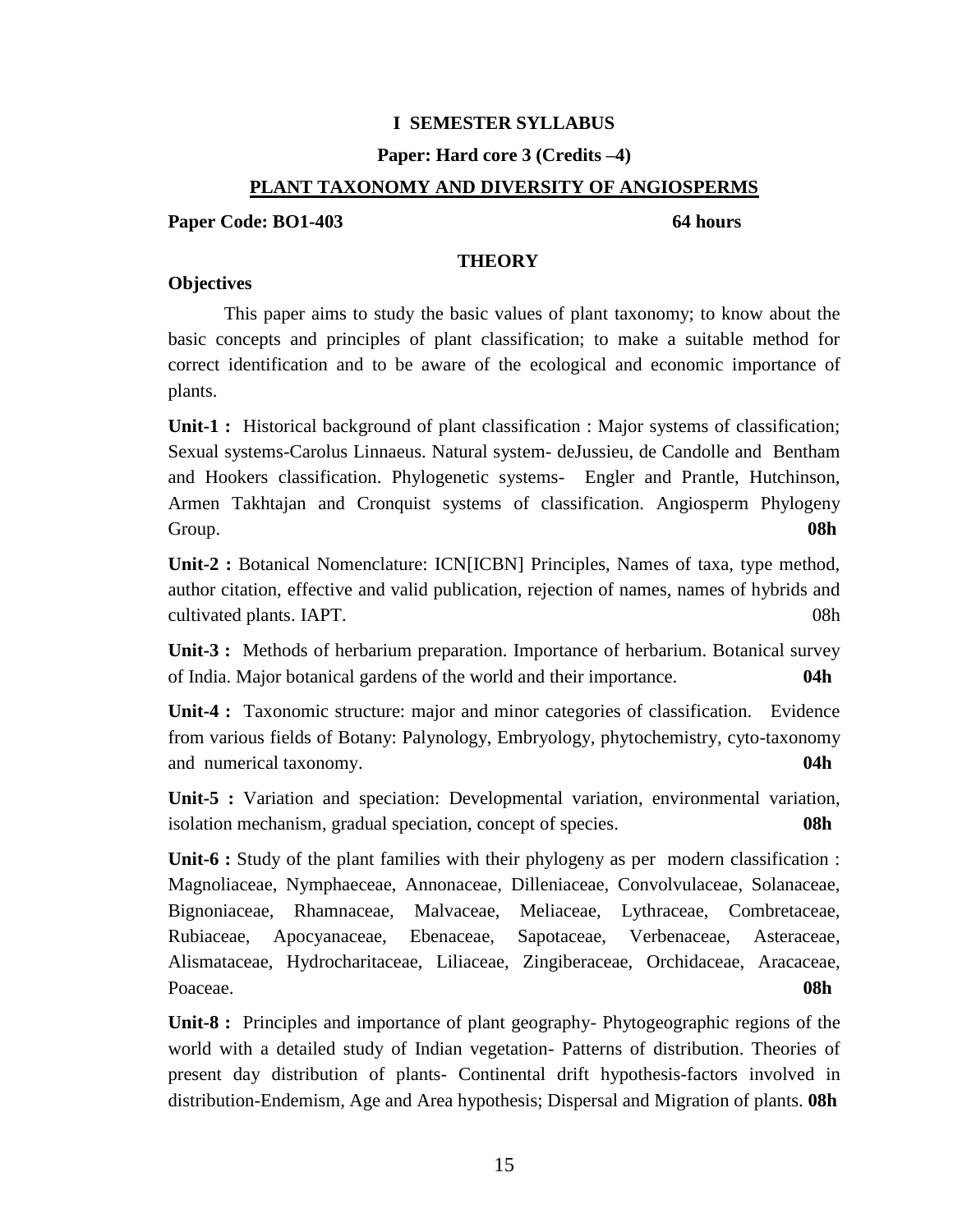## I SEMESTER SYLLABUS

### Paper: Hard core 3 (Credits –4)

### PLANT TAXONOMY AND DIVERSITY OF ANGIOSPERMS

**Paper Code: BO1-403** **64 hours**

### THEORY

**Objectives**

This paper aims to study the basic values of plant taxonomy; to know about the basic concepts and principles of plant classification; to make a suitable method for correct identification and to be aware of the ecological and economic importance of plants.

**Unit-1 :** Historical background of plant classification : Major systems of classification; Sexual systems-Carolus Linnaeus. Natural system- deJussieu, de Candolle and Bentham and Hookers classification. Phylogenetic systems- Engler and Prantle, Hutchinson, Armen Takhtajan and Cronquist systems of classification. Angiosperm Phylogeny Group. **08h**

**Unit-2 :** Botanical Nomenclature: ICN[ICBN] Principles, Names of taxa, type method, author citation, effective and valid publication, rejection of names, names of hybrids and cultivated plants. IAPT. 08h

**Unit-3 :** Methods of herbarium preparation. Importance of herbarium. Botanical survey of India. Major botanical gardens of the world and their importance. **04h**

**Unit-4 :** Taxonomic structure: major and minor categories of classification. Evidence from various fields of Botany: Palynology, Embryology, phytochemistry, cyto-taxonomy and numerical taxonomy. **04h**

**Unit-5 :** Variation and speciation: Developmental variation, environmental variation, isolation mechanism, gradual speciation, concept of species. **08h**

**Unit-6 :** Study of the plant families with their phylogeny as per modern classification : Magnoliaceae, Nymphaeceae, Annonaceae, Dilleniaceae, Convolvulaceae, Solanaceae, Bignoniaceae, Rhamnaceae, Malvaceae, Meliaceae, Lythraceae, Combretaceae, Rubiaceae, Apocyanaceae, Ebenaceae, Sapotaceae, Verbenaceae, Asteraceae, Alismataceae, Hydrocharitaceae, Liliaceae, Zingiberaceae, Orchidaceae, Aracaceae, Poaceae. **08h**

**Unit-8 :** Principles and importance of plant geography- Phytogeographic regions of the world with a detailed study of Indian vegetation- Patterns of distribution. Theories of present day distribution of plants- Continental drift hypothesis-factors involved in distribution-Endemism, Age and Area hypothesis; Dispersal and Migration of plants. **08h**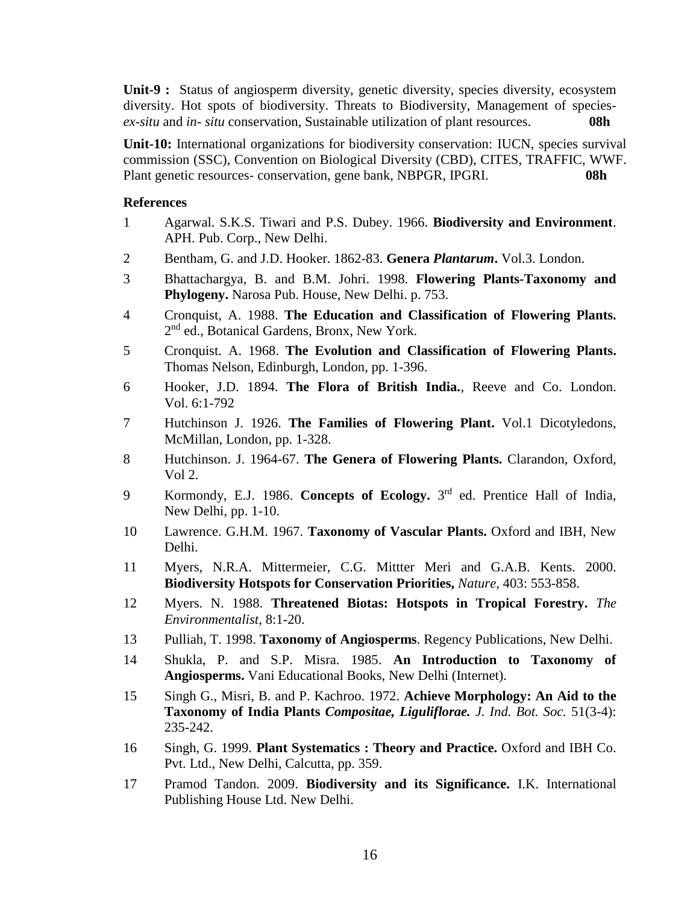**Unit-9 :** Status of angiosperm diversity, genetic diversity, species diversity, ecosystem diversity. Hot spots of biodiversity. Threats to Biodiversity, Management of species- *ex-situ* and *in- situ* conservation, Sustainable utilization of plant resources. **08h**

**Unit-10:** International organizations for biodiversity conservation: IUCN, species survival commission (SSC), Convention on Biological Diversity (CBD), CITES, TRAFFIC, WWF. Plant genetic resources- conservation, gene bank, NBPGR, IPGRI. **08h**

**References**

1. Agarwal. S.K.S. Tiwari and P.S. Dubey. 1966. **Biodiversity and Environment**. APH. Pub. Corp., New Delhi.
2. Bentham, G. and J.D. Hooker. 1862-83. **Genera *Plantarum*.** Vol.3. London.
3. Bhattachargya, B. and B.M. Johri. 1998. **Flowering Plants-Taxonomy and Phylogeny.** Narosa Pub. House, New Delhi. p. 753.
4. Cronquist, A. 1988. **The Education and Classification of Flowering Plants.** 2nd ed., Botanical Gardens, Bronx, New York.
5. Cronquist. A. 1968. **The Evolution and Classification of Flowering Plants.** Thomas Nelson, Edinburgh, London, pp. 1-396.
6. Hooker, J.D. 1894. **The Flora of British India.**, Reeve and Co. London. Vol. 6:1-792
7. Hutchinson J. 1926. **The Families of Flowering Plant.** Vol.1 Dicotyledons, McMillan, London, pp. 1-328.
8. Hutchinson. J. 1964-67. **The Genera of Flowering Plants.** Clarandon, Oxford, Vol 2.
9. Kormondy, E.J. 1986. **Concepts of Ecology.** 3rd ed. Prentice Hall of India, New Delhi, pp. 1-10.
10. Lawrence. G.H.M. 1967. **Taxonomy of Vascular Plants.** Oxford and IBH, New Delhi.
11. Myers, N.R.A. Mittermeier, C.G. Mittter Meri and G.A.B. Kents. 2000. **Biodiversity Hotspots for Conservation Priorities,** *Nature*, 403: 553-858.
12. Myers. N. 1988. **Threatened Biotas: Hotspots in Tropical Forestry.** *The Environmentalist*, 8:1-20.
13. Pulliah, T. 1998. **Taxonomy of Angiosperms**. Regency Publications, New Delhi.
14. Shukla, P. and S.P. Misra. 1985. **An Introduction to Taxonomy of Angiosperms.** Vani Educational Books, New Delhi (Internet).
15. Singh G., Misri, B. and P. Kachroo. 1972. **Achieve Morphology: An Aid to the Taxonomy of India Plants *Compositae, Liguliflorae.*** *J. Ind. Bot. Soc.* 51(3-4): 235-242.
16. Singh, G. 1999. **Plant Systematics : Theory and Practice.** Oxford and IBH Co. Pvt. Ltd., New Delhi, Calcutta, pp. 359.
17. Pramod Tandon. 2009. **Biodiversity and its Significance.** I.K. International Publishing House Ltd. New Delhi.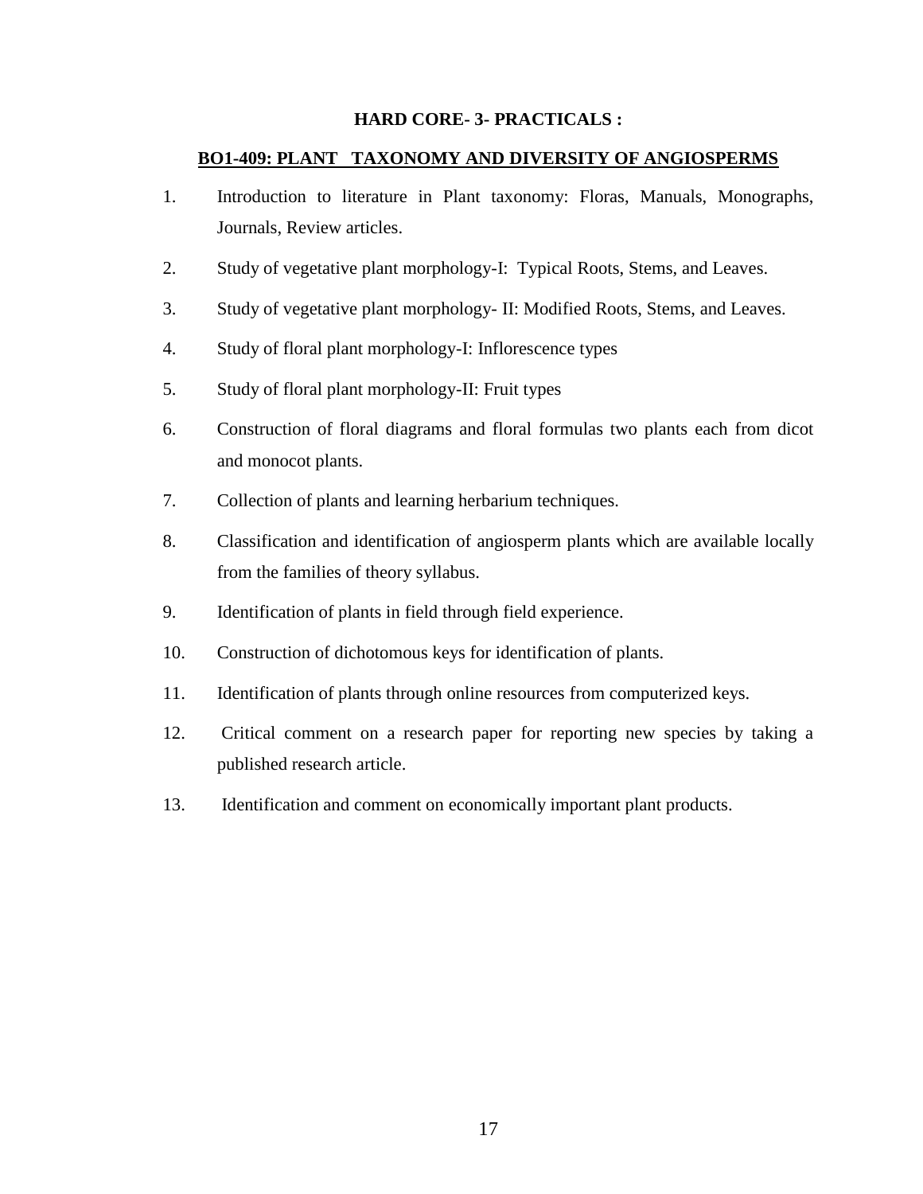**HARD CORE- 3- PRACTICALS :**

**BO1-409: PLANT TAXONOMY AND DIVERSITY OF ANGIOSPERMS**

1. Introduction to literature in Plant taxonomy: Floras, Manuals, Monographs, Journals, Review articles.
2. Study of vegetative plant morphology-I: Typical Roots, Stems, and Leaves.
3. Study of vegetative plant morphology- II: Modified Roots, Stems, and Leaves.
4. Study of floral plant morphology-I: Inflorescence types
5. Study of floral plant morphology-II: Fruit types
6. Construction of floral diagrams and floral formulas two plants each from dicot and monocot plants.
7. Collection of plants and learning herbarium techniques.
8. Classification and identification of angiosperm plants which are available locally from the families of theory syllabus.
9. Identification of plants in field through field experience.
10. Construction of dichotomous keys for identification of plants.
11. Identification of plants through online resources from computerized keys.
12. Critical comment on a research paper for reporting new species by taking a published research article.
13. Identification and comment on economically important plant products.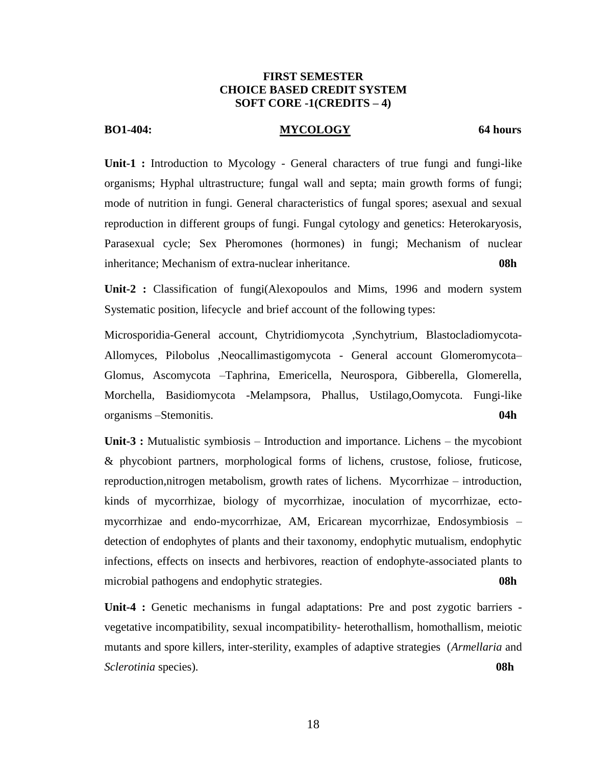**FIRST SEMESTER**
**CHOICE BASED CREDIT SYSTEM**
**SOFT CORE -1(CREDITS – 4)**

**BO1-404:** **MYCOLOGY** **64 hours**

**Unit-1 :** Introduction to Mycology - General characters of true fungi and fungi-like organisms; Hyphal ultrastructure; fungal wall and septa; main growth forms of fungi; mode of nutrition in fungi. General characteristics of fungal spores; asexual and sexual reproduction in different groups of fungi. Fungal cytology and genetics: Heterokaryosis, Parasexual cycle; Sex Pheromones (hormones) in fungi; Mechanism of nuclear inheritance; Mechanism of extra-nuclear inheritance. **08h**

**Unit-2 :** Classification of fungi(Alexopoulos and Mims, 1996 and modern system Systematic position, lifecycle and brief account of the following types:

Microsporidia-General account, Chytridiomycota ,Synchytrium, Blastocladiomycota-Allomyces, Pilobolus ,Neocallimastigomycota - General account Glomeromycota–Glomus, Ascomycota –Taphrina, Emericella, Neurospora, Gibberella, Glomerella, Morchella, Basidiomycota -Melampsora, Phallus, Ustilago,Oomycota. Fungi-like organisms –Stemonitis. **04h**

**Unit-3 :** Mutualistic symbiosis – Introduction and importance. Lichens – the mycobiont & phycobiont partners, morphological forms of lichens, crustose, foliose, fruticose, reproduction,nitrogen metabolism, growth rates of lichens. Mycorrhizae – introduction, kinds of mycorrhizae, biology of mycorrhizae, inoculation of mycorrhizae, ecto-mycorrhizae and endo-mycorrhizae, AM, Ericarean mycorrhizae, Endosymbiosis – detection of endophytes of plants and their taxonomy, endophytic mutualism, endophytic infections, effects on insects and herbivores, reaction of endophyte-associated plants to microbial pathogens and endophytic strategies. **08h**

**Unit-4 :** Genetic mechanisms in fungal adaptations: Pre and post zygotic barriers - vegetative incompatibility, sexual incompatibility- heterothallism, homothallism, meiotic mutants and spore killers, inter-sterility, examples of adaptive strategies (*Armellaria* and *Sclerotinia* species). **08h**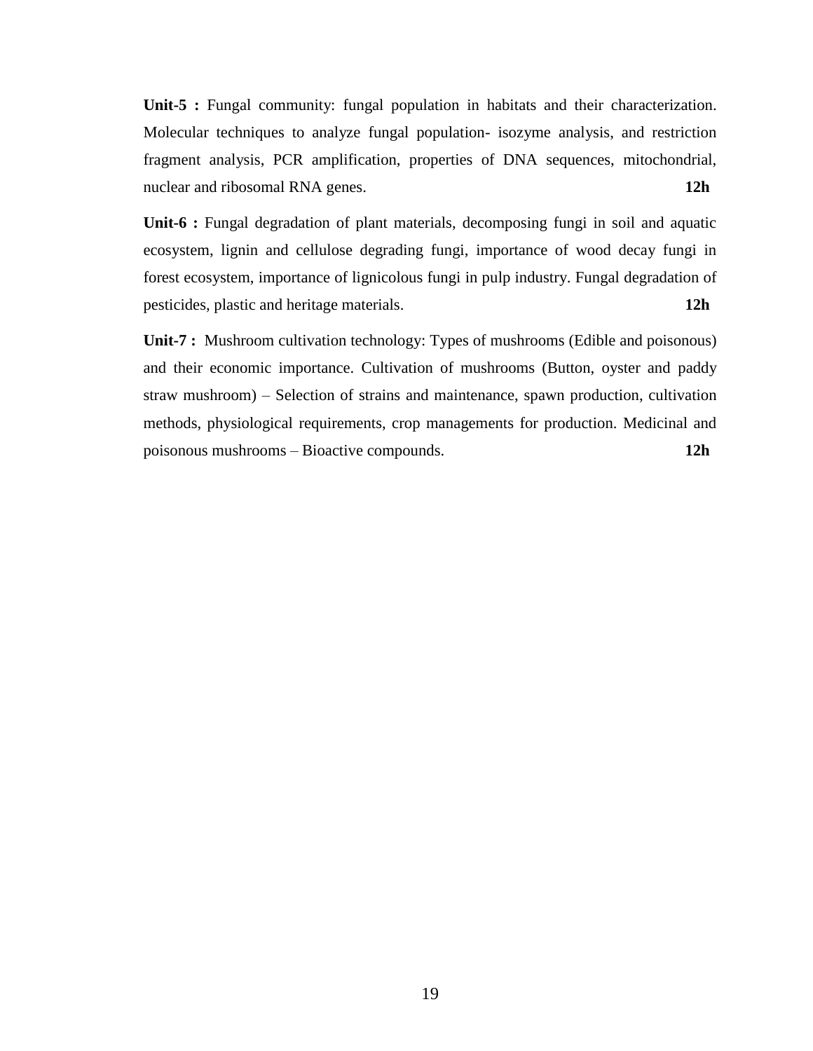**Unit-5 :** Fungal community: fungal population in habitats and their characterization. Molecular techniques to analyze fungal population- isozyme analysis, and restriction fragment analysis, PCR amplification, properties of DNA sequences, mitochondrial, nuclear and ribosomal RNA genes. **12h**

**Unit-6 :** Fungal degradation of plant materials, decomposing fungi in soil and aquatic ecosystem, lignin and cellulose degrading fungi, importance of wood decay fungi in forest ecosystem, importance of lignicolous fungi in pulp industry. Fungal degradation of pesticides, plastic and heritage materials. **12h**

**Unit-7 :** Mushroom cultivation technology: Types of mushrooms (Edible and poisonous) and their economic importance. Cultivation of mushrooms (Button, oyster and paddy straw mushroom) – Selection of strains and maintenance, spawn production, cultivation methods, physiological requirements, crop managements for production. Medicinal and poisonous mushrooms – Bioactive compounds. **12h**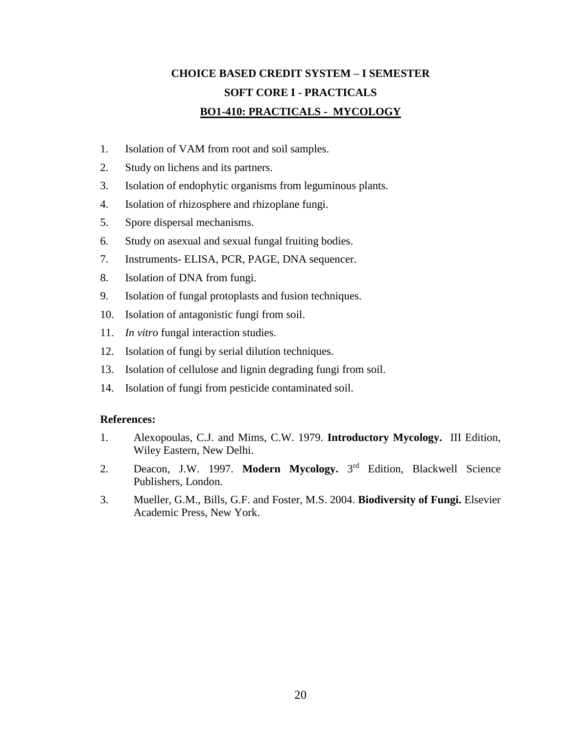## CHOICE BASED CREDIT SYSTEM – I SEMESTER

## SOFT CORE I - PRACTICALS

## BO1-410: PRACTICALS - MYCOLOGY

1. Isolation of VAM from root and soil samples.
2. Study on lichens and its partners.
3. Isolation of endophytic organisms from leguminous plants.
4. Isolation of rhizosphere and rhizoplane fungi.
5. Spore dispersal mechanisms.
6. Study on asexual and sexual fungal fruiting bodies.
7. Instruments- ELISA, PCR, PAGE, DNA sequencer.
8. Isolation of DNA from fungi.
9. Isolation of fungal protoplasts and fusion techniques.
10. Isolation of antagonistic fungi from soil.
11. *In vitro* fungal interaction studies.
12. Isolation of fungi by serial dilution techniques.
13. Isolation of cellulose and lignin degrading fungi from soil.
14. Isolation of fungi from pesticide contaminated soil.

**References:**

1. Alexopoulas, C.J. and Mims, C.W. 1979. **Introductory Mycology.** III Edition, Wiley Eastern, New Delhi.
2. Deacon, J.W. 1997. **Modern Mycology.** 3rd Edition, Blackwell Science Publishers, London.
3. Mueller, G.M., Bills, G.F. and Foster, M.S. 2004. **Biodiversity of Fungi.** Elsevier Academic Press, New York.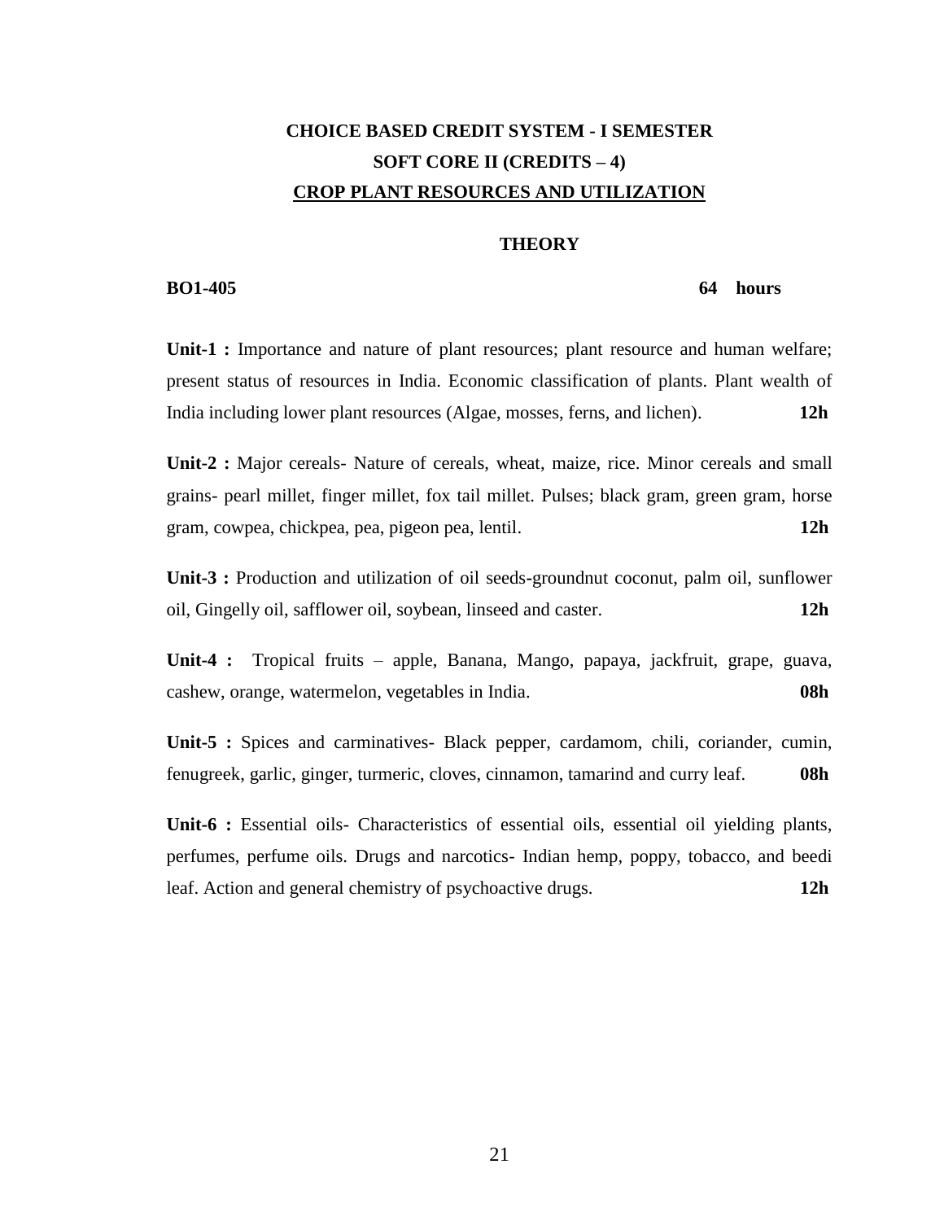# CHOICE BASED CREDIT SYSTEM - I SEMESTER

## SOFT CORE II (CREDITS – 4)

## CROP PLANT RESOURCES AND UTILIZATION

### THEORY

**BO1-405** **64 hours**

**Unit-1 :** Importance and nature of plant resources; plant resource and human welfare; present status of resources in India. Economic classification of plants. Plant wealth of India including lower plant resources (Algae, mosses, ferns, and lichen). **12h**

**Unit-2 :** Major cereals- Nature of cereals, wheat, maize, rice. Minor cereals and small grains- pearl millet, finger millet, fox tail millet. Pulses; black gram, green gram, horse gram, cowpea, chickpea, pea, pigeon pea, lentil. **12h**

**Unit-3 :** Production and utilization of oil seeds-groundnut coconut, palm oil, sunflower oil, Gingelly oil, safflower oil, soybean, linseed and caster. **12h**

**Unit-4 :** Tropical fruits – apple, Banana, Mango, papaya, jackfruit, grape, guava, cashew, orange, watermelon, vegetables in India. **08h**

**Unit-5 :** Spices and carminatives- Black pepper, cardamom, chili, coriander, cumin, fenugreek, garlic, ginger, turmeric, cloves, cinnamon, tamarind and curry leaf. **08h**

**Unit-6 :** Essential oils- Characteristics of essential oils, essential oil yielding plants, perfumes, perfume oils. Drugs and narcotics- Indian hemp, poppy, tobacco, and beedi leaf. Action and general chemistry of psychoactive drugs. **12h**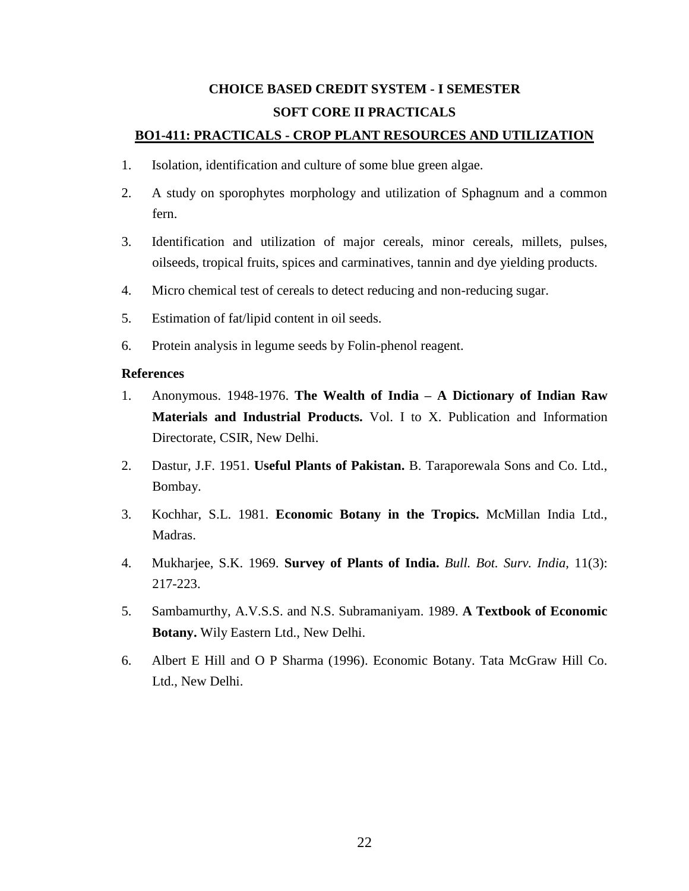## CHOICE BASED CREDIT SYSTEM - I SEMESTER

## SOFT CORE II PRACTICALS

### BO1-411: PRACTICALS - CROP PLANT RESOURCES AND UTILIZATION

1. Isolation, identification and culture of some blue green algae.
2. A study on sporophytes morphology and utilization of Sphagnum and a common fern.
3. Identification and utilization of major cereals, minor cereals, millets, pulses, oilseeds, tropical fruits, spices and carminatives, tannin and dye yielding products.
4. Micro chemical test of cereals to detect reducing and non-reducing sugar.
5. Estimation of fat/lipid content in oil seeds.
6. Protein analysis in legume seeds by Folin-phenol reagent.

**References**

1. Anonymous. 1948-1976. **The Wealth of India – A Dictionary of Indian Raw Materials and Industrial Products.** Vol. I to X. Publication and Information Directorate, CSIR, New Delhi.
2. Dastur, J.F. 1951. **Useful Plants of Pakistan.** B. Taraporewala Sons and Co. Ltd., Bombay.
3. Kochhar, S.L. 1981. **Economic Botany in the Tropics.** McMillan India Ltd., Madras.
4. Mukharjee, S.K. 1969. **Survey of Plants of India.** *Bull. Bot. Surv. India,* 11(3): 217-223.
5. Sambamurthy, A.V.S.S. and N.S. Subramaniyam. 1989. **A Textbook of Economic Botany.** Wily Eastern Ltd., New Delhi.
6. Albert E Hill and O P Sharma (1996). Economic Botany. Tata McGraw Hill Co. Ltd., New Delhi.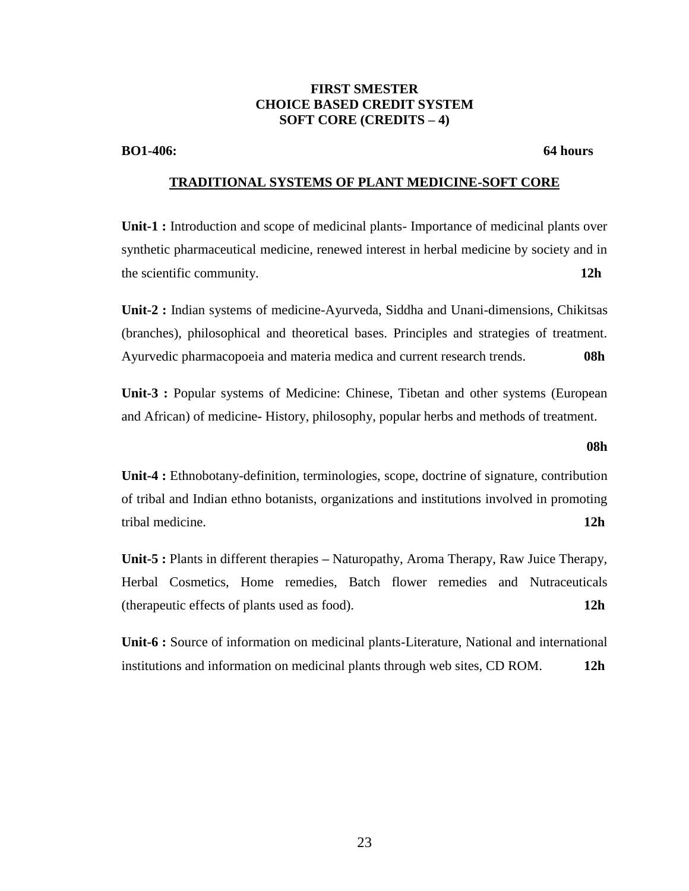**FIRST SMESTER**
**CHOICE BASED CREDIT SYSTEM**
**SOFT CORE (CREDITS – 4)**

**BO1-406:** **64 hours**

## TRADITIONAL SYSTEMS OF PLANT MEDICINE-SOFT CORE

**Unit-1 :** Introduction and scope of medicinal plants- Importance of medicinal plants over synthetic pharmaceutical medicine, renewed interest in herbal medicine by society and in the scientific community. **12h**

**Unit-2 :** Indian systems of medicine-Ayurveda, Siddha and Unani-dimensions, Chikitsas (branches), philosophical and theoretical bases. Principles and strategies of treatment. Ayurvedic pharmacopoeia and materia medica and current research trends. **08h**

**Unit-3 :** Popular systems of Medicine: Chinese, Tibetan and other systems (European and African) of medicine**-** History, philosophy, popular herbs and methods of treatment.

**08h**

**Unit-4 :** Ethnobotany-definition, terminologies, scope, doctrine of signature, contribution of tribal and Indian ethno botanists, organizations and institutions involved in promoting tribal medicine. **12h**

**Unit-5 :** Plants in different therapies **–** Naturopathy, Aroma Therapy, Raw Juice Therapy, Herbal Cosmetics, Home remedies, Batch flower remedies and Nutraceuticals (therapeutic effects of plants used as food). **12h**

**Unit-6 :** Source of information on medicinal plants-Literature, National and international institutions and information on medicinal plants through web sites, CD ROM. **12h**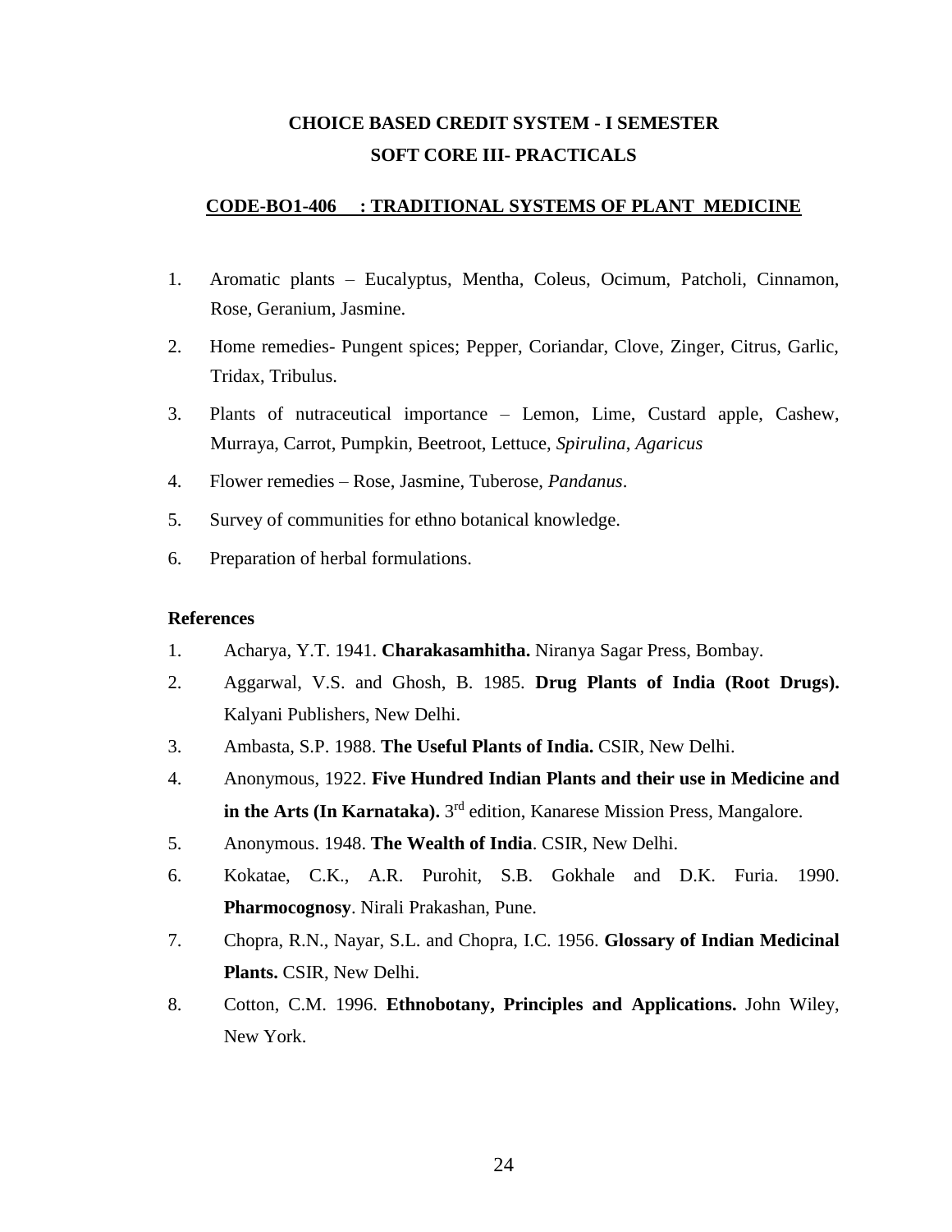## CHOICE BASED CREDIT SYSTEM - I SEMESTER
## SOFT CORE III- PRACTICALS

### CODE-BO1-406 : TRADITIONAL SYSTEMS OF PLANT MEDICINE

1. Aromatic plants – Eucalyptus, Mentha, Coleus, Ocimum, Patcholi, Cinnamon, Rose, Geranium, Jasmine.
2. Home remedies- Pungent spices; Pepper, Coriandar, Clove, Zinger, Citrus, Garlic, Tridax, Tribulus.
3. Plants of nutraceutical importance – Lemon, Lime, Custard apple, Cashew, Murraya, Carrot, Pumpkin, Beetroot, Lettuce, *Spirulina*, *Agaricus*
4. Flower remedies – Rose, Jasmine, Tuberose, *Pandanus*.
5. Survey of communities for ethno botanical knowledge.
6. Preparation of herbal formulations.

**References**

1. Acharya, Y.T. 1941. **Charakasamhitha.** Niranya Sagar Press, Bombay.
2. Aggarwal, V.S. and Ghosh, B. 1985. **Drug Plants of India (Root Drugs).** Kalyani Publishers, New Delhi.
3. Ambasta, S.P. 1988. **The Useful Plants of India.** CSIR, New Delhi.
4. Anonymous, 1922. **Five Hundred Indian Plants and their use in Medicine and in the Arts (In Karnataka).** 3rd edition, Kanarese Mission Press, Mangalore.
5. Anonymous. 1948. **The Wealth of India**. CSIR, New Delhi.
6. Kokatae, C.K., A.R. Purohit, S.B. Gokhale and D.K. Furia. 1990. **Pharmocognosy**. Nirali Prakashan, Pune.
7. Chopra, R.N., Nayar, S.L. and Chopra, I.C. 1956. **Glossary of Indian Medicinal Plants.** CSIR, New Delhi.
8. Cotton, C.M. 1996. **Ethnobotany, Principles and Applications.** John Wiley, New York.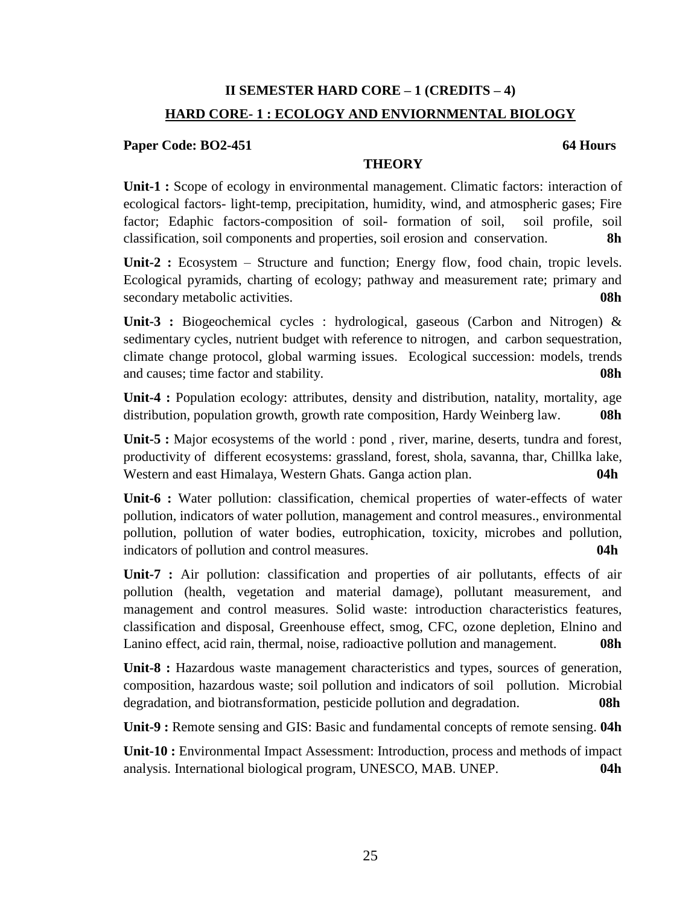## II SEMESTER HARD CORE – 1 (CREDITS – 4)

## HARD CORE- 1 : ECOLOGY AND ENVIORNMENTAL BIOLOGY

**Paper Code: BO2-451** **64 Hours**

### THEORY

**Unit-1 :** Scope of ecology in environmental management. Climatic factors: interaction of ecological factors- light-temp, precipitation, humidity, wind, and atmospheric gases; Fire factor; Edaphic factors-composition of soil- formation of soil, soil profile, soil classification, soil components and properties, soil erosion and conservation. **8h**

**Unit-2 :** Ecosystem – Structure and function; Energy flow, food chain, tropic levels. Ecological pyramids, charting of ecology; pathway and measurement rate; primary and secondary metabolic activities. **08h**

**Unit-3 :** Biogeochemical cycles : hydrological, gaseous (Carbon and Nitrogen) & sedimentary cycles, nutrient budget with reference to nitrogen, and carbon sequestration, climate change protocol, global warming issues. Ecological succession: models, trends and causes; time factor and stability. **08h**

**Unit-4 :** Population ecology: attributes, density and distribution, natality, mortality, age distribution, population growth, growth rate composition, Hardy Weinberg law. **08h**

**Unit-5 :** Major ecosystems of the world : pond , river, marine, deserts, tundra and forest, productivity of different ecosystems: grassland, forest, shola, savanna, thar, Chillka lake, Western and east Himalaya, Western Ghats. Ganga action plan. **04h**

**Unit-6 :** Water pollution: classification, chemical properties of water-effects of water pollution, indicators of water pollution, management and control measures., environmental pollution, pollution of water bodies, eutrophication, toxicity, microbes and pollution, indicators of pollution and control measures. **04h**

**Unit-7 :** Air pollution: classification and properties of air pollutants, effects of air pollution (health, vegetation and material damage), pollutant measurement, and management and control measures. Solid waste: introduction characteristics features, classification and disposal, Greenhouse effect, smog, CFC, ozone depletion, Elnino and Lanino effect, acid rain, thermal, noise, radioactive pollution and management. **08h**

**Unit-8 :** Hazardous waste management characteristics and types, sources of generation, composition, hazardous waste; soil pollution and indicators of soil pollution. Microbial degradation, and biotransformation, pesticide pollution and degradation. **08h**

**Unit-9 :** Remote sensing and GIS: Basic and fundamental concepts of remote sensing. **04h**

**Unit-10 :** Environmental Impact Assessment: Introduction, process and methods of impact analysis. International biological program, UNESCO, MAB. UNEP. **04h**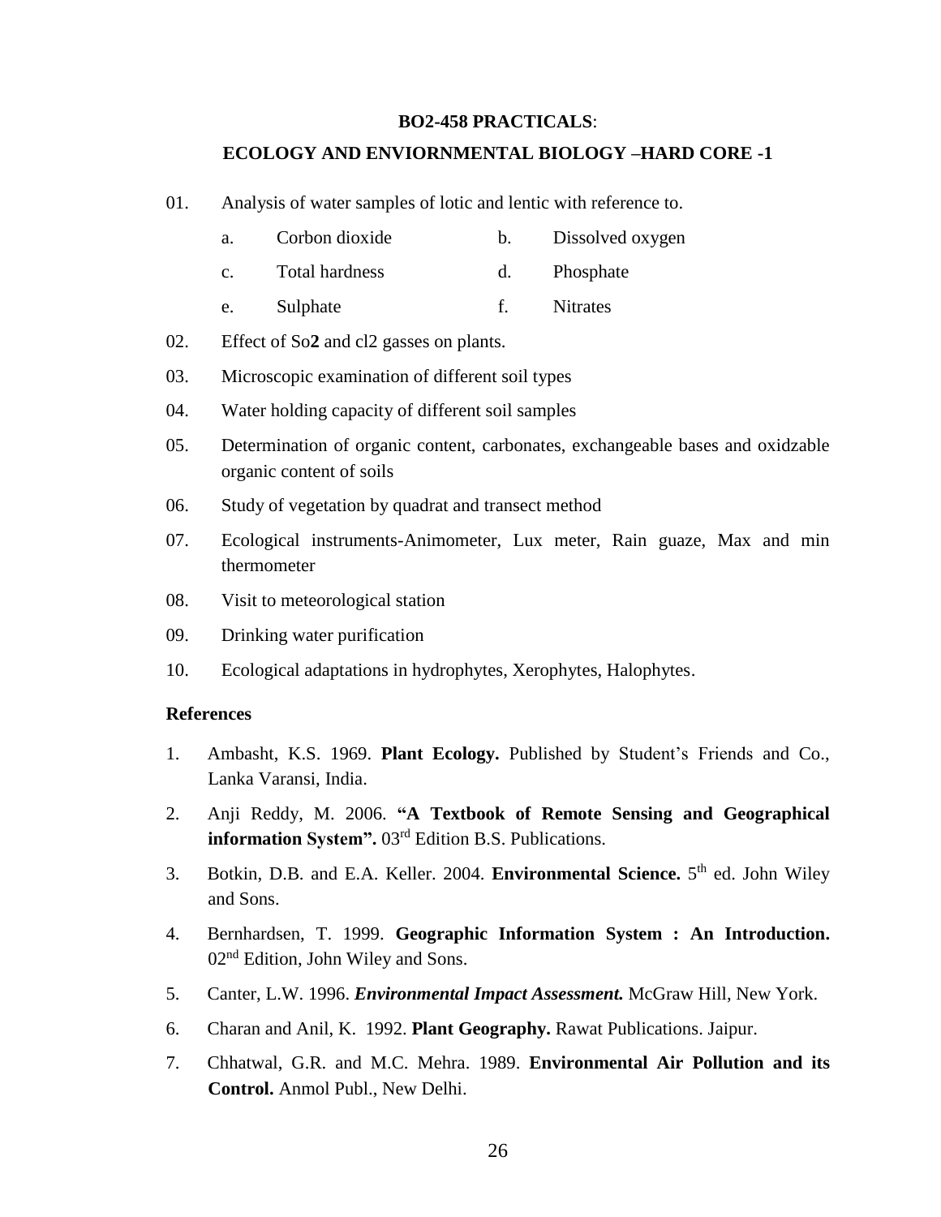**BO2-458 PRACTICALS**:

**ECOLOGY AND ENVIORNMENTAL BIOLOGY –HARD CORE -1**

01. Analysis of water samples of lotic and lentic with reference to.
    - a. Corbon dioxide
    - b. Dissolved oxygen
    - c. Total hardness
    - d. Phosphate
    - e. Sulphate
    - f. Nitrates
02. Effect of So**2** and cl2 gasses on plants.
03. Microscopic examination of different soil types
04. Water holding capacity of different soil samples
05. Determination of organic content, carbonates, exchangeable bases and oxidzable organic content of soils
06. Study of vegetation by quadrat and transect method
07. Ecological instruments-Animometer, Lux meter, Rain guaze, Max and min thermometer
08. Visit to meteorological station
09. Drinking water purification
10. Ecological adaptations in hydrophytes, Xerophytes, Halophytes.

**References**

1. Ambasht, K.S. 1969. **Plant Ecology.** Published by Student's Friends and Co., Lanka Varansi, India.
2. Anji Reddy, M. 2006. **"A Textbook of Remote Sensing and Geographical information System".** 03rd Edition B.S. Publications.
3. Botkin, D.B. and E.A. Keller. 2004. **Environmental Science.** 5th ed. John Wiley and Sons.
4. Bernhardsen, T. 1999. **Geographic Information System : An Introduction.** 02nd Edition, John Wiley and Sons.
5. Canter, L.W. 1996. ***Environmental Impact Assessment.*** McGraw Hill, New York.
6. Charan and Anil, K. 1992. **Plant Geography.** Rawat Publications. Jaipur.
7. Chhatwal, G.R. and M.C. Mehra. 1989. **Environmental Air Pollution and its Control.** Anmol Publ., New Delhi.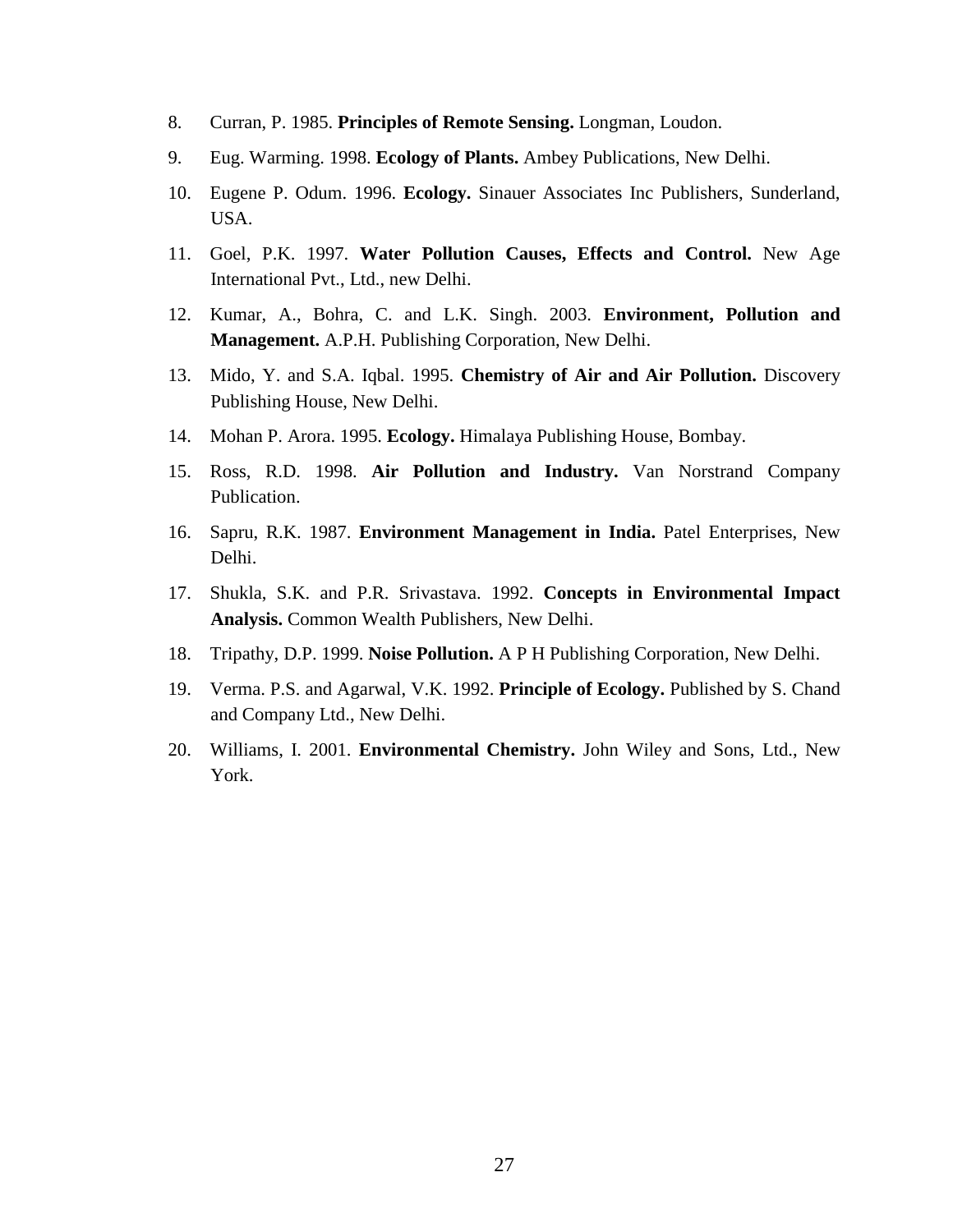8. Curran, P. 1985. **Principles of Remote Sensing.** Longman, Loudon.
9. Eug. Warming. 1998. **Ecology of Plants.** Ambey Publications, New Delhi.
10. Eugene P. Odum. 1996. **Ecology.** Sinauer Associates Inc Publishers, Sunderland, USA.
11. Goel, P.K. 1997. **Water Pollution Causes, Effects and Control.** New Age International Pvt., Ltd., new Delhi.
12. Kumar, A., Bohra, C. and L.K. Singh. 2003. **Environment, Pollution and Management.** A.P.H. Publishing Corporation, New Delhi.
13. Mido, Y. and S.A. Iqbal. 1995. **Chemistry of Air and Air Pollution.** Discovery Publishing House, New Delhi.
14. Mohan P. Arora. 1995. **Ecology.** Himalaya Publishing House, Bombay.
15. Ross, R.D. 1998. **Air Pollution and Industry.** Van Norstrand Company Publication.
16. Sapru, R.K. 1987. **Environment Management in India.** Patel Enterprises, New Delhi.
17. Shukla, S.K. and P.R. Srivastava. 1992. **Concepts in Environmental Impact Analysis.** Common Wealth Publishers, New Delhi.
18. Tripathy, D.P. 1999. **Noise Pollution.** A P H Publishing Corporation, New Delhi.
19. Verma. P.S. and Agarwal, V.K. 1992. **Principle of Ecology.** Published by S. Chand and Company Ltd., New Delhi.
20. Williams, I. 2001. **Environmental Chemistry.** John Wiley and Sons, Ltd., New York.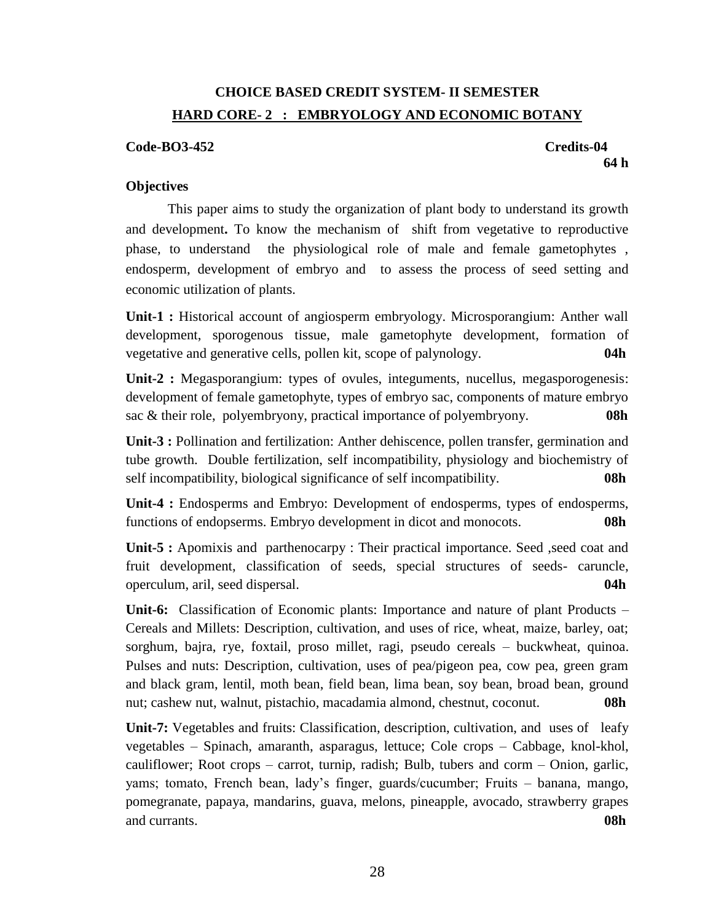## CHOICE BASED CREDIT SYSTEM- II SEMESTER

## HARD CORE- 2 : EMBRYOLOGY AND ECONOMIC BOTANY

**Code-BO3-452** **Credits-04**

**64 h**

**Objectives**

This paper aims to study the organization of plant body to understand its growth and development**.** To know the mechanism of shift from vegetative to reproductive phase, to understand the physiological role of male and female gametophytes , endosperm, development of embryo and to assess the process of seed setting and economic utilization of plants.

**Unit-1 :** Historical account of angiosperm embryology. Microsporangium: Anther wall development, sporogenous tissue, male gametophyte development, formation of vegetative and generative cells, pollen kit, scope of palynology. **04h**

**Unit-2 :** Megasporangium: types of ovules, integuments, nucellus, megasporogenesis: development of female gametophyte, types of embryo sac, components of mature embryo sac & their role, polyembryony, practical importance of polyembryony. **08h**

**Unit-3 :** Pollination and fertilization: Anther dehiscence, pollen transfer, germination and tube growth. Double fertilization, self incompatibility, physiology and biochemistry of self incompatibility, biological significance of self incompatibility. **08h**

**Unit-4 :** Endosperms and Embryo: Development of endosperms, types of endosperms, functions of endopserms. Embryo development in dicot and monocots. **08h**

**Unit-5 :** Apomixis and parthenocarpy : Their practical importance. Seed ,seed coat and fruit development, classification of seeds, special structures of seeds- caruncle, operculum, aril, seed dispersal. **04h**

**Unit-6:** Classification of Economic plants: Importance and nature of plant Products – Cereals and Millets: Description, cultivation, and uses of rice, wheat, maize, barley, oat; sorghum, bajra, rye, foxtail, proso millet, ragi, pseudo cereals – buckwheat, quinoa. Pulses and nuts: Description, cultivation, uses of pea/pigeon pea, cow pea, green gram and black gram, lentil, moth bean, field bean, lima bean, soy bean, broad bean, ground nut; cashew nut, walnut, pistachio, macadamia almond, chestnut, coconut. **08h**

**Unit-7:** Vegetables and fruits: Classification, description, cultivation, and uses of leafy vegetables – Spinach, amaranth, asparagus, lettuce; Cole crops – Cabbage, knol-khol, cauliflower; Root crops – carrot, turnip, radish; Bulb, tubers and corm – Onion, garlic, yams; tomato, French bean, lady's finger, guards/cucumber; Fruits – banana, mango, pomegranate, papaya, mandarins, guava, melons, pineapple, avocado, strawberry grapes and currants. **08h**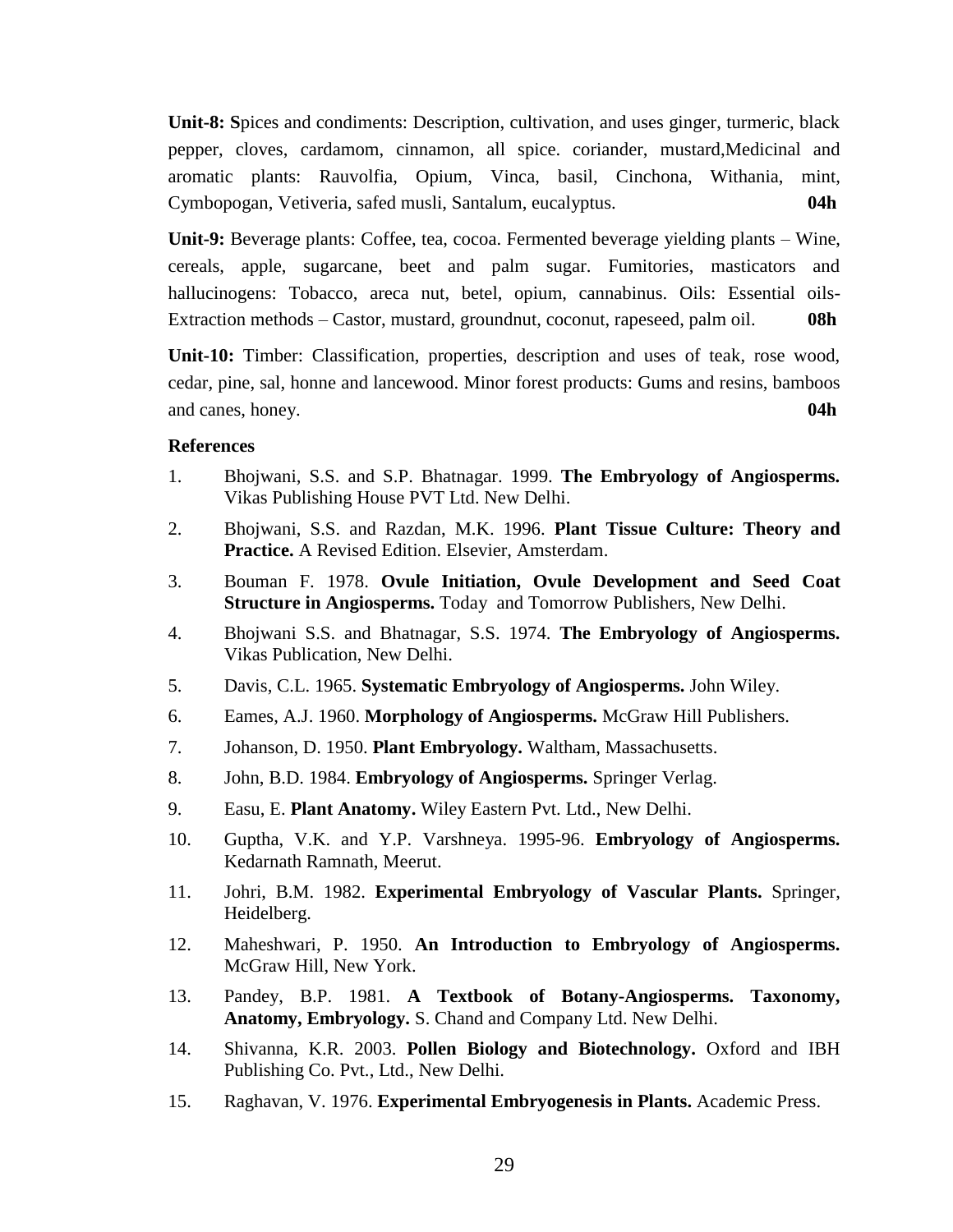**Unit-8: S**pices and condiments: Description, cultivation, and uses ginger, turmeric, black pepper, cloves, cardamom, cinnamon, all spice. coriander, mustard,Medicinal and aromatic plants: Rauvolfia, Opium, Vinca, basil, Cinchona, Withania, mint, Cymbopogan, Vetiveria, safed musli, Santalum, eucalyptus. **04h**

**Unit-9:** Beverage plants: Coffee, tea, cocoa. Fermented beverage yielding plants – Wine, cereals, apple, sugarcane, beet and palm sugar. Fumitories, masticators and hallucinogens: Tobacco, areca nut, betel, opium, cannabinus. Oils: Essential oils-Extraction methods – Castor, mustard, groundnut, coconut, rapeseed, palm oil. **08h**

**Unit-10:** Timber: Classification, properties, description and uses of teak, rose wood, cedar, pine, sal, honne and lancewood. Minor forest products: Gums and resins, bamboos and canes, honey. **04h**

**References**

1. Bhojwani, S.S. and S.P. Bhatnagar. 1999. **The Embryology of Angiosperms.** Vikas Publishing House PVT Ltd. New Delhi.
2. Bhojwani, S.S. and Razdan, M.K. 1996. **Plant Tissue Culture: Theory and Practice.** A Revised Edition. Elsevier, Amsterdam.
3. Bouman F. 1978. **Ovule Initiation, Ovule Development and Seed Coat Structure in Angiosperms.** Today and Tomorrow Publishers, New Delhi.
4. Bhojwani S.S. and Bhatnagar, S.S. 1974. **The Embryology of Angiosperms.** Vikas Publication, New Delhi.
5. Davis, C.L. 1965. **Systematic Embryology of Angiosperms.** John Wiley.
6. Eames, A.J. 1960. **Morphology of Angiosperms.** McGraw Hill Publishers.
7. Johanson, D. 1950. **Plant Embryology.** Waltham, Massachusetts.
8. John, B.D. 1984. **Embryology of Angiosperms.** Springer Verlag.
9. Easu, E. **Plant Anatomy.** Wiley Eastern Pvt. Ltd., New Delhi.
10. Guptha, V.K. and Y.P. Varshneya. 1995-96. **Embryology of Angiosperms.** Kedarnath Ramnath, Meerut.
11. Johri, B.M. 1982. **Experimental Embryology of Vascular Plants.** Springer, Heidelberg.
12. Maheshwari, P. 1950. **An Introduction to Embryology of Angiosperms.** McGraw Hill, New York.
13. Pandey, B.P. 1981. **A Textbook of Botany-Angiosperms. Taxonomy, Anatomy, Embryology.** S. Chand and Company Ltd. New Delhi.
14. Shivanna, K.R. 2003. **Pollen Biology and Biotechnology.** Oxford and IBH Publishing Co. Pvt., Ltd., New Delhi.
15. Raghavan, V. 1976. **Experimental Embryogenesis in Plants.** Academic Press.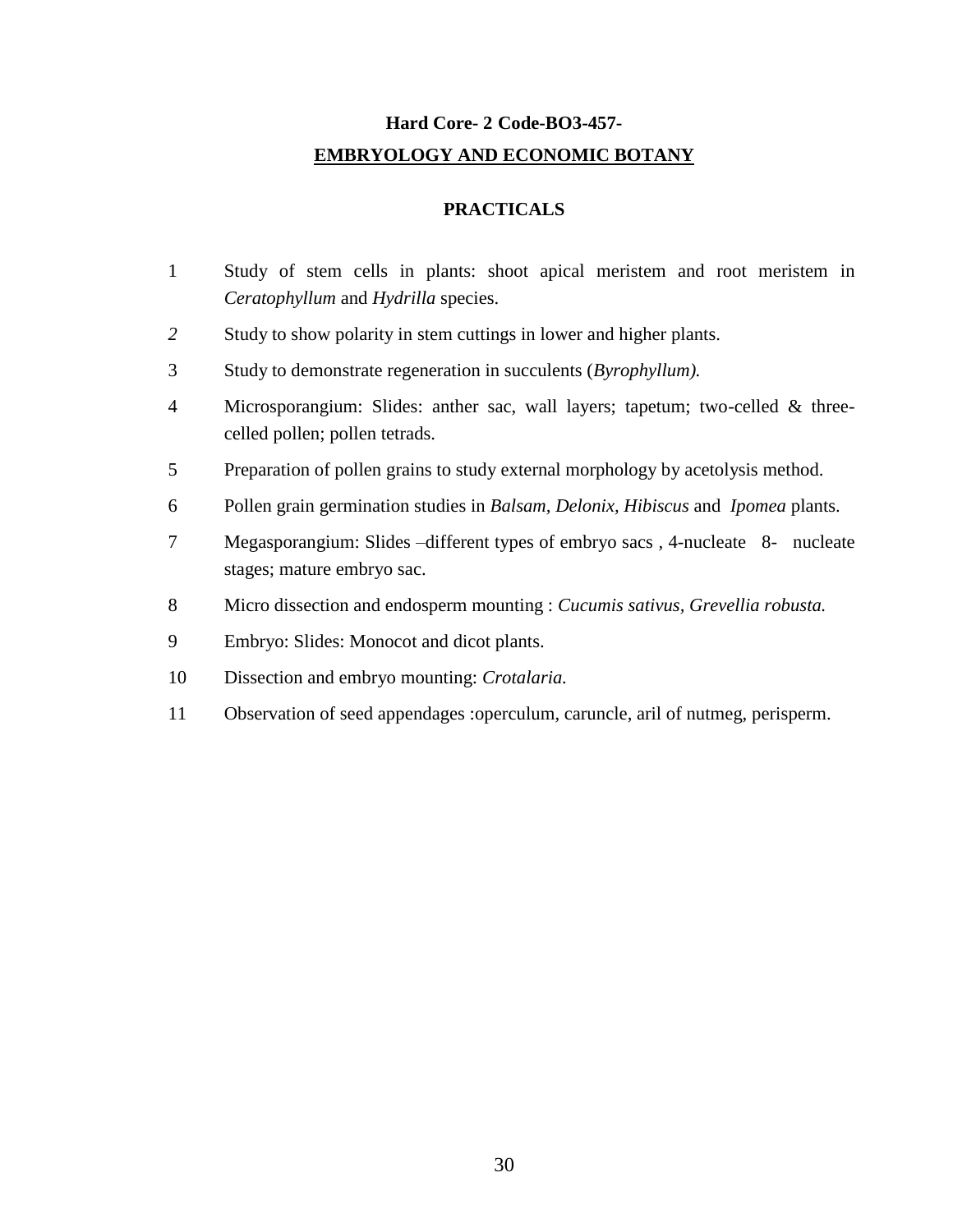**Hard Core- 2 Code-BO3-457-**

**EMBRYOLOGY AND ECONOMIC BOTANY**

**PRACTICALS**

1. Study of stem cells in plants: shoot apical meristem and root meristem in *Ceratophyllum* and *Hydrilla* species.
2. Study to show polarity in stem cuttings in lower and higher plants.
3. Study to demonstrate regeneration in succulents (*Byrophyllum).*
4. Microsporangium: Slides: anther sac, wall layers; tapetum; two-celled & three-celled pollen; pollen tetrads.
5. Preparation of pollen grains to study external morphology by acetolysis method.
6. Pollen grain germination studies in *Balsam, Delonix, Hibiscus* and *Ipomea* plants.
7. Megasporangium: Slides –different types of embryo sacs , 4-nucleate 8- nucleate stages; mature embryo sac.
8. Micro dissection and endosperm mounting : *Cucumis sativus, Grevellia robusta.*
9. Embryo: Slides: Monocot and dicot plants.
10. Dissection and embryo mounting: *Crotalaria.*
11. Observation of seed appendages :operculum, caruncle, aril of nutmeg, perisperm.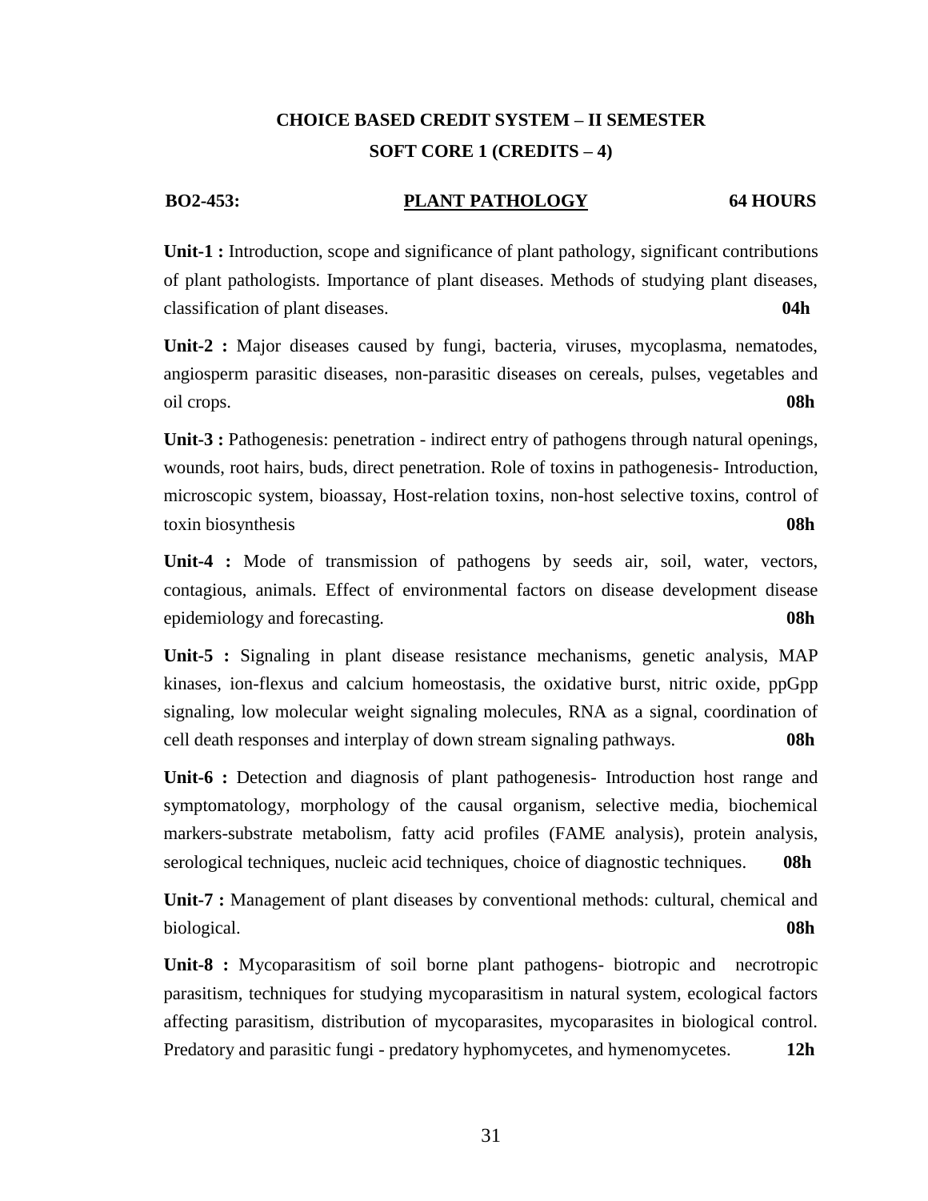## CHOICE BASED CREDIT SYSTEM – II SEMESTER

## SOFT CORE 1 (CREDITS – 4)

**BO2-453:** **PLANT PATHOLOGY** **64 HOURS**

**Unit-1 :** Introduction, scope and significance of plant pathology, significant contributions of plant pathologists. Importance of plant diseases. Methods of studying plant diseases, classification of plant diseases. **04h**

**Unit-2 :** Major diseases caused by fungi, bacteria, viruses, mycoplasma, nematodes, angiosperm parasitic diseases, non-parasitic diseases on cereals, pulses, vegetables and oil crops. **08h**

**Unit-3 :** Pathogenesis: penetration - indirect entry of pathogens through natural openings, wounds, root hairs, buds, direct penetration. Role of toxins in pathogenesis- Introduction, microscopic system, bioassay, Host-relation toxins, non-host selective toxins, control of toxin biosynthesis **08h**

**Unit-4 :** Mode of transmission of pathogens by seeds air, soil, water, vectors, contagious, animals. Effect of environmental factors on disease development disease epidemiology and forecasting. **08h**

**Unit-5 :** Signaling in plant disease resistance mechanisms, genetic analysis, MAP kinases, ion-flexus and calcium homeostasis, the oxidative burst, nitric oxide, ppGpp signaling, low molecular weight signaling molecules, RNA as a signal, coordination of cell death responses and interplay of down stream signaling pathways. **08h**

**Unit-6 :** Detection and diagnosis of plant pathogenesis- Introduction host range and symptomatology, morphology of the causal organism, selective media, biochemical markers-substrate metabolism, fatty acid profiles (FAME analysis), protein analysis, serological techniques, nucleic acid techniques, choice of diagnostic techniques. **08h**

**Unit-7 :** Management of plant diseases by conventional methods: cultural, chemical and biological. **08h**

**Unit-8 :** Mycoparasitism of soil borne plant pathogens- biotropic and necrotropic parasitism, techniques for studying mycoparasitism in natural system, ecological factors affecting parasitism, distribution of mycoparasites, mycoparasites in biological control. Predatory and parasitic fungi - predatory hyphomycetes, and hymenomycetes. **12h**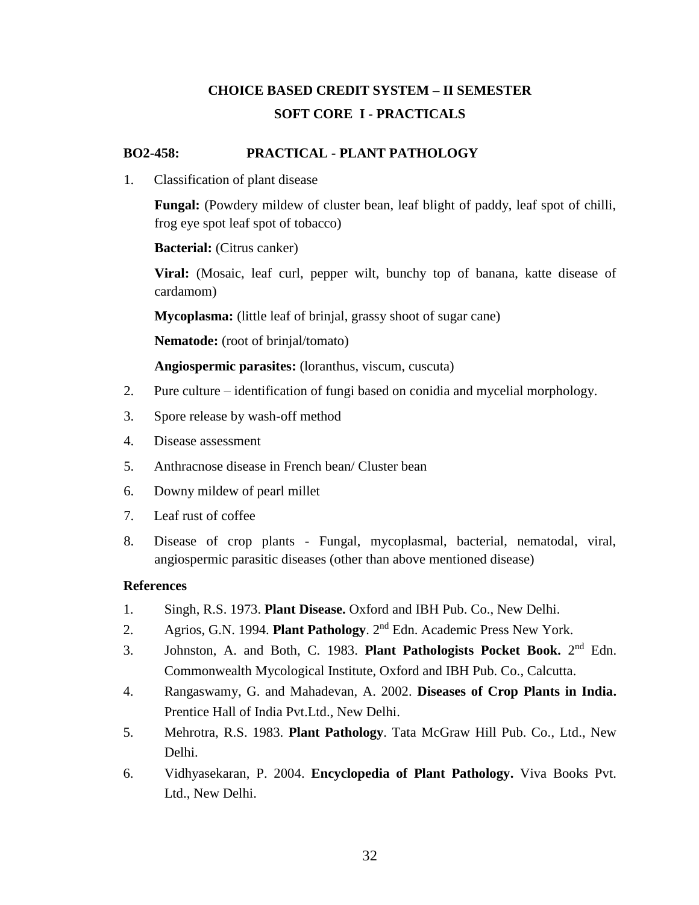## CHOICE BASED CREDIT SYSTEM – II SEMESTER

## SOFT CORE I - PRACTICALS

### BO2-458: PRACTICAL - PLANT PATHOLOGY

1. Classification of plant disease

   **Fungal:** (Powdery mildew of cluster bean, leaf blight of paddy, leaf spot of chilli, frog eye spot leaf spot of tobacco)

   **Bacterial:** (Citrus canker)

   **Viral:** (Mosaic, leaf curl, pepper wilt, bunchy top of banana, katte disease of cardamom)

   **Mycoplasma:** (little leaf of brinjal, grassy shoot of sugar cane)

   **Nematode:** (root of brinjal/tomato)

   **Angiospermic parasites:** (loranthus, viscum, cuscuta)

2. Pure culture – identification of fungi based on conidia and mycelial morphology.
3. Spore release by wash-off method
4. Disease assessment
5. Anthracnose disease in French bean/ Cluster bean
6. Downy mildew of pearl millet
7. Leaf rust of coffee
8. Disease of crop plants - Fungal, mycoplasmal, bacterial, nematodal, viral, angiospermic parasitic diseases (other than above mentioned disease)

**References**

1. Singh, R.S. 1973. **Plant Disease.** Oxford and IBH Pub. Co., New Delhi.
2. Agrios, G.N. 1994. **Plant Pathology**. 2nd Edn. Academic Press New York.
3. Johnston, A. and Both, C. 1983. **Plant Pathologists Pocket Book.** 2nd Edn. Commonwealth Mycological Institute, Oxford and IBH Pub. Co., Calcutta.
4. Rangaswamy, G. and Mahadevan, A. 2002. **Diseases of Crop Plants in India.** Prentice Hall of India Pvt.Ltd., New Delhi.
5. Mehrotra, R.S. 1983. **Plant Pathology**. Tata McGraw Hill Pub. Co., Ltd., New Delhi.
6. Vidhyasekaran, P. 2004. **Encyclopedia of Plant Pathology.** Viva Books Pvt. Ltd., New Delhi.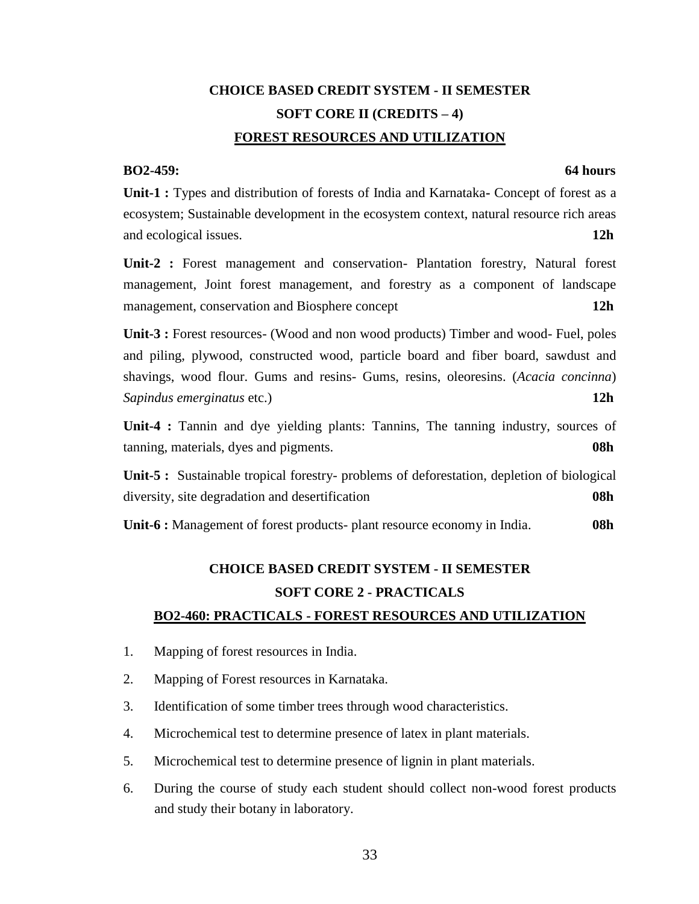## CHOICE BASED CREDIT SYSTEM - II SEMESTER

## SOFT CORE II (CREDITS – 4)

## FOREST RESOURCES AND UTILIZATION

**BO2-459:** **64 hours**

**Unit-1 :** Types and distribution of forests of India and Karnataka**-** Concept of forest as a ecosystem; Sustainable development in the ecosystem context, natural resource rich areas and ecological issues. **12h**

**Unit-2 :** Forest management and conservation- Plantation forestry, Natural forest management, Joint forest management, and forestry as a component of landscape management, conservation and Biosphere concept **12h**

**Unit-3 :** Forest resources- (Wood and non wood products) Timber and wood- Fuel, poles and piling, plywood, constructed wood, particle board and fiber board, sawdust and shavings, wood flour. Gums and resins- Gums, resins, oleoresins. (*Acacia concinna*) *Sapindus emerginatus* etc.) **12h**

**Unit-4 :** Tannin and dye yielding plants: Tannins, The tanning industry, sources of tanning, materials, dyes and pigments. **08h**

**Unit-5 :** Sustainable tropical forestry- problems of deforestation, depletion of biological diversity, site degradation and desertification **08h**

**Unit-6 :** Management of forest products- plant resource economy in India. **08h**

## CHOICE BASED CREDIT SYSTEM - II SEMESTER

## SOFT CORE 2 - PRACTICALS

## BO2-460: PRACTICALS - FOREST RESOURCES AND UTILIZATION

1. Mapping of forest resources in India.
2. Mapping of Forest resources in Karnataka.
3. Identification of some timber trees through wood characteristics.
4. Microchemical test to determine presence of latex in plant materials.
5. Microchemical test to determine presence of lignin in plant materials.
6. During the course of study each student should collect non-wood forest products and study their botany in laboratory.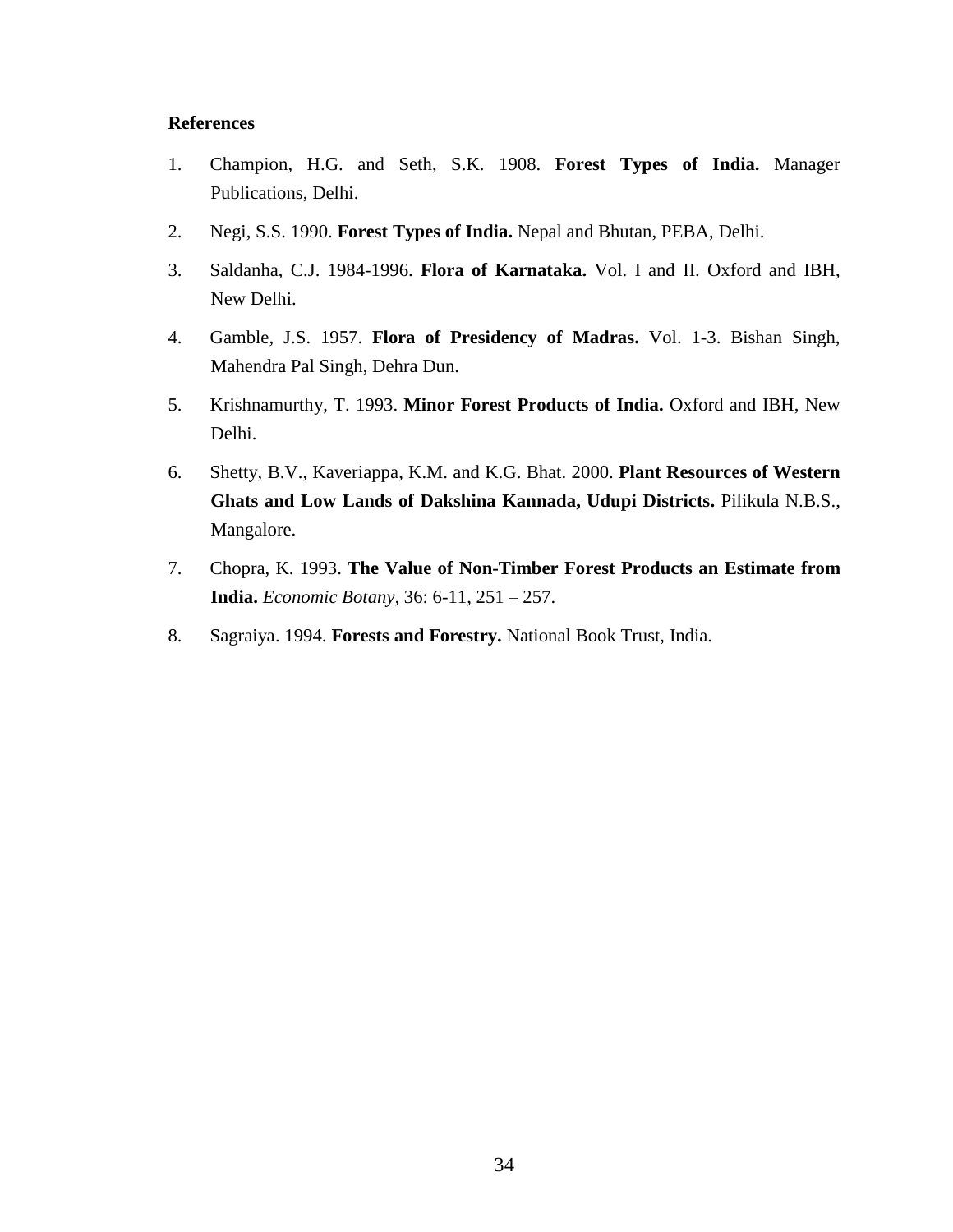**References**

1. Champion, H.G. and Seth, S.K. 1908. **Forest Types of India.** Manager Publications, Delhi.
2. Negi, S.S. 1990. **Forest Types of India.** Nepal and Bhutan, PEBA, Delhi.
3. Saldanha, C.J. 1984-1996. **Flora of Karnataka.** Vol. I and II. Oxford and IBH, New Delhi.
4. Gamble, J.S. 1957. **Flora of Presidency of Madras.** Vol. 1-3. Bishan Singh, Mahendra Pal Singh, Dehra Dun.
5. Krishnamurthy, T. 1993. **Minor Forest Products of India.** Oxford and IBH, New Delhi.
6. Shetty, B.V., Kaveriappa, K.M. and K.G. Bhat. 2000. **Plant Resources of Western Ghats and Low Lands of Dakshina Kannada, Udupi Districts.** Pilikula N.B.S., Mangalore.
7. Chopra, K. 1993. **The Value of Non-Timber Forest Products an Estimate from India.** *Economic Botany,* 36: 6-11, 251 – 257.
8. Sagraiya. 1994. **Forests and Forestry.** National Book Trust, India.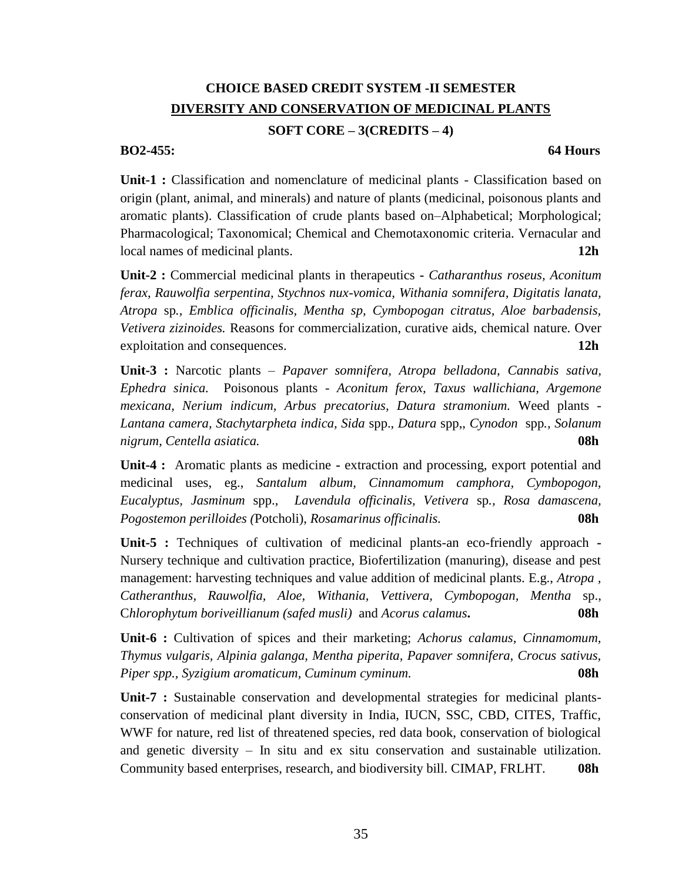## CHOICE BASED CREDIT SYSTEM -II SEMESTER

## DIVERSITY AND CONSERVATION OF MEDICINAL PLANTS

### SOFT CORE – 3(CREDITS – 4)

**BO2-455:** **64 Hours**

**Unit-1 :** Classification and nomenclature of medicinal plants - Classification based on origin (plant, animal, and minerals) and nature of plants (medicinal, poisonous plants and aromatic plants). Classification of crude plants based on–Alphabetical; Morphological; Pharmacological; Taxonomical; Chemical and Chemotaxonomic criteria. Vernacular and local names of medicinal plants. **12h**

**Unit-2 :** Commercial medicinal plants in therapeutics **-** *Catharanthus roseus*, *Aconitum ferax, Rauwolfia serpentina*, *Stychnos nux-vomica*, *Withania somnifera*, *Digitatis lanata*, *Atropa* sp*.*, *Emblica officinalis*, *Mentha sp, Cymbopogan citratus*, *Aloe barbadensis*, *Vetivera zizinoides.* Reasons for commercialization, curative aids, chemical nature. Over exploitation and consequences. **12h**

**Unit-3 :** Narcotic plants – *Papaver somnifera, Atropa belladona, Cannabis sativa, Ephedra sinica.* Poisonous plants - *Aconitum ferox, Taxus wallichiana*, *Argemone mexicana, Nerium indicum*, *Arbus precatorius*, *Datura stramonium.* Weed plants - *Lantana camera, Stachytarpheta indica*, *Sida* spp., *Datura* spp,, *Cynodon* spp*.*, *Solanum nigrum, Centella asiatica.* **08h**

**Unit-4 :** Aromatic plants as medicine **-** extraction and processing, export potential and medicinal uses, eg., *Santalum album*, *Cinnamomum camphora*, *Cymbopogon*, *Eucalyptus, Jasminum* spp., *Lavendula officinalis, Vetivera* sp*.*, *Rosa damascena*, *Pogostemon perilloides (*Potcholi), *Rosamarinus officinalis.* **08h**

**Unit-5 :** Techniques of cultivation of medicinal plants-an eco-friendly approach **-** Nursery technique and cultivation practice, Biofertilization (manuring), disease and pest management: harvesting techniques and value addition of medicinal plants. E.g., *Atropa* , *Catheranthus*, *Rauwolfia, Aloe, Withania, Vettivera*, *Cymbopogan*, *Mentha* sp., C*hlorophytum boriveillianum (safed musli)* and *Acorus calamus***.** **08h**

**Unit-6 :** Cultivation of spices and their marketing; *Achorus calamus*, *Cinnamomum*, *Thymus vulgaris, Alpinia galanga, Mentha piperita*, *Papaver somnifera*, *Crocus sativus*, *Piper spp.*, *Syzigium aromaticum*, *Cuminum cyminum.* **08h**

**Unit-7 :** Sustainable conservation and developmental strategies for medicinal plants-conservation of medicinal plant diversity in India, IUCN, SSC, CBD, CITES, Traffic, WWF for nature, red list of threatened species, red data book, conservation of biological and genetic diversity – In situ and ex situ conservation and sustainable utilization. Community based enterprises, research, and biodiversity bill. CIMAP, FRLHT. **08h**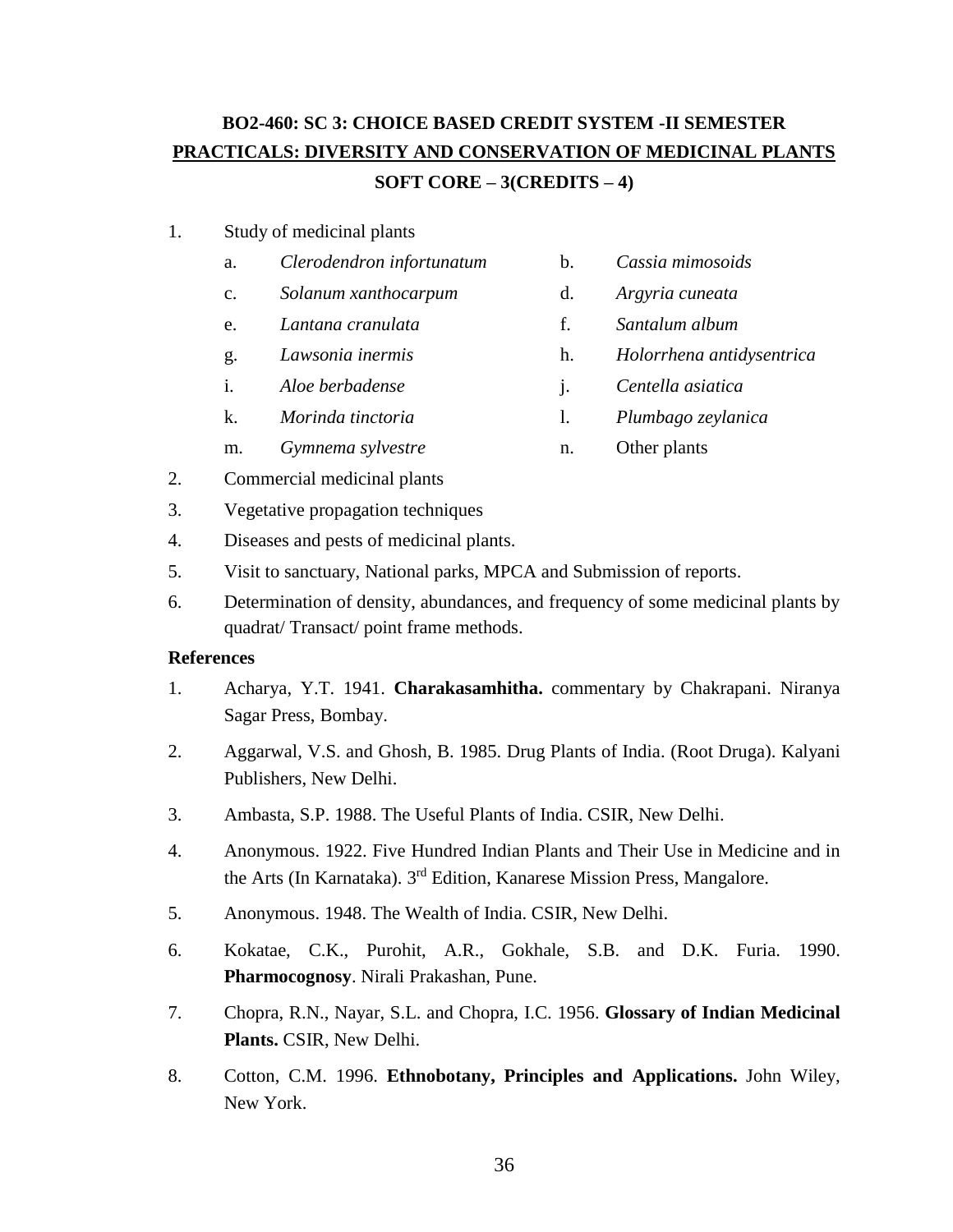**BO2-460: SC 3: CHOICE BASED CREDIT SYSTEM -II SEMESTER**

**PRACTICALS: DIVERSITY AND CONSERVATION OF MEDICINAL PLANTS**

**SOFT CORE – 3(CREDITS – 4)**

1. Study of medicinal plants
   - a. *Clerodendron infortunatum*
   - b. *Cassia mimosoids*
   - c. *Solanum xanthocarpum*
   - d. *Argyria cuneata*
   - e. *Lantana cranulata*
   - f. *Santalum album*
   - g. *Lawsonia inermis*
   - h. *Holorrhena antidysentrica*
   - i. *Aloe berbadense*
   - j. *Centella asiatica*
   - k. *Morinda tinctoria*
   - l. *Plumbago zeylanica*
   - m. *Gymnema sylvestre*
   - n. Other plants
2. Commercial medicinal plants
3. Vegetative propagation techniques
4. Diseases and pests of medicinal plants.
5. Visit to sanctuary, National parks, MPCA and Submission of reports.
6. Determination of density, abundances, and frequency of some medicinal plants by quadrat/ Transact/ point frame methods.

**References**

1. Acharya, Y.T. 1941. **Charakasamhitha.** commentary by Chakrapani. Niranya Sagar Press, Bombay.
2. Aggarwal, V.S. and Ghosh, B. 1985. Drug Plants of India. (Root Druga). Kalyani Publishers, New Delhi.
3. Ambasta, S.P. 1988. The Useful Plants of India. CSIR, New Delhi.
4. Anonymous. 1922. Five Hundred Indian Plants and Their Use in Medicine and in the Arts (In Karnataka). 3rd Edition, Kanarese Mission Press, Mangalore.
5. Anonymous. 1948. The Wealth of India. CSIR, New Delhi.
6. Kokatae, C.K., Purohit, A.R., Gokhale, S.B. and D.K. Furia. 1990. **Pharmocognosy**. Nirali Prakashan, Pune.
7. Chopra, R.N., Nayar, S.L. and Chopra, I.C. 1956. **Glossary of Indian Medicinal Plants.** CSIR, New Delhi.
8. Cotton, C.M. 1996. **Ethnobotany, Principles and Applications.** John Wiley, New York.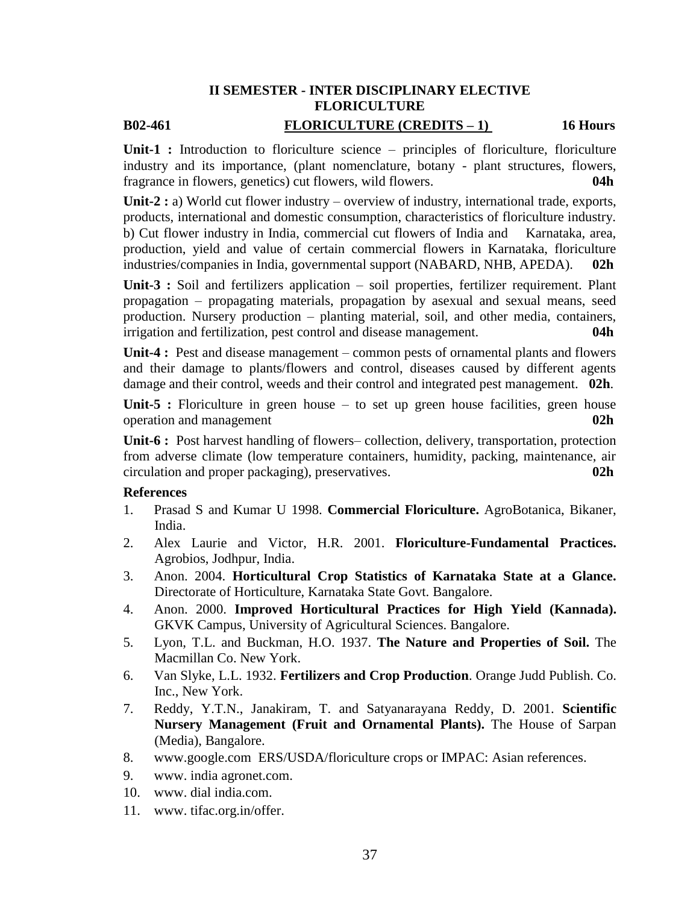## II SEMESTER - INTER DISCIPLINARY ELECTIVE
## FLORICULTURE

**B02-461** **FLORICULTURE (CREDITS – 1)** **16 Hours**

**Unit-1 :** Introduction to floriculture science – principles of floriculture, floriculture industry and its importance, (plant nomenclature, botany - plant structures, flowers, fragrance in flowers, genetics) cut flowers, wild flowers. **04h**

**Unit-2 :** a) World cut flower industry – overview of industry, international trade, exports, products, international and domestic consumption, characteristics of floriculture industry. b) Cut flower industry in India, commercial cut flowers of India and Karnataka, area, production, yield and value of certain commercial flowers in Karnataka, floriculture industries/companies in India, governmental support (NABARD, NHB, APEDA). **02h**

**Unit-3 :** Soil and fertilizers application – soil properties, fertilizer requirement. Plant propagation – propagating materials, propagation by asexual and sexual means, seed production. Nursery production – planting material, soil, and other media, containers, irrigation and fertilization, pest control and disease management. **04h**

**Unit-4 :** Pest and disease management – common pests of ornamental plants and flowers and their damage to plants/flowers and control, diseases caused by different agents damage and their control, weeds and their control and integrated pest management. **02h**.

**Unit-5 :** Floriculture in green house – to set up green house facilities, green house operation and management **02h**

**Unit-6 :** Post harvest handling of flowers– collection, delivery, transportation, protection from adverse climate (low temperature containers, humidity, packing, maintenance, air circulation and proper packaging), preservatives. **02h**

**References**

1. Prasad S and Kumar U 1998. **Commercial Floriculture.** AgroBotanica, Bikaner, India.
2. Alex Laurie and Victor, H.R. 2001. **Floriculture-Fundamental Practices.** Agrobios, Jodhpur, India.
3. Anon. 2004. **Horticultural Crop Statistics of Karnataka State at a Glance.** Directorate of Horticulture, Karnataka State Govt. Bangalore.
4. Anon. 2000. **Improved Horticultural Practices for High Yield (Kannada).** GKVK Campus, University of Agricultural Sciences. Bangalore.
5. Lyon, T.L. and Buckman, H.O. 1937. **The Nature and Properties of Soil.** The Macmillan Co. New York.
6. Van Slyke, L.L. 1932. **Fertilizers and Crop Production**. Orange Judd Publish. Co. Inc., New York.
7. Reddy, Y.T.N., Janakiram, T. and Satyanarayana Reddy, D. 2001. **Scientific Nursery Management (Fruit and Ornamental Plants).** The House of Sarpan (Media), Bangalore.
8. www.google.com ERS/USDA/floriculture crops or IMPAC: Asian references.
9. www. india agronet.com.
10. www. dial india.com.
11. www. tifac.org.in/offer.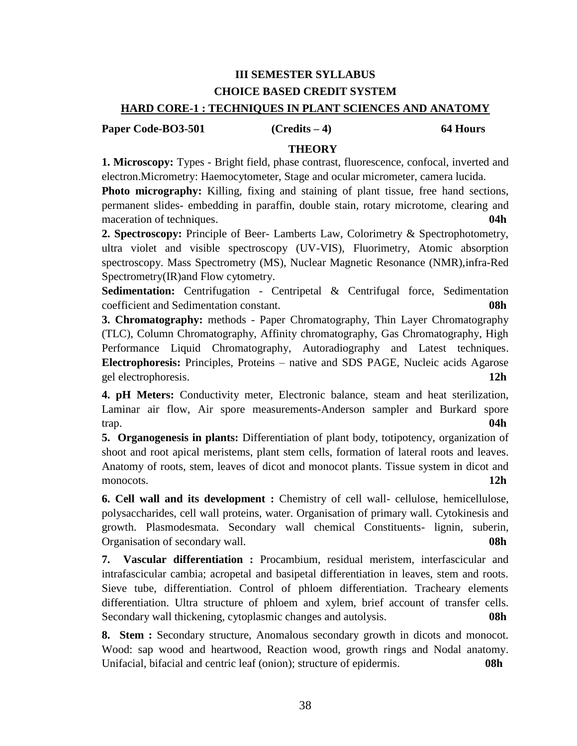# III SEMESTER SYLLABUS

## CHOICE BASED CREDIT SYSTEM

## HARD CORE-1 : TECHNIQUES IN PLANT SCIENCES AND ANATOMY

**Paper Code-BO3-501** **(Credits – 4)** **64 Hours**

### THEORY

**1. Microscopy:** Types - Bright field, phase contrast, fluorescence, confocal, inverted and electron.Micrometry: Haemocytometer, Stage and ocular micrometer, camera lucida.
**Photo micrography:** Killing, fixing and staining of plant tissue, free hand sections, permanent slides- embedding in paraffin, double stain, rotary microtome, clearing and maceration of techniques. **04h**

**2. Spectroscopy:** Principle of Beer- Lamberts Law, Colorimetry & Spectrophotometry, ultra violet and visible spectroscopy (UV-VIS), Fluorimetry, Atomic absorption spectroscopy. Mass Spectrometry (MS), Nuclear Magnetic Resonance (NMR),infra-Red Spectrometry(IR)and Flow cytometry.
**Sedimentation:** Centrifugation - Centripetal & Centrifugal force, Sedimentation coefficient and Sedimentation constant. **08h**

**3. Chromatography:** methods - Paper Chromatography, Thin Layer Chromatography (TLC), Column Chromatography, Affinity chromatography, Gas Chromatography, High Performance Liquid Chromatography, Autoradiography and Latest techniques. **Electrophoresis:** Principles, Proteins – native and SDS PAGE, Nucleic acids Agarose gel electrophoresis. **12h**

**4. pH Meters:** Conductivity meter, Electronic balance, steam and heat sterilization, Laminar air flow, Air spore measurements-Anderson sampler and Burkard spore trap. **04h**

**5. Organogenesis in plants:** Differentiation of plant body, totipotency, organization of shoot and root apical meristems, plant stem cells, formation of lateral roots and leaves. Anatomy of roots, stem, leaves of dicot and monocot plants. Tissue system in dicot and monocots. **12h**

**6. Cell wall and its development :** Chemistry of cell wall- cellulose, hemicellulose, polysaccharides, cell wall proteins, water. Organisation of primary wall. Cytokinesis and growth. Plasmodesmata. Secondary wall chemical Constituents- lignin, suberin, Organisation of secondary wall. **08h**

**7. Vascular differentiation :** Procambium, residual meristem, interfascicular and intrafascicular cambia; acropetal and basipetal differentiation in leaves, stem and roots. Sieve tube, differentiation. Control of phloem differentiation. Tracheary elements differentiation. Ultra structure of phloem and xylem, brief account of transfer cells. Secondary wall thickening, cytoplasmic changes and autolysis. **08h**

**8. Stem :** Secondary structure, Anomalous secondary growth in dicots and monocot. Wood: sap wood and heartwood, Reaction wood, growth rings and Nodal anatomy. Unifacial, bifacial and centric leaf (onion); structure of epidermis. **08h**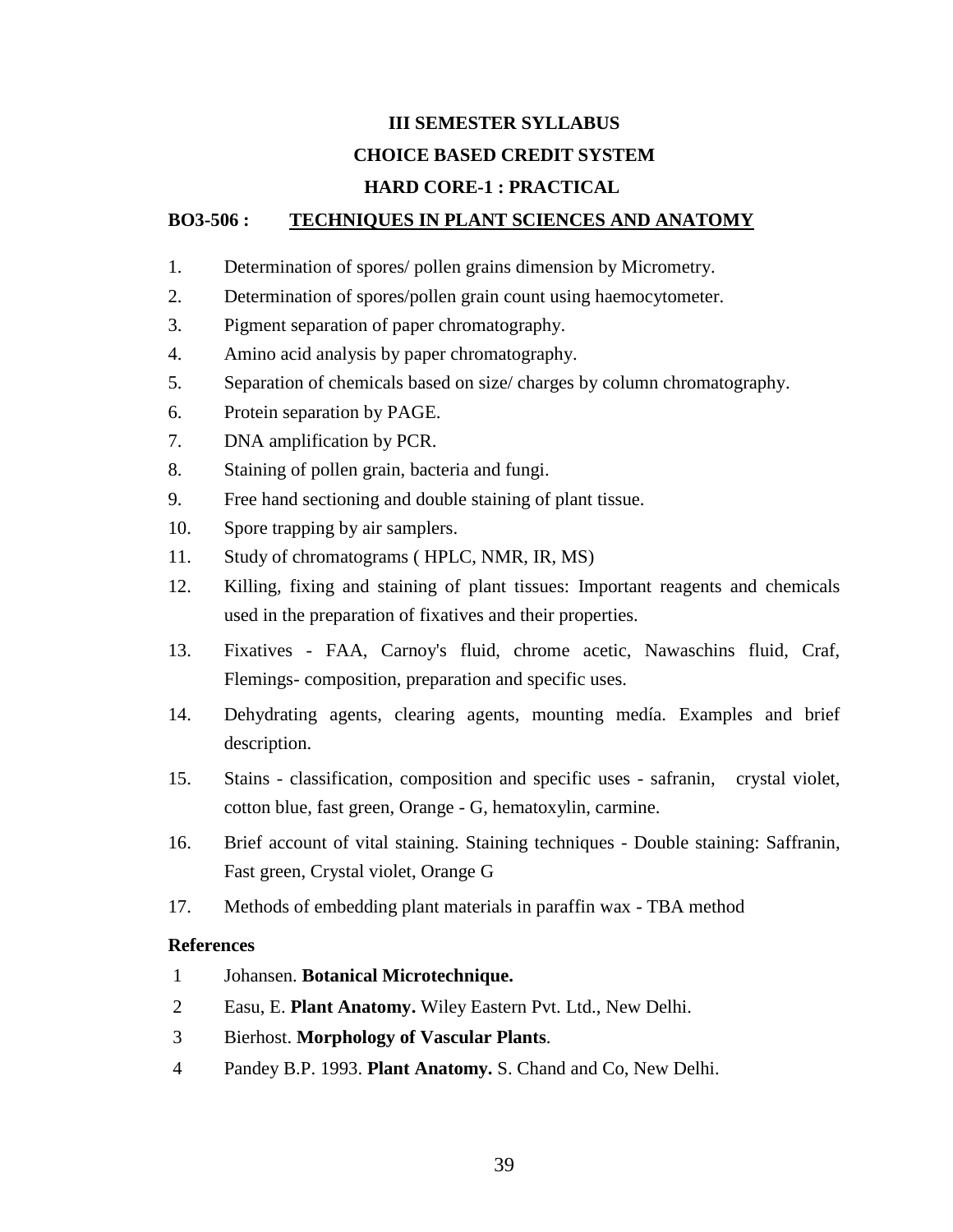**III SEMESTER SYLLABUS**

**CHOICE BASED CREDIT SYSTEM**

**HARD CORE-1 : PRACTICAL**

**BO3-506 : TECHNIQUES IN PLANT SCIENCES AND ANATOMY**

1. Determination of spores/ pollen grains dimension by Micrometry.
2. Determination of spores/pollen grain count using haemocytometer.
3. Pigment separation of paper chromatography.
4. Amino acid analysis by paper chromatography.
5. Separation of chemicals based on size/ charges by column chromatography.
6. Protein separation by PAGE.
7. DNA amplification by PCR.
8. Staining of pollen grain, bacteria and fungi.
9. Free hand sectioning and double staining of plant tissue.
10. Spore trapping by air samplers.
11. Study of chromatograms ( HPLC, NMR, IR, MS)
12. Killing, fixing and staining of plant tissues: Important reagents and chemicals used in the preparation of fixatives and their properties.
13. Fixatives - FAA, Carnoy's fluid, chrome acetic, Nawaschins fluid, Craf, Flemings- composition, preparation and specific uses.
14. Dehydrating agents, clearing agents, mounting medía. Examples and brief description.
15. Stains - classification, composition and specific uses - safranin, crystal violet, cotton blue, fast green, Orange - G, hematoxylin, carmine.
16. Brief account of vital staining. Staining techniques - Double staining: Saffranin, Fast green, Crystal violet, Orange G
17. Methods of embedding plant materials in paraffin wax - TBA method

**References**

1. Johansen. **Botanical Microtechnique.**
2. Easu, E. **Plant Anatomy.** Wiley Eastern Pvt. Ltd., New Delhi.
3. Bierhost. **Morphology of Vascular Plants**.
4. Pandey B.P. 1993. **Plant Anatomy.** S. Chand and Co, New Delhi.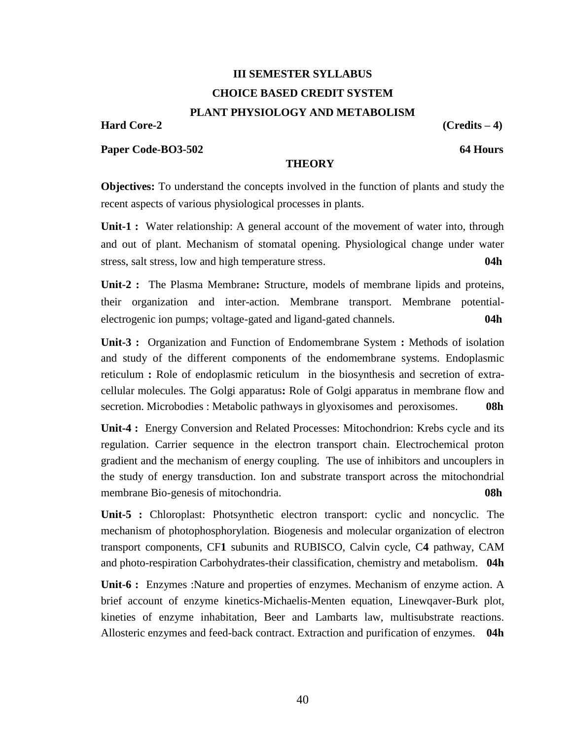# III SEMESTER SYLLABUS

## CHOICE BASED CREDIT SYSTEM

## PLANT PHYSIOLOGY AND METABOLISM

**Hard Core-2** **(Credits – 4)**

**Paper Code-BO3-502** **64 Hours**

### THEORY

**Objectives:** To understand the concepts involved in the function of plants and study the recent aspects of various physiological processes in plants.

**Unit-1 :** Water relationship: A general account of the movement of water into, through and out of plant. Mechanism of stomatal opening. Physiological change under water stress, salt stress, low and high temperature stress. **04h**

**Unit-2 :** The Plasma Membrane**:** Structure, models of membrane lipids and proteins, their organization and inter-action. Membrane transport. Membrane potential-electrogenic ion pumps; voltage-gated and ligand-gated channels. **04h**

**Unit-3 :** Organization and Function of Endomembrane System **:** Methods of isolation and study of the different components of the endomembrane systems. Endoplasmic reticulum **:** Role of endoplasmic reticulum in the biosynthesis and secretion of extra-cellular molecules. The Golgi apparatus**:** Role of Golgi apparatus in membrane flow and secretion. Microbodies : Metabolic pathways in glyoxisomes and peroxisomes. **08h**

**Unit-4 :** Energy Conversion and Related Processes: Mitochondrion: Krebs cycle and its regulation. Carrier sequence in the electron transport chain. Electrochemical proton gradient and the mechanism of energy coupling. The use of inhibitors and uncouplers in the study of energy transduction. Ion and substrate transport across the mitochondrial membrane Bio-genesis of mitochondria. **08h**

**Unit-5 :** Chloroplast: Photsynthetic electron transport: cyclic and noncyclic. The mechanism of photophosphorylation. Biogenesis and molecular organization of electron transport components, CF**1** subunits and RUBISCO, Calvin cycle, C**4** pathway, CAM and photo-respiration Carbohydrates-their classification, chemistry and metabolism. **04h**

**Unit-6 :** Enzymes :Nature and properties of enzymes. Mechanism of enzyme action. A brief account of enzyme kinetics-Michaelis-Menten equation, Linewqaver-Burk plot, kineties of enzyme inhabitation, Beer and Lambarts law, multisubstrate reactions. Allosteric enzymes and feed-back contract. Extraction and purification of enzymes. **04h**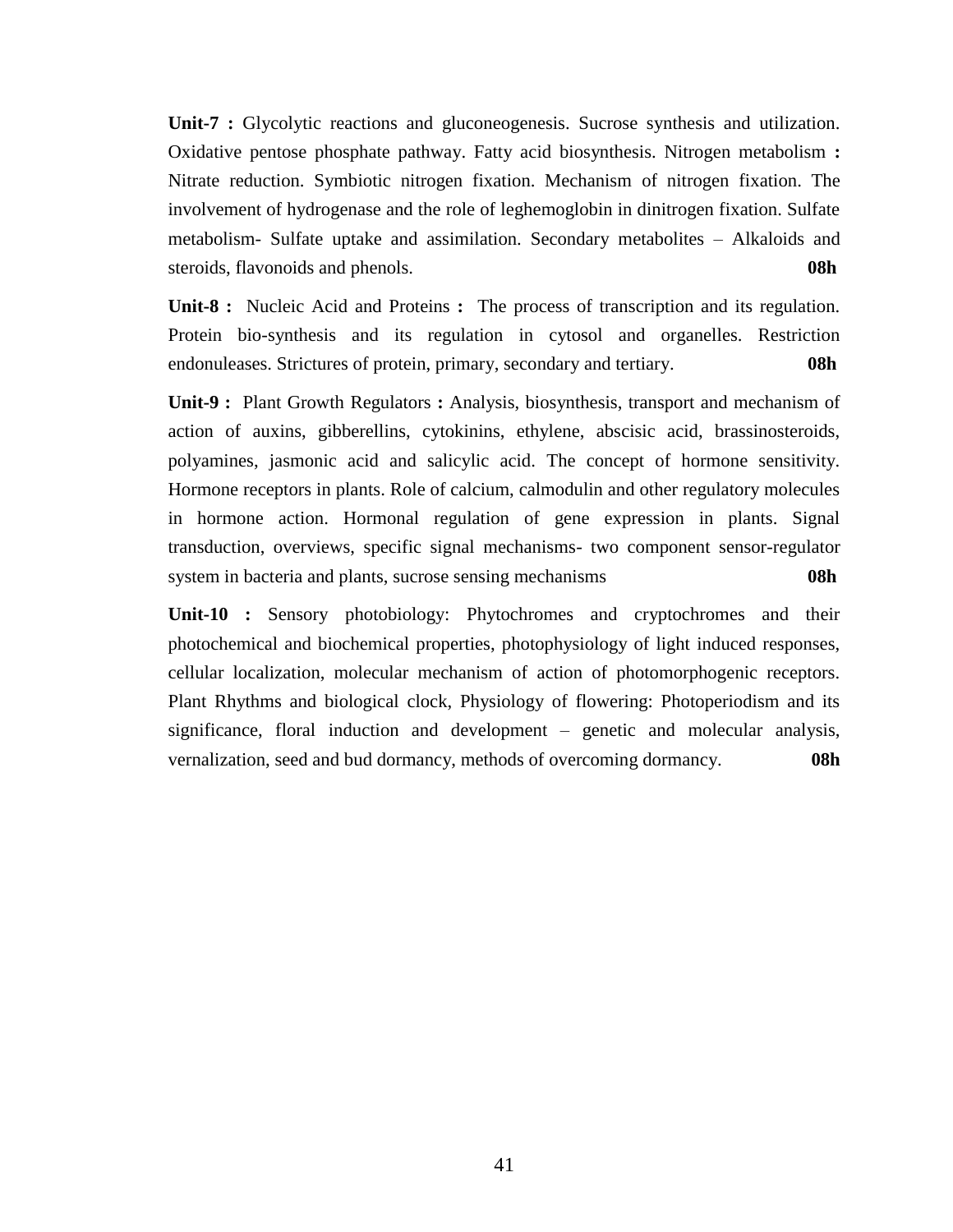**Unit-7 :** Glycolytic reactions and gluconeogenesis. Sucrose synthesis and utilization. Oxidative pentose phosphate pathway. Fatty acid biosynthesis. Nitrogen metabolism **:** Nitrate reduction. Symbiotic nitrogen fixation. Mechanism of nitrogen fixation. The involvement of hydrogenase and the role of leghemoglobin in dinitrogen fixation. Sulfate metabolism- Sulfate uptake and assimilation. Secondary metabolites – Alkaloids and steroids, flavonoids and phenols. **08h**

**Unit-8 :** Nucleic Acid and Proteins **:** The process of transcription and its regulation. Protein bio-synthesis and its regulation in cytosol and organelles. Restriction endonuleases. Strictures of protein, primary, secondary and tertiary. **08h**

**Unit-9 :** Plant Growth Regulators **:** Analysis, biosynthesis, transport and mechanism of action of auxins, gibberellins, cytokinins, ethylene, abscisic acid, brassinosteroids, polyamines, jasmonic acid and salicylic acid. The concept of hormone sensitivity. Hormone receptors in plants. Role of calcium, calmodulin and other regulatory molecules in hormone action. Hormonal regulation of gene expression in plants. Signal transduction, overviews, specific signal mechanisms- two component sensor-regulator system in bacteria and plants, sucrose sensing mechanisms **08h**

**Unit-10 :** Sensory photobiology: Phytochromes and cryptochromes and their photochemical and biochemical properties, photophysiology of light induced responses, cellular localization, molecular mechanism of action of photomorphogenic receptors. Plant Rhythms and biological clock, Physiology of flowering: Photoperiodism and its significance, floral induction and development – genetic and molecular analysis, vernalization, seed and bud dormancy, methods of overcoming dormancy. **08h**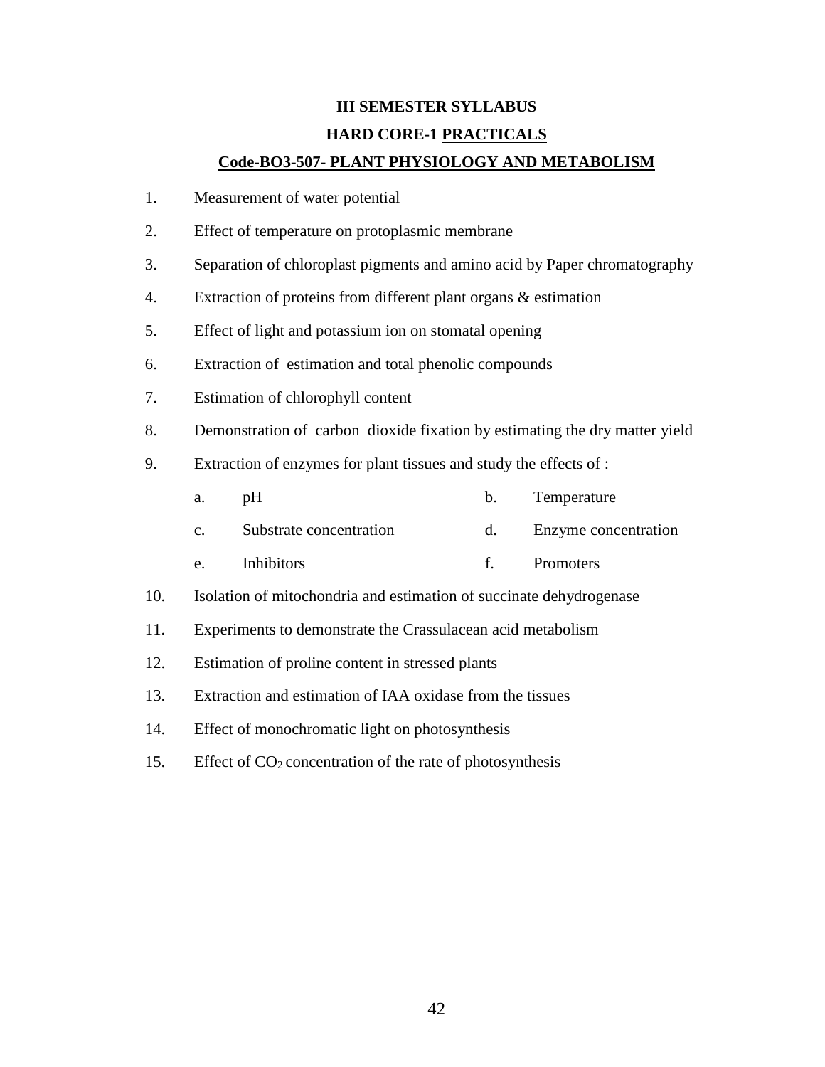**III SEMESTER SYLLABUS**

**HARD CORE-1 PRACTICALS**

**Code-BO3-507- PLANT PHYSIOLOGY AND METABOLISM**

1. Measurement of water potential
2. Effect of temperature on protoplasmic membrane
3. Separation of chloroplast pigments and amino acid by Paper chromatography
4. Extraction of proteins from different plant organs & estimation
5. Effect of light and potassium ion on stomatal opening
6. Extraction of estimation and total phenolic compounds
7. Estimation of chlorophyll content
8. Demonstration of carbon dioxide fixation by estimating the dry matter yield
9. Extraction of enzymes for plant tissues and study the effects of :
   a. pH
   b. Temperature
   c. Substrate concentration
   d. Enzyme concentration
   e. Inhibitors
   f. Promoters
10. Isolation of mitochondria and estimation of succinate dehydrogenase
11. Experiments to demonstrate the Crassulacean acid metabolism
12. Estimation of proline content in stressed plants
13. Extraction and estimation of IAA oxidase from the tissues
14. Effect of monochromatic light on photosynthesis
15. Effect of $CO_2$ concentration of the rate of photosynthesis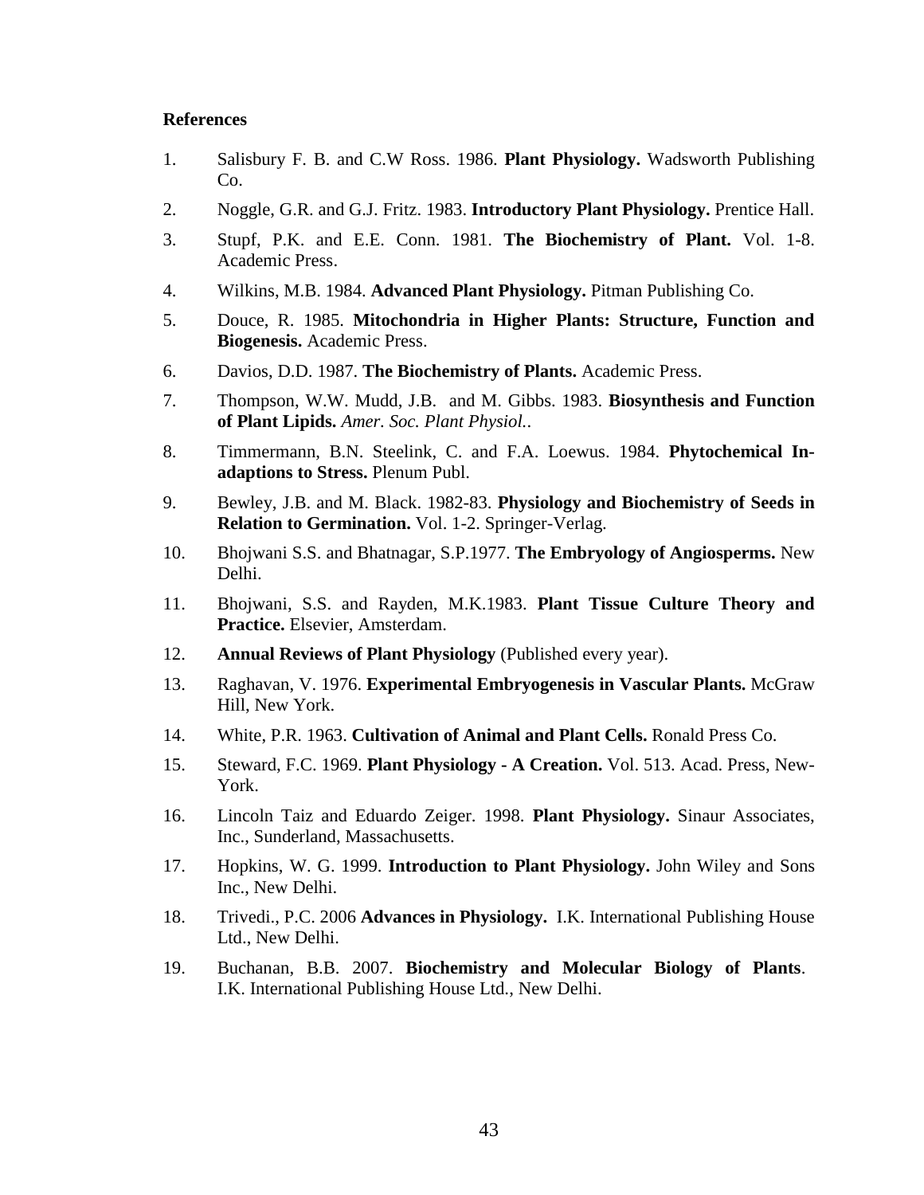**References**

1. Salisbury F. B. and C.W Ross. 1986. **Plant Physiology.** Wadsworth Publishing Co.
2. Noggle, G.R. and G.J. Fritz. 1983. **Introductory Plant Physiology.** Prentice Hall.
3. Stupf, P.K. and E.E. Conn. 1981. **The Biochemistry of Plant.** Vol. 1-8. Academic Press.
4. Wilkins, M.B. 1984. **Advanced Plant Physiology.** Pitman Publishing Co.
5. Douce, R. 1985. **Mitochondria in Higher Plants: Structure, Function and Biogenesis.** Academic Press.
6. Davios, D.D. 1987. **The Biochemistry of Plants.** Academic Press.
7. Thompson, W.W. Mudd, J.B. and M. Gibbs. 1983. **Biosynthesis and Function of Plant Lipids.** *Amer. Soc. Plant Physiol.*.
8. Timmermann, B.N. Steelink, C. and F.A. Loewus. 1984. **Phytochemical In-adaptions to Stress.** Plenum Publ.
9. Bewley, J.B. and M. Black. 1982-83. **Physiology and Biochemistry of Seeds in Relation to Germination.** Vol. 1-2. Springer-Verlag.
10. Bhojwani S.S. and Bhatnagar, S.P.1977. **The Embryology of Angiosperms.** New Delhi.
11. Bhojwani, S.S. and Rayden, M.K.1983. **Plant Tissue Culture Theory and Practice.** Elsevier, Amsterdam.
12. **Annual Reviews of Plant Physiology** (Published every year).
13. Raghavan, V. 1976. **Experimental Embryogenesis in Vascular Plants.** McGraw Hill, New York.
14. White, P.R. 1963. **Cultivation of Animal and Plant Cells.** Ronald Press Co.
15. Steward, F.C. 1969. **Plant Physiology - A Creation.** Vol. 513. Acad. Press, New-York.
16. Lincoln Taiz and Eduardo Zeiger. 1998. **Plant Physiology.** Sinaur Associates, Inc., Sunderland, Massachusetts.
17. Hopkins, W. G. 1999. **Introduction to Plant Physiology.** John Wiley and Sons Inc., New Delhi.
18. Trivedi., P.C. 2006 **Advances in Physiology.** I.K. International Publishing House Ltd., New Delhi.
19. Buchanan, B.B. 2007. **Biochemistry and Molecular Biology of Plants**. I.K. International Publishing House Ltd., New Delhi.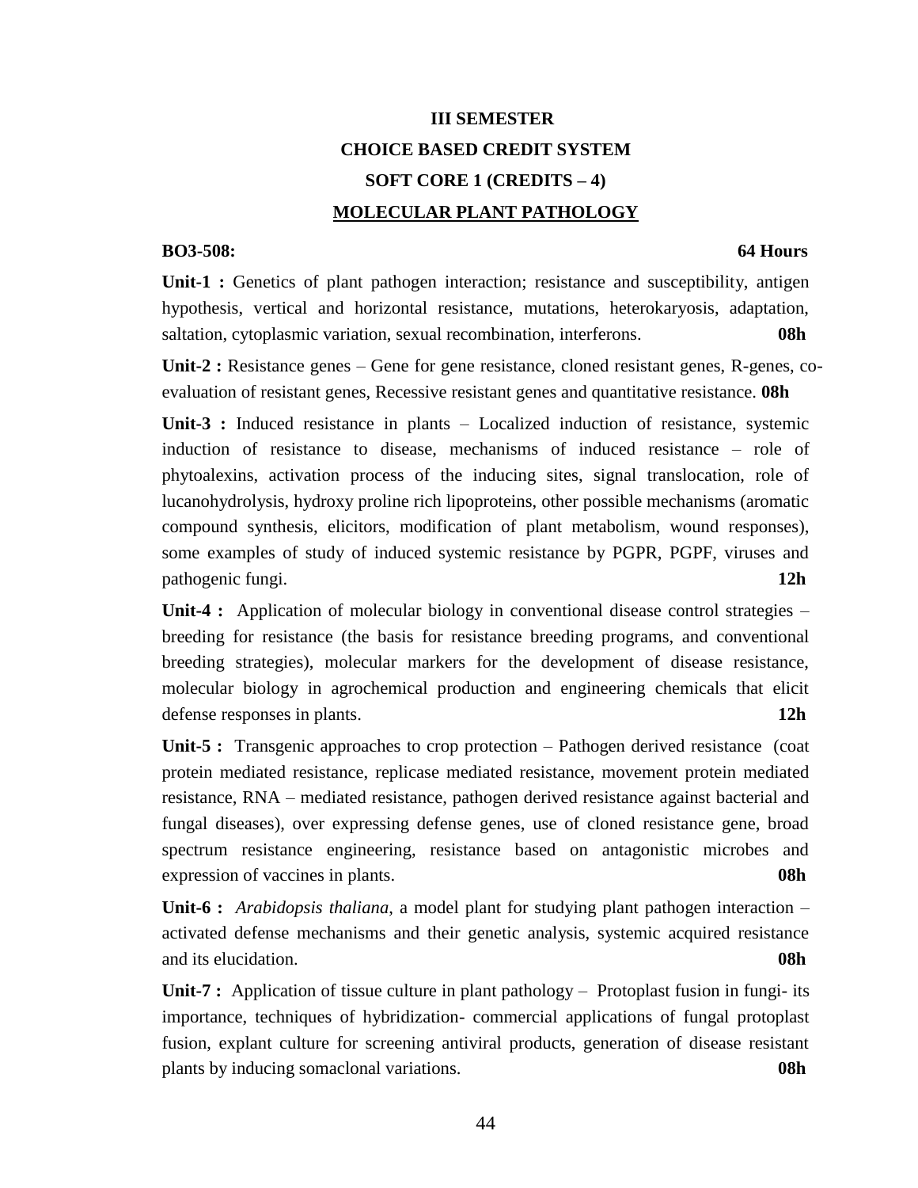**III SEMESTER**

**CHOICE BASED CREDIT SYSTEM**

**SOFT CORE 1 (CREDITS – 4)**

# MOLECULAR PLANT PATHOLOGY

**BO3-508:** **64 Hours**

**Unit-1 :** Genetics of plant pathogen interaction; resistance and susceptibility, antigen hypothesis, vertical and horizontal resistance, mutations, heterokaryosis, adaptation, saltation, cytoplasmic variation, sexual recombination, interferons. **08h**

**Unit-2 :** Resistance genes – Gene for gene resistance, cloned resistant genes, R-genes, co-evaluation of resistant genes, Recessive resistant genes and quantitative resistance. **08h**

**Unit-3 :** Induced resistance in plants – Localized induction of resistance, systemic induction of resistance to disease, mechanisms of induced resistance – role of phytoalexins, activation process of the inducing sites, signal translocation, role of lucanohydrolysis, hydroxy proline rich lipoproteins, other possible mechanisms (aromatic compound synthesis, elicitors, modification of plant metabolism, wound responses), some examples of study of induced systemic resistance by PGPR, PGPF, viruses and pathogenic fungi. **12h**

**Unit-4 :** Application of molecular biology in conventional disease control strategies – breeding for resistance (the basis for resistance breeding programs, and conventional breeding strategies), molecular markers for the development of disease resistance, molecular biology in agrochemical production and engineering chemicals that elicit defense responses in plants. **12h**

**Unit-5 :** Transgenic approaches to crop protection – Pathogen derived resistance (coat protein mediated resistance, replicase mediated resistance, movement protein mediated resistance, RNA – mediated resistance, pathogen derived resistance against bacterial and fungal diseases), over expressing defense genes, use of cloned resistance gene, broad spectrum resistance engineering, resistance based on antagonistic microbes and expression of vaccines in plants. **08h**

**Unit-6 :** *Arabidopsis thaliana*, a model plant for studying plant pathogen interaction – activated defense mechanisms and their genetic analysis, systemic acquired resistance and its elucidation. **08h**

**Unit-7 :** Application of tissue culture in plant pathology – Protoplast fusion in fungi- its importance, techniques of hybridization- commercial applications of fungal protoplast fusion, explant culture for screening antiviral products, generation of disease resistant plants by inducing somaclonal variations. **08h**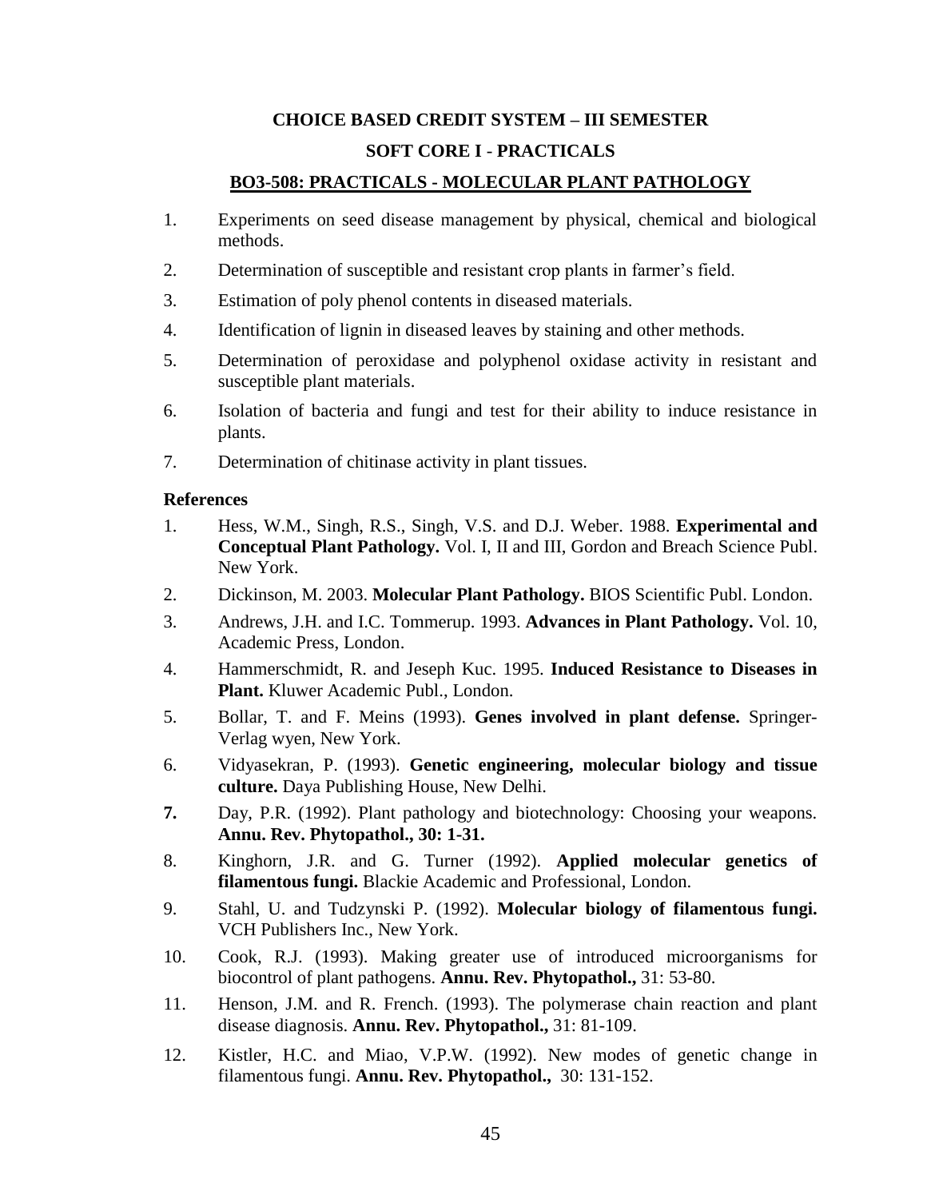**CHOICE BASED CREDIT SYSTEM – III SEMESTER**

**SOFT CORE I - PRACTICALS**

## BO3-508: PRACTICALS - MOLECULAR PLANT PATHOLOGY

1. Experiments on seed disease management by physical, chemical and biological methods.
2. Determination of susceptible and resistant crop plants in farmer's field.
3. Estimation of poly phenol contents in diseased materials.
4. Identification of lignin in diseased leaves by staining and other methods.
5. Determination of peroxidase and polyphenol oxidase activity in resistant and susceptible plant materials.
6. Isolation of bacteria and fungi and test for their ability to induce resistance in plants.
7. Determination of chitinase activity in plant tissues.

**References**

1. Hess, W.M., Singh, R.S., Singh, V.S. and D.J. Weber. 1988. **Experimental and Conceptual Plant Pathology.** Vol. I, II and III, Gordon and Breach Science Publ. New York.
2. Dickinson, M. 2003. **Molecular Plant Pathology.** BIOS Scientific Publ. London.
3. Andrews, J.H. and I.C. Tommerup. 1993. **Advances in Plant Pathology.** Vol. 10, Academic Press, London.
4. Hammerschmidt, R. and Jeseph Kuc. 1995. **Induced Resistance to Diseases in Plant.** Kluwer Academic Publ., London.
5. Bollar, T. and F. Meins (1993). **Genes involved in plant defense.** Springer-Verlag wyen, New York.
6. Vidyasekran, P. (1993). **Genetic engineering, molecular biology and tissue culture.** Daya Publishing House, New Delhi.
7. Day, P.R. (1992). Plant pathology and biotechnology: Choosing your weapons. **Annu. Rev. Phytopathol., 30: 1-31.**
8. Kinghorn, J.R. and G. Turner (1992). **Applied molecular genetics of filamentous fungi.** Blackie Academic and Professional, London.
9. Stahl, U. and Tudzynski P. (1992). **Molecular biology of filamentous fungi.** VCH Publishers Inc., New York.
10. Cook, R.J. (1993). Making greater use of introduced microorganisms for biocontrol of plant pathogens. **Annu. Rev. Phytopathol.,** 31: 53-80.
11. Henson, J.M. and R. French. (1993). The polymerase chain reaction and plant disease diagnosis. **Annu. Rev. Phytopathol.,** 31: 81-109.
12. Kistler, H.C. and Miao, V.P.W. (1992). New modes of genetic change in filamentous fungi. **Annu. Rev. Phytopathol.,** 30: 131-152.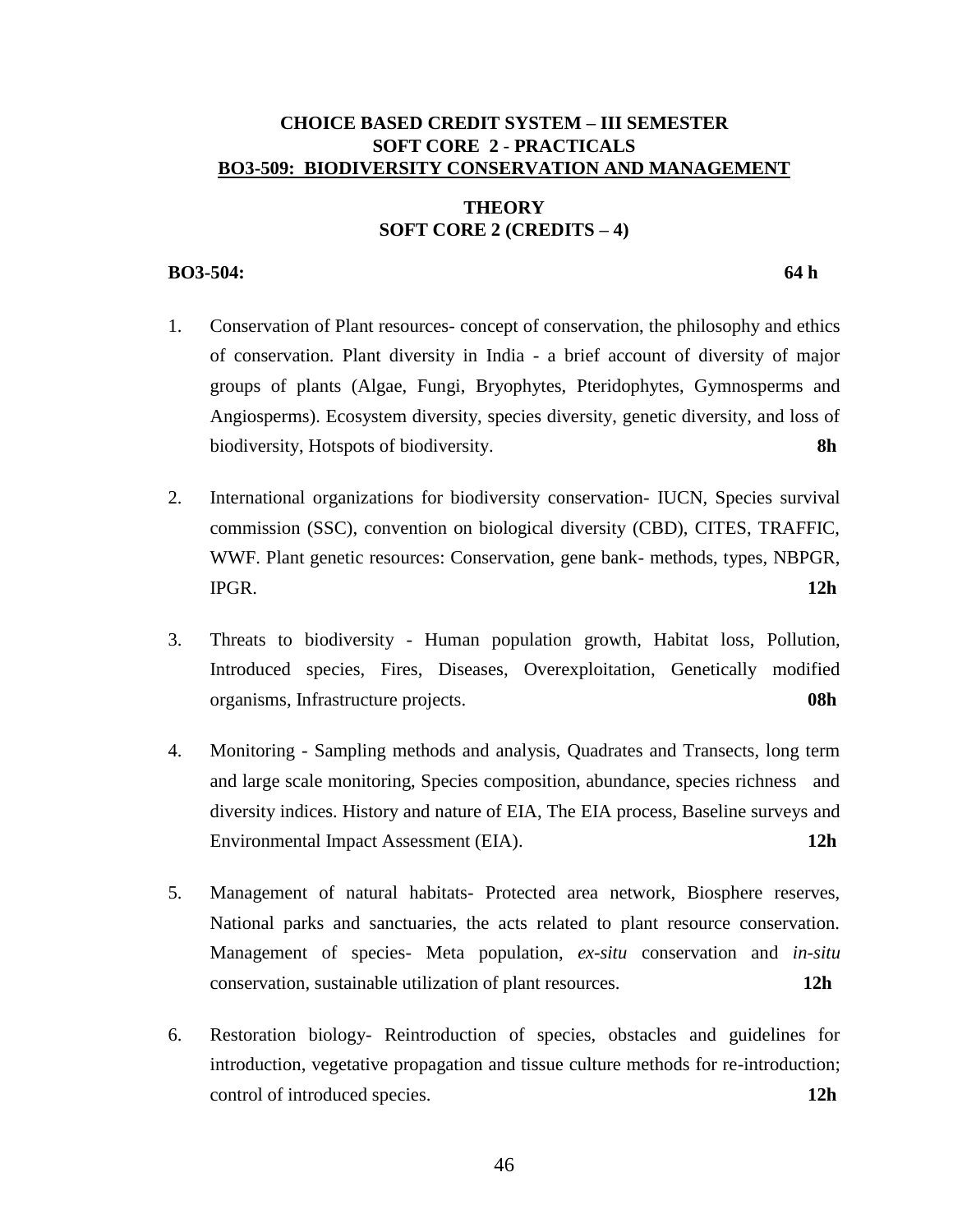**CHOICE BASED CREDIT SYSTEM – III SEMESTER**
**SOFT CORE 2 - PRACTICALS**
**BO3-509: BIODIVERSITY CONSERVATION AND MANAGEMENT**

**THEORY**
**SOFT CORE 2 (CREDITS – 4)**

**BO3-504:** **64 h**

1. Conservation of Plant resources- concept of conservation, the philosophy and ethics of conservation. Plant diversity in India - a brief account of diversity of major groups of plants (Algae, Fungi, Bryophytes, Pteridophytes, Gymnosperms and Angiosperms). Ecosystem diversity, species diversity, genetic diversity, and loss of biodiversity, Hotspots of biodiversity. **8h**

2. International organizations for biodiversity conservation- IUCN, Species survival commission (SSC), convention on biological diversity (CBD), CITES, TRAFFIC, WWF. Plant genetic resources: Conservation, gene bank- methods, types, NBPGR, IPGR. **12h**

3. Threats to biodiversity - Human population growth, Habitat loss, Pollution, Introduced species, Fires, Diseases, Overexploitation, Genetically modified organisms, Infrastructure projects. **08h**

4. Monitoring - Sampling methods and analysis, Quadrates and Transects, long term and large scale monitoring, Species composition, abundance, species richness and diversity indices. History and nature of EIA, The EIA process, Baseline surveys and Environmental Impact Assessment (EIA). **12h**

5. Management of natural habitats- Protected area network, Biosphere reserves, National parks and sanctuaries, the acts related to plant resource conservation. Management of species- Meta population, *ex-situ* conservation and *in-situ* conservation, sustainable utilization of plant resources. **12h**

6. Restoration biology- Reintroduction of species, obstacles and guidelines for introduction, vegetative propagation and tissue culture methods for re-introduction; control of introduced species. **12h**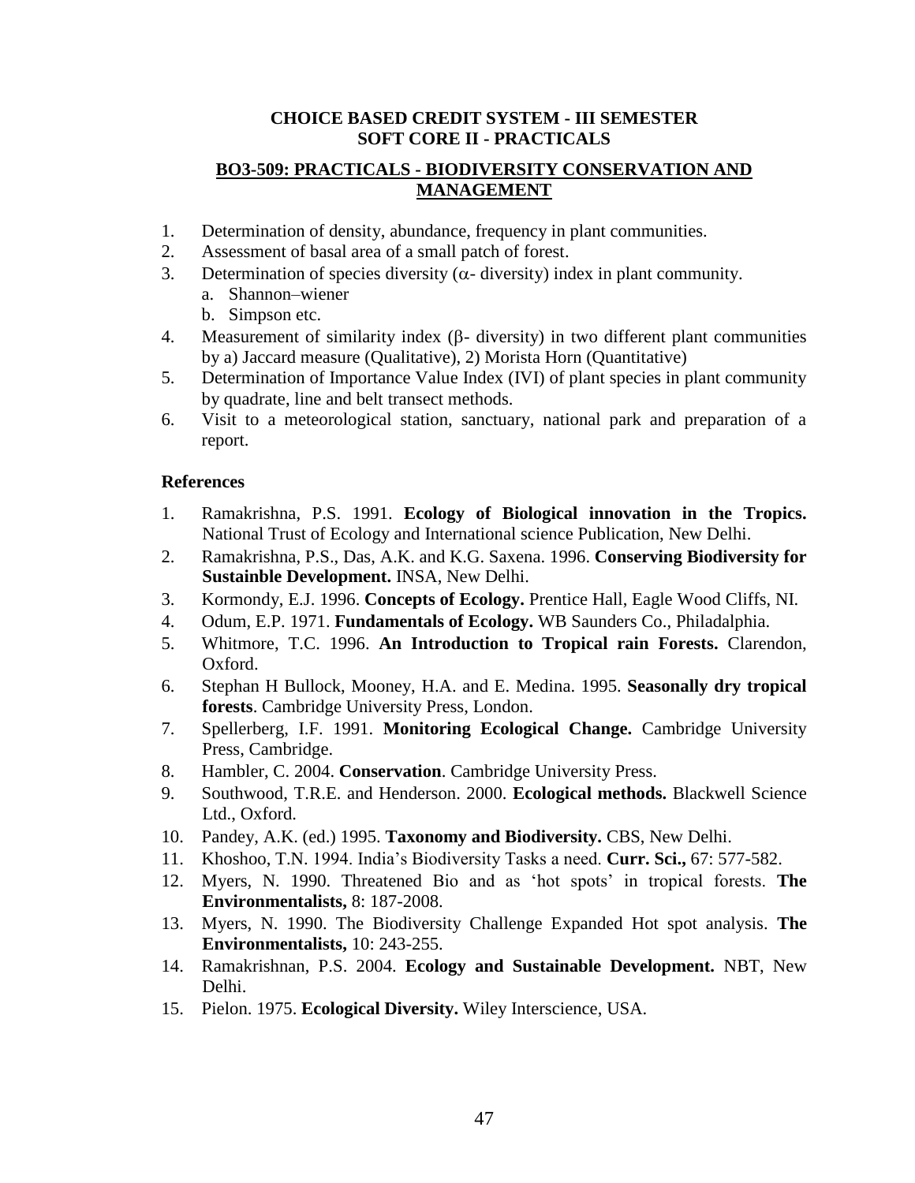**CHOICE BASED CREDIT SYSTEM - III SEMESTER**
**SOFT CORE II - PRACTICALS**

## BO3-509: PRACTICALS - BIODIVERSITY CONSERVATION AND MANAGEMENT

1. Determination of density, abundance, frequency in plant communities.
2. Assessment of basal area of a small patch of forest.
3. Determination of species diversity ($\alpha$- diversity) index in plant community.
   a. Shannon–wiener
   b. Simpson etc.
4. Measurement of similarity index ($\beta$- diversity) in two different plant communities by a) Jaccard measure (Qualitative), 2) Morista Horn (Quantitative)
5. Determination of Importance Value Index (IVI) of plant species in plant community by quadrate, line and belt transect methods.
6. Visit to a meteorological station, sanctuary, national park and preparation of a report.

### References

1. Ramakrishna, P.S. 1991. **Ecology of Biological innovation in the Tropics.** National Trust of Ecology and International science Publication, New Delhi.
2. Ramakrishna, P.S., Das, A.K. and K.G. Saxena. 1996. **Conserving Biodiversity for Sustainble Development.** INSA, New Delhi.
3. Kormondy, E.J. 1996. **Concepts of Ecology.** Prentice Hall, Eagle Wood Cliffs, NI.
4. Odum, E.P. 1971. **Fundamentals of Ecology.** WB Saunders Co., Philadalphia.
5. Whitmore, T.C. 1996. **An Introduction to Tropical rain Forests.** Clarendon, Oxford.
6. Stephan H Bullock, Mooney, H.A. and E. Medina. 1995. **Seasonally dry tropical forests**. Cambridge University Press, London.
7. Spellerberg, I.F. 1991. **Monitoring Ecological Change.** Cambridge University Press, Cambridge.
8. Hambler, C. 2004. **Conservation**. Cambridge University Press.
9. Southwood, T.R.E. and Henderson. 2000. **Ecological methods.** Blackwell Science Ltd., Oxford.
10. Pandey, A.K. (ed.) 1995. **Taxonomy and Biodiversity.** CBS, New Delhi.
11. Khoshoo, T.N. 1994. India's Biodiversity Tasks a need. **Curr. Sci.,** 67: 577-582.
12. Myers, N. 1990. Threatened Bio and as 'hot spots' in tropical forests. **The Environmentalists,** 8: 187-2008.
13. Myers, N. 1990. The Biodiversity Challenge Expanded Hot spot analysis. **The Environmentalists,** 10: 243-255.
14. Ramakrishnan, P.S. 2004. **Ecology and Sustainable Development.** NBT, New Delhi.
15. Pielon. 1975. **Ecological Diversity.** Wiley Interscience, USA.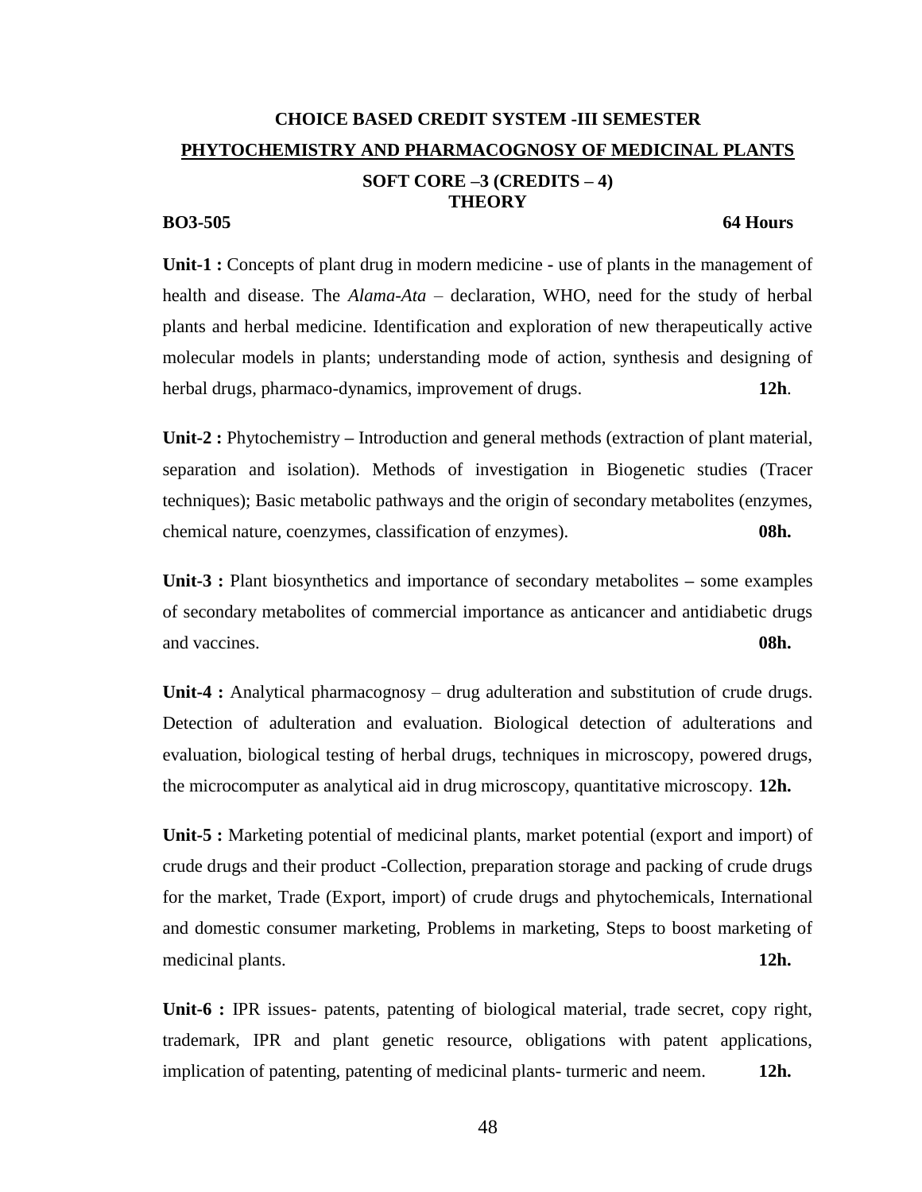## CHOICE BASED CREDIT SYSTEM -III SEMESTER

## PHYTOCHEMISTRY AND PHARMACOGNOSY OF MEDICINAL PLANTS

### SOFT CORE –3 (CREDITS – 4)
### THEORY

**BO3-505** **64 Hours**

**Unit-1 :** Concepts of plant drug in modern medicine - use of plants in the management of health and disease. The *Alama-Ata* – declaration, WHO, need for the study of herbal plants and herbal medicine. Identification and exploration of new therapeutically active molecular models in plants; understanding mode of action, synthesis and designing of herbal drugs, pharmaco-dynamics, improvement of drugs. **12h**.

**Unit-2 :** Phytochemistry – Introduction and general methods (extraction of plant material, separation and isolation). Methods of investigation in Biogenetic studies (Tracer techniques); Basic metabolic pathways and the origin of secondary metabolites (enzymes, chemical nature, coenzymes, classification of enzymes). **08h.**

**Unit-3 :** Plant biosynthetics and importance of secondary metabolites – some examples of secondary metabolites of commercial importance as anticancer and antidiabetic drugs and vaccines. **08h.**

**Unit-4 :** Analytical pharmacognosy – drug adulteration and substitution of crude drugs. Detection of adulteration and evaluation. Biological detection of adulterations and evaluation, biological testing of herbal drugs, techniques in microscopy, powered drugs, the microcomputer as analytical aid in drug microscopy, quantitative microscopy. **12h.**

**Unit-5 :** Marketing potential of medicinal plants, market potential (export and import) of crude drugs and their product -Collection, preparation storage and packing of crude drugs for the market, Trade (Export, import) of crude drugs and phytochemicals, International and domestic consumer marketing, Problems in marketing, Steps to boost marketing of medicinal plants. **12h.**

**Unit-6 :** IPR issues- patents, patenting of biological material, trade secret, copy right, trademark, IPR and plant genetic resource, obligations with patent applications, implication of patenting, patenting of medicinal plants- turmeric and neem. **12h.**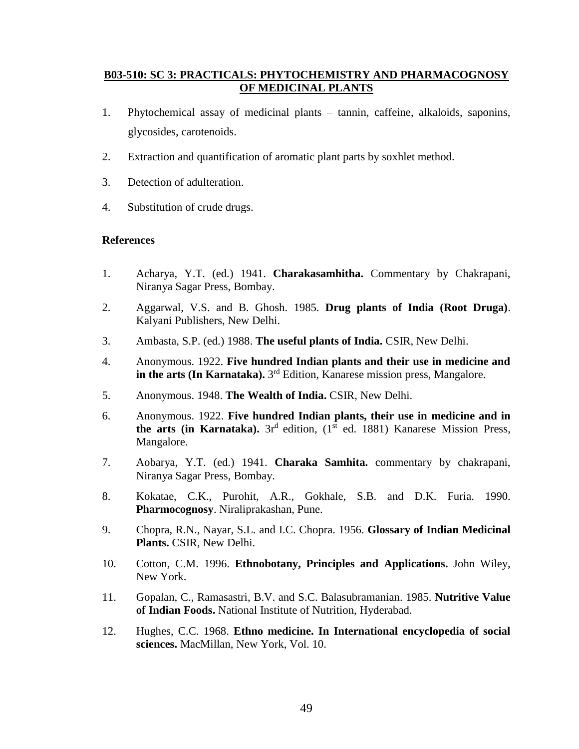## B03-510: SC 3: PRACTICALS: PHYTOCHEMISTRY AND PHARMACOGNOSY OF MEDICINAL PLANTS

1. Phytochemical assay of medicinal plants – tannin, caffeine, alkaloids, saponins, glycosides, carotenoids.
2. Extraction and quantification of aromatic plant parts by soxhlet method.
3. Detection of adulteration.
4. Substitution of crude drugs.

### References

1. Acharya, Y.T. (ed.) 1941. **Charakasamhitha.** Commentary by Chakrapani, Niranya Sagar Press, Bombay.
2. Aggarwal, V.S. and B. Ghosh. 1985. **Drug plants of India (Root Druga)**. Kalyani Publishers, New Delhi.
3. Ambasta, S.P. (ed.) 1988. **The useful plants of India.** CSIR, New Delhi.
4. Anonymous. 1922. **Five hundred Indian plants and their use in medicine and in the arts (In Karnataka).** 3rd Edition, Kanarese mission press, Mangalore.
5. Anonymous. 1948. **The Wealth of India.** CSIR, New Delhi.
6. Anonymous. 1922. **Five hundred Indian plants, their use in medicine and in the arts (in Karnataka).** 3rd edition, (1st ed. 1881) Kanarese Mission Press, Mangalore.
7. Aobarya, Y.T. (ed.) 1941. **Charaka Samhita.** commentary by chakrapani, Niranya Sagar Press, Bombay.
8. Kokatae, C.K., Purohit, A.R., Gokhale, S.B. and D.K. Furia. 1990. **Pharmocognosy**. Niraliprakashan, Pune.
9. Chopra, R.N., Nayar, S.L. and I.C. Chopra. 1956. **Glossary of Indian Medicinal Plants.** CSIR, New Delhi.
10. Cotton, C.M. 1996. **Ethnobotany, Principles and Applications.** John Wiley, New York.
11. Gopalan, C., Ramasastri, B.V. and S.C. Balasubramanian. 1985. **Nutritive Value of Indian Foods.** National Institute of Nutrition, Hyderabad.
12. Hughes, C.C. 1968. **Ethno medicine. In International encyclopedia of social sciences.** MacMillan, New York, Vol. 10.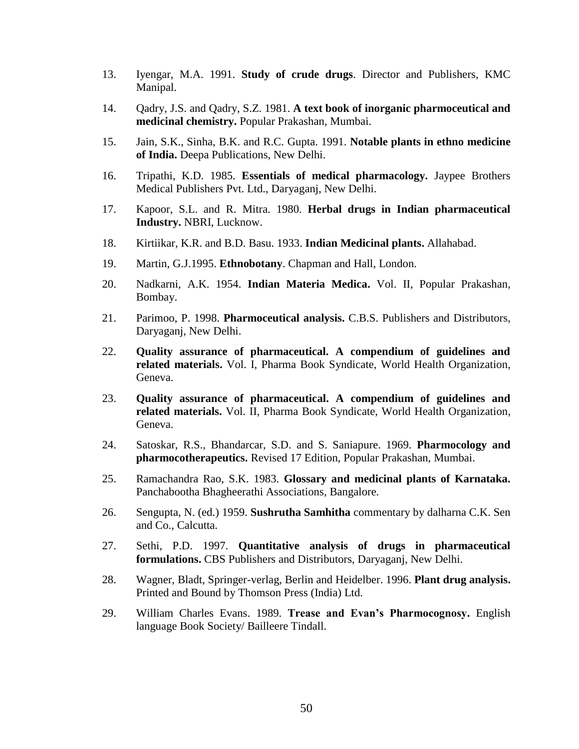13. Iyengar, M.A. 1991. **Study of crude drugs**. Director and Publishers, KMC Manipal.

14. Qadry, J.S. and Qadry, S.Z. 1981. **A text book of inorganic pharmaceutical and medicinal chemistry.** Popular Prakashan, Mumbai.

15. Jain, S.K., Sinha, B.K. and R.C. Gupta. 1991. **Notable plants in ethno medicine of India.** Deepa Publications, New Delhi.

16. Tripathi, K.D. 1985. **Essentials of medical pharmacology.** Jaypee Brothers Medical Publishers Pvt. Ltd., Daryaganj, New Delhi.

17. Kapoor, S.L. and R. Mitra. 1980. **Herbal drugs in Indian pharmaceutical Industry.** NBRI, Lucknow.

18. Kirtiikar, K.R. and B.D. Basu. 1933. **Indian Medicinal plants.** Allahabad.

19. Martin, G.J.1995. **Ethnobotany**. Chapman and Hall, London.

20. Nadkarni, A.K. 1954. **Indian Materia Medica.** Vol. II, Popular Prakashan, Bombay.

21. Parimoo, P. 1998. **Pharmaceutical analysis.** C.B.S. Publishers and Distributors, Daryaganj, New Delhi.

22. **Quality assurance of pharmaceutical. A compendium of guidelines and related materials.** Vol. I, Pharma Book Syndicate, World Health Organization, Geneva.

23. **Quality assurance of pharmaceutical. A compendium of guidelines and related materials.** Vol. II, Pharma Book Syndicate, World Health Organization, Geneva.

24. Satoskar, R.S., Bhandarcar, S.D. and S. Saniapure. 1969. **Pharmocology and pharmocotherapeutics.** Revised 17 Edition, Popular Prakashan, Mumbai.

25. Ramachandra Rao, S.K. 1983. **Glossary and medicinal plants of Karnataka.** Panchabootha Bhagheerathi Associations, Bangalore.

26. Sengupta, N. (ed.) 1959. **Sushrutha Samhitha** commentary by dalharna C.K. Sen and Co., Calcutta.

27. Sethi, P.D. 1997. **Quantitative analysis of drugs in pharmaceutical formulations.** CBS Publishers and Distributors, Daryaganj, New Delhi.

28. Wagner, Bladt, Springer-verlag, Berlin and Heidelber. 1996. **Plant drug analysis.** Printed and Bound by Thomson Press (India) Ltd.

29. William Charles Evans. 1989. **Trease and Evan's Pharmocognosy.** English language Book Society/ Bailleere Tindall.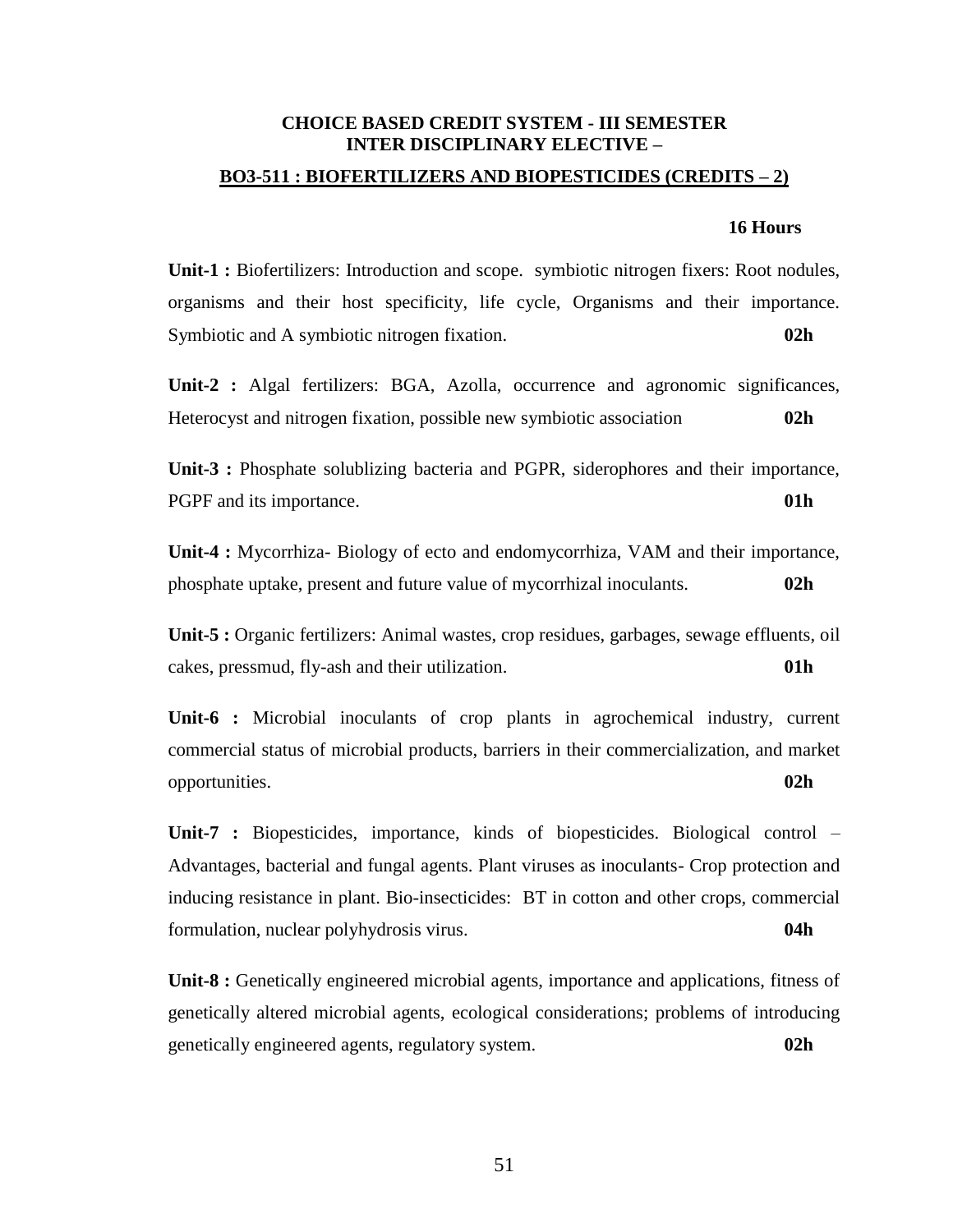**CHOICE BASED CREDIT SYSTEM - III SEMESTER**
**INTER DISCIPLINARY ELECTIVE –**

**BO3-511 : BIOFERTILIZERS AND BIOPESTICIDES (CREDITS – 2)**

**16 Hours**

**Unit-1 :** Biofertilizers: Introduction and scope. symbiotic nitrogen fixers: Root nodules, organisms and their host specificity, life cycle, Organisms and their importance. Symbiotic and A symbiotic nitrogen fixation. **02h**

**Unit-2 :** Algal fertilizers: BGA, Azolla, occurrence and agronomic significances, Heterocyst and nitrogen fixation, possible new symbiotic association **02h**

**Unit-3 :** Phosphate solublizing bacteria and PGPR, siderophores and their importance, PGPF and its importance. **01h**

**Unit-4 :** Mycorrhiza- Biology of ecto and endomycorrhiza, VAM and their importance, phosphate uptake, present and future value of mycorrhizal inoculants. **02h**

**Unit-5 :** Organic fertilizers: Animal wastes, crop residues, garbages, sewage effluents, oil cakes, pressmud, fly-ash and their utilization. **01h**

**Unit-6 :** Microbial inoculants of crop plants in agrochemical industry, current commercial status of microbial products, barriers in their commercialization, and market opportunities. **02h**

**Unit-7 :** Biopesticides, importance, kinds of biopesticides. Biological control – Advantages, bacterial and fungal agents. Plant viruses as inoculants- Crop protection and inducing resistance in plant. Bio-insecticides: BT in cotton and other crops, commercial formulation, nuclear polyhydrosis virus. **04h**

**Unit-8 :** Genetically engineered microbial agents, importance and applications, fitness of genetically altered microbial agents, ecological considerations; problems of introducing genetically engineered agents, regulatory system. **02h**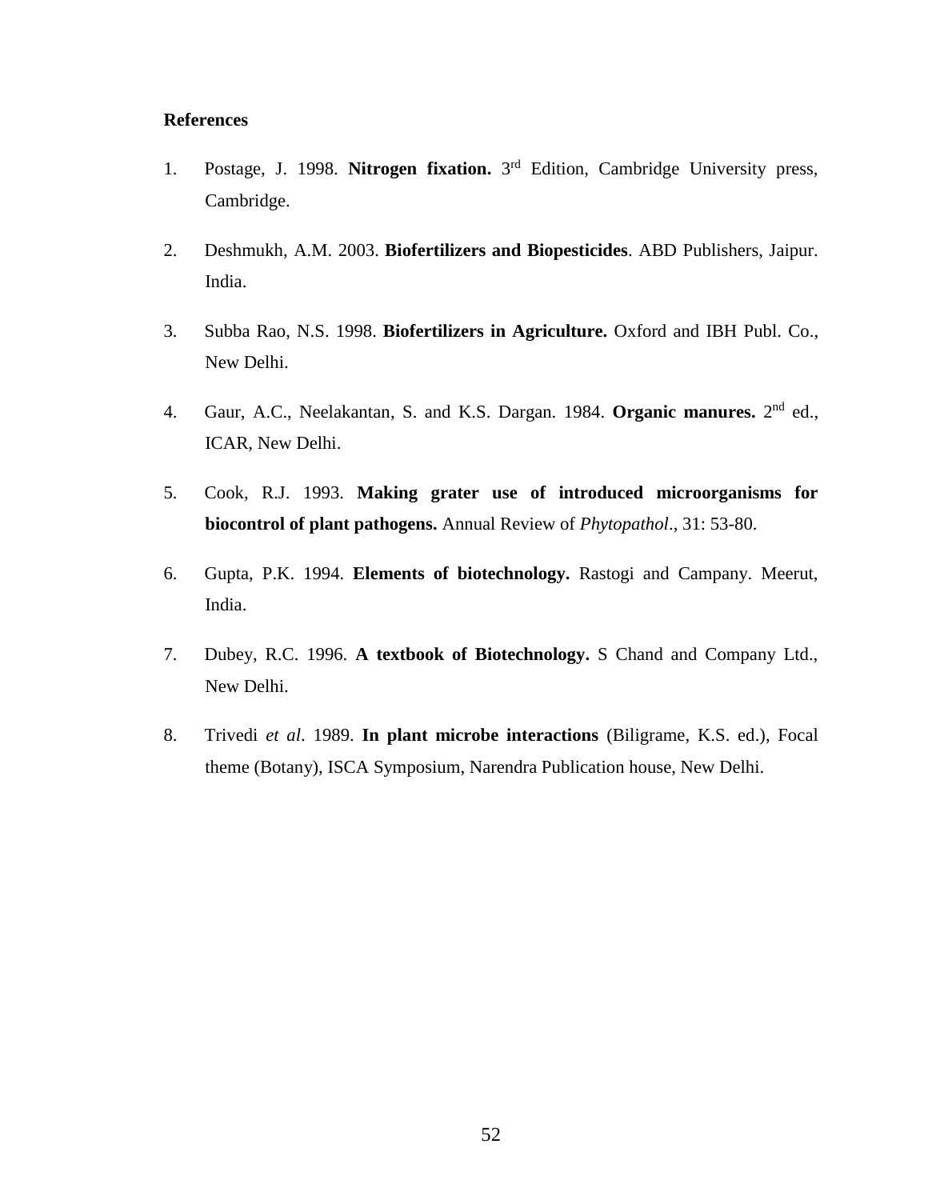**References**

1. Postage, J. 1998. **Nitrogen fixation.** 3rd Edition, Cambridge University press, Cambridge.

2. Deshmukh, A.M. 2003. **Biofertilizers and Biopesticides**. ABD Publishers, Jaipur. India.

3. Subba Rao, N.S. 1998. **Biofertilizers in Agriculture.** Oxford and IBH Publ. Co., New Delhi.

4. Gaur, A.C., Neelakantan, S. and K.S. Dargan. 1984. **Organic manures.** 2nd ed., ICAR, New Delhi.

5. Cook, R.J. 1993. **Making grater use of introduced microorganisms for biocontrol of plant pathogens.** Annual Review of *Phytopathol*., 31: 53-80.

6. Gupta, P.K. 1994. **Elements of biotechnology.** Rastogi and Campany. Meerut, India.

7. Dubey, R.C. 1996. **A textbook of Biotechnology.** S Chand and Company Ltd., New Delhi.

8. Trivedi *et al*. 1989. **In plant microbe interactions** (Biligrame, K.S. ed.), Focal theme (Botany), ISCA Symposium, Narendra Publication house, New Delhi.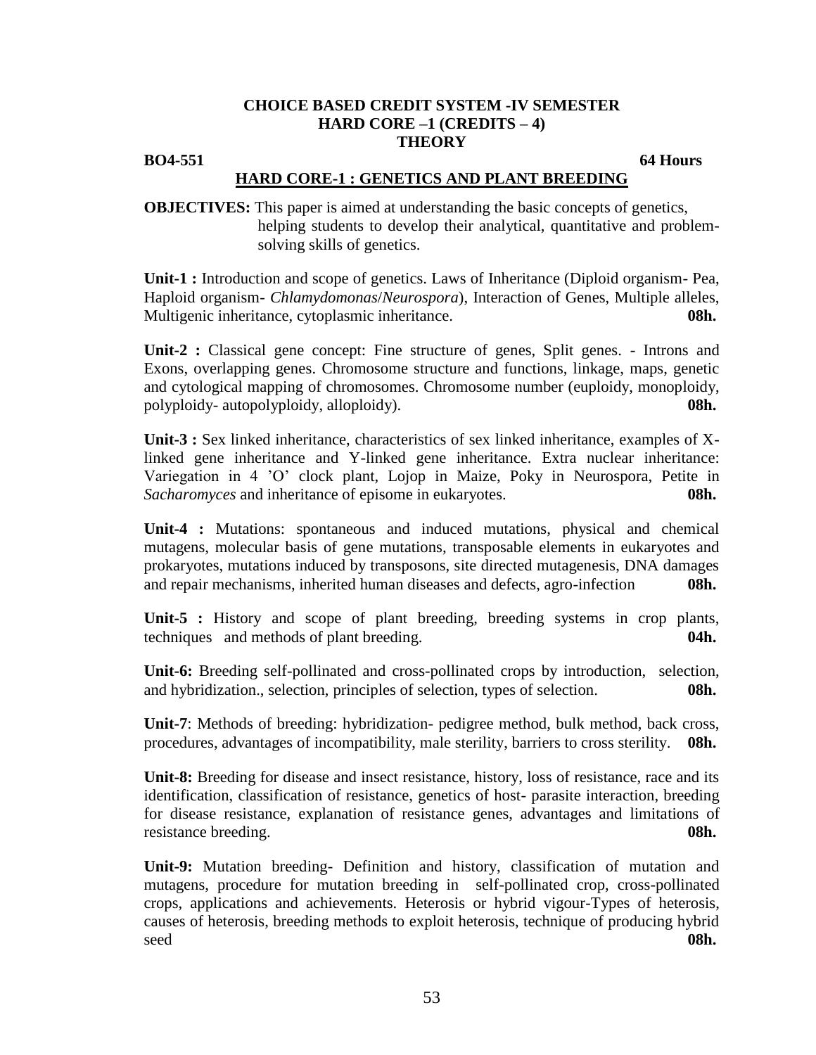**CHOICE BASED CREDIT SYSTEM -IV SEMESTER**
**HARD CORE –1 (CREDITS – 4)**
**THEORY**

**BO4-551** **64 Hours**

## HARD CORE-1 : GENETICS AND PLANT BREEDING

**OBJECTIVES:** This paper is aimed at understanding the basic concepts of genetics, helping students to develop their analytical, quantitative and problem-solving skills of genetics.

**Unit-1 :** Introduction and scope of genetics. Laws of Inheritance (Diploid organism- Pea, Haploid organism- *Chlamydomonas*/*Neurospora*), Interaction of Genes, Multiple alleles, Multigenic inheritance, cytoplasmic inheritance. **08h.**

**Unit-2 :** Classical gene concept: Fine structure of genes, Split genes. - Introns and Exons, overlapping genes. Chromosome structure and functions, linkage, maps, genetic and cytological mapping of chromosomes. Chromosome number (euploidy, monoploidy, polyploidy- autopolyploidy, alloploidy). **08h.**

**Unit-3 :** Sex linked inheritance, characteristics of sex linked inheritance, examples of X-linked gene inheritance and Y-linked gene inheritance. Extra nuclear inheritance: Variegation in 4 'O' clock plant, Lojop in Maize, Poky in Neurospora, Petite in *Sacharomyces* and inheritance of episome in eukaryotes. **08h.**

**Unit-4 :** Mutations: spontaneous and induced mutations, physical and chemical mutagens, molecular basis of gene mutations, transposable elements in eukaryotes and prokaryotes, mutations induced by transposons, site directed mutagenesis, DNA damages and repair mechanisms, inherited human diseases and defects, agro-infection **08h.**

**Unit-5 :** History and scope of plant breeding, breeding systems in crop plants, techniques and methods of plant breeding. **04h.**

**Unit-6:** Breeding self-pollinated and cross-pollinated crops by introduction, selection, and hybridization., selection, principles of selection, types of selection. **08h.**

**Unit-7**: Methods of breeding: hybridization- pedigree method, bulk method, back cross, procedures, advantages of incompatibility, male sterility, barriers to cross sterility. **08h.**

**Unit-8:** Breeding for disease and insect resistance, history, loss of resistance, race and its identification, classification of resistance, genetics of host- parasite interaction, breeding for disease resistance, explanation of resistance genes, advantages and limitations of resistance breeding. **08h.**

**Unit-9:** Mutation breeding- Definition and history, classification of mutation and mutagens, procedure for mutation breeding in self-pollinated crop, cross-pollinated crops, applications and achievements. Heterosis or hybrid vigour-Types of heterosis, causes of heterosis, breeding methods to exploit heterosis, technique of producing hybrid seed **08h.**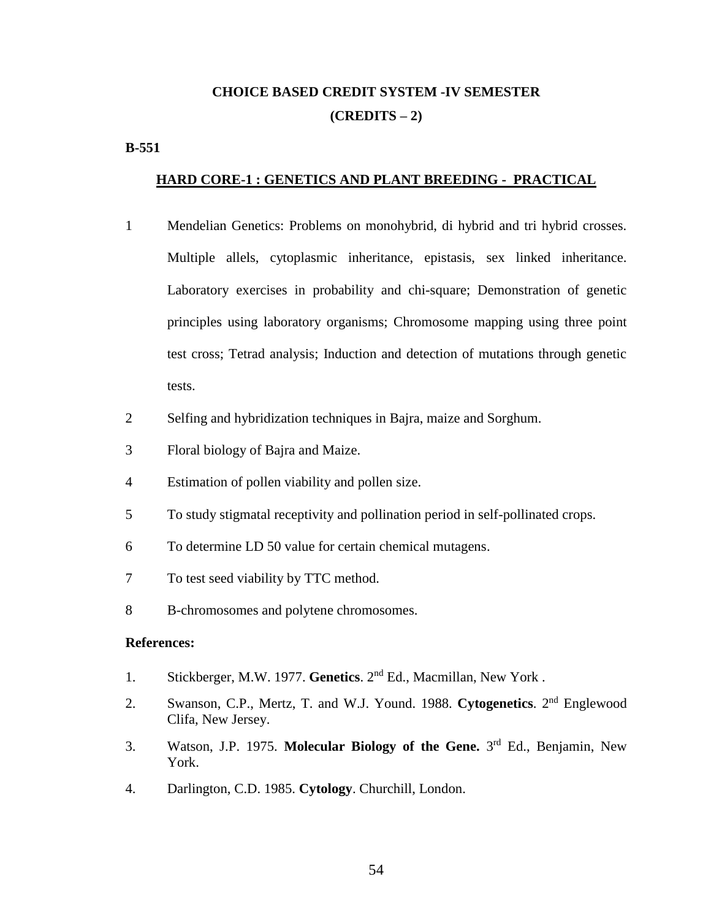# CHOICE BASED CREDIT SYSTEM -IV SEMESTER

**(CREDITS – 2)**

**B-551**

## HARD CORE-1 : GENETICS AND PLANT BREEDING - PRACTICAL

1. Mendelian Genetics: Problems on monohybrid, di hybrid and tri hybrid crosses. Multiple allels, cytoplasmic inheritance, epistasis, sex linked inheritance. Laboratory exercises in probability and chi-square; Demonstration of genetic principles using laboratory organisms; Chromosome mapping using three point test cross; Tetrad analysis; Induction and detection of mutations through genetic tests.
2. Selfing and hybridization techniques in Bajra, maize and Sorghum.
3. Floral biology of Bajra and Maize.
4. Estimation of pollen viability and pollen size.
5. To study stigmatal receptivity and pollination period in self-pollinated crops.
6. To determine LD 50 value for certain chemical mutagens.
7. To test seed viability by TTC method.
8. B-chromosomes and polytene chromosomes.

**References:**

1. Stickberger, M.W. 1977. **Genetics**. 2nd Ed., Macmillan, New York .
2. Swanson, C.P., Mertz, T. and W.J. Yound. 1988. **Cytogenetics**. 2nd Englewood Clifa, New Jersey.
3. Watson, J.P. 1975. **Molecular Biology of the Gene.** 3rd Ed., Benjamin, New York.
4. Darlington, C.D. 1985. **Cytology**. Churchill, London.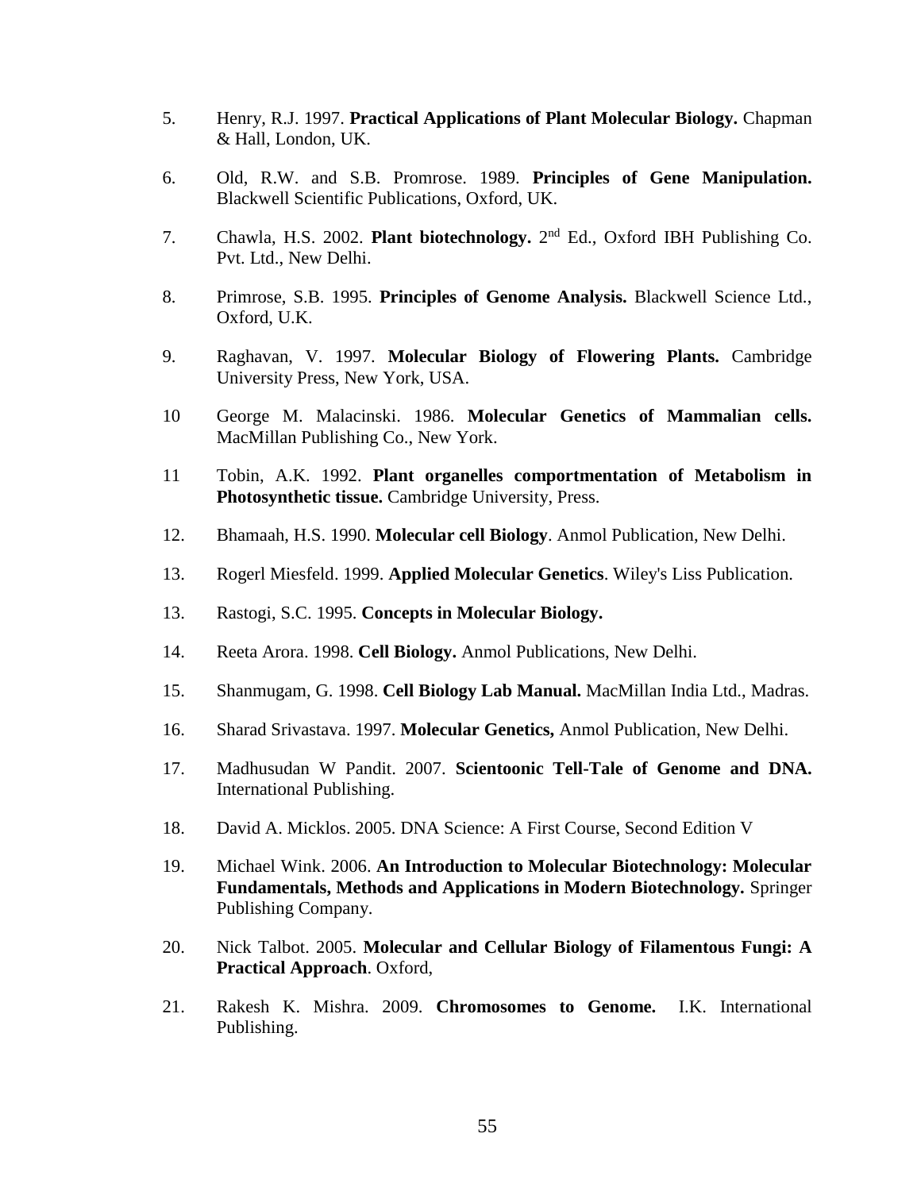5. Henry, R.J. 1997. **Practical Applications of Plant Molecular Biology.** Chapman & Hall, London, UK.

6. Old, R.W. and S.B. Promrose. 1989. **Principles of Gene Manipulation.** Blackwell Scientific Publications, Oxford, UK.

7. Chawla, H.S. 2002. **Plant biotechnology.** 2nd Ed., Oxford IBH Publishing Co. Pvt. Ltd., New Delhi.

8. Primrose, S.B. 1995. **Principles of Genome Analysis.** Blackwell Science Ltd., Oxford, U.K.

9. Raghavan, V. 1997. **Molecular Biology of Flowering Plants.** Cambridge University Press, New York, USA.

10 George M. Malacinski. 1986. **Molecular Genetics of Mammalian cells.** MacMillan Publishing Co., New York.

11 Tobin, A.K. 1992. **Plant organelles comportmentation of Metabolism in Photosynthetic tissue.** Cambridge University, Press.

12. Bhamaah, H.S. 1990. **Molecular cell Biology**. Anmol Publication, New Delhi.

13. Rogerl Miesfeld. 1999. **Applied Molecular Genetics**. Wiley's Liss Publication.

13. Rastogi, S.C. 1995. **Concepts in Molecular Biology.**

14. Reeta Arora. 1998. **Cell Biology.** Anmol Publications, New Delhi.

15. Shanmugam, G. 1998. **Cell Biology Lab Manual.** MacMillan India Ltd., Madras.

16. Sharad Srivastava. 1997. **Molecular Genetics,** Anmol Publication, New Delhi.

17. Madhusudan W Pandit. 2007. **Scientoonic Tell-Tale of Genome and DNA.** International Publishing.

18. David A. Micklos. 2005. DNA Science: A First Course, Second Edition V

19. Michael Wink. 2006. **An Introduction to Molecular Biotechnology: Molecular Fundamentals, Methods and Applications in Modern Biotechnology.** Springer Publishing Company.

20. Nick Talbot. 2005. **Molecular and Cellular Biology of Filamentous Fungi: A Practical Approach**. Oxford,

21. Rakesh K. Mishra. 2009. **Chromosomes to Genome.** I.K. International Publishing.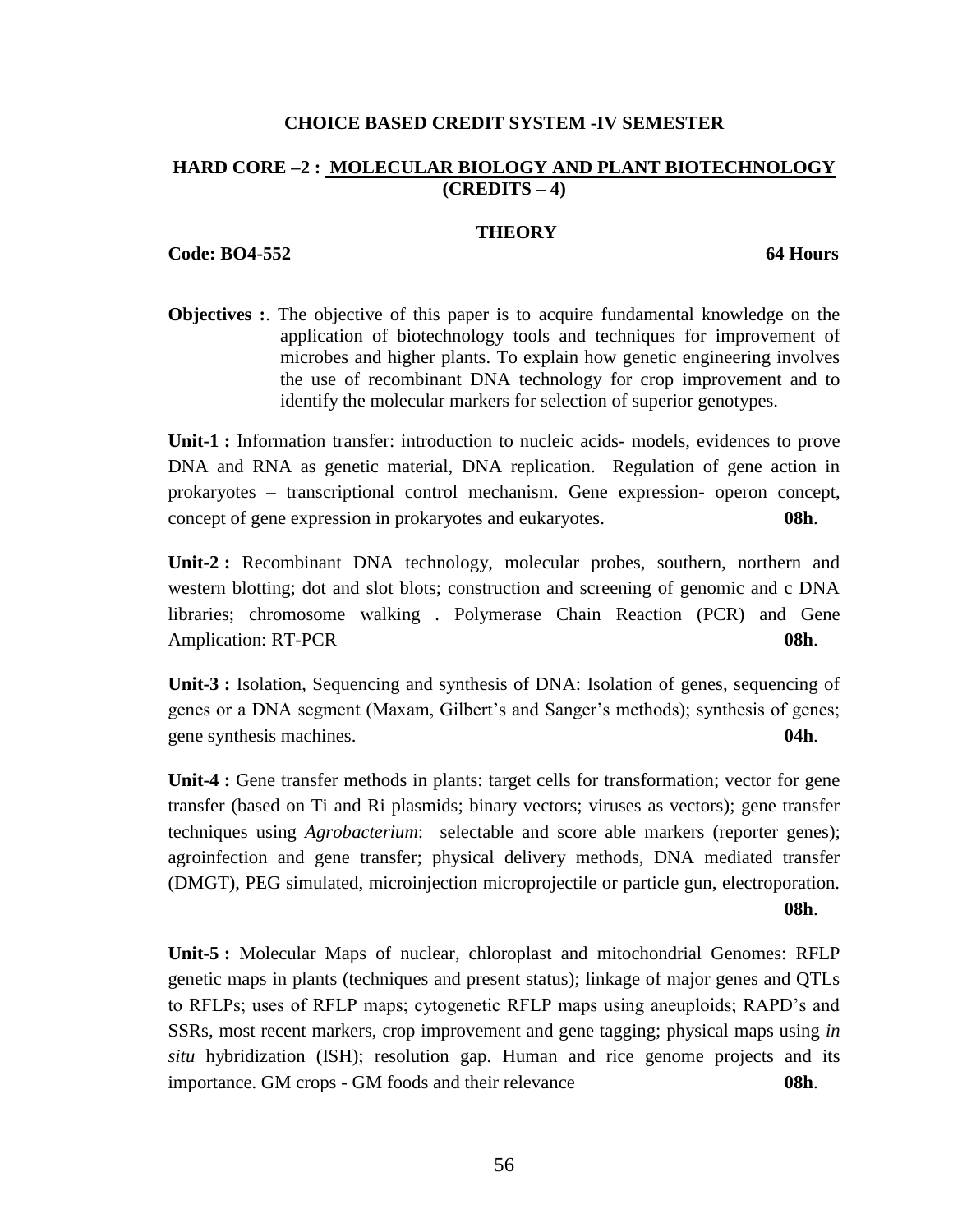**CHOICE BASED CREDIT SYSTEM -IV SEMESTER**

**HARD CORE –2 : MOLECULAR BIOLOGY AND PLANT BIOTECHNOLOGY (CREDITS – 4)**

**THEORY**

**Code: BO4-552** **64 Hours**

**Objectives :**. The objective of this paper is to acquire fundamental knowledge on the application of biotechnology tools and techniques for improvement of microbes and higher plants. To explain how genetic engineering involves the use of recombinant DNA technology for crop improvement and to identify the molecular markers for selection of superior genotypes.

**Unit-1 :** Information transfer: introduction to nucleic acids- models, evidences to prove DNA and RNA as genetic material, DNA replication. Regulation of gene action in prokaryotes – transcriptional control mechanism. Gene expression- operon concept, concept of gene expression in prokaryotes and eukaryotes. **08h**.

**Unit-2 :** Recombinant DNA technology, molecular probes, southern, northern and western blotting; dot and slot blots; construction and screening of genomic and c DNA libraries; chromosome walking . Polymerase Chain Reaction (PCR) and Gene Amplication: RT-PCR **08h**.

**Unit-3 :** Isolation, Sequencing and synthesis of DNA: Isolation of genes, sequencing of genes or a DNA segment (Maxam, Gilbert's and Sanger's methods); synthesis of genes; gene synthesis machines. **04h**.

**Unit-4 :** Gene transfer methods in plants: target cells for transformation; vector for gene transfer (based on Ti and Ri plasmids; binary vectors; viruses as vectors); gene transfer techniques using *Agrobacterium*: selectable and score able markers (reporter genes); agroinfection and gene transfer; physical delivery methods, DNA mediated transfer (DMGT), PEG simulated, microinjection microprojectile or particle gun, electroporation. **08h**.

**Unit-5 :** Molecular Maps of nuclear, chloroplast and mitochondrial Genomes: RFLP genetic maps in plants (techniques and present status); linkage of major genes and QTLs to RFLPs; uses of RFLP maps; cytogenetic RFLP maps using aneuploids; RAPD's and SSRs, most recent markers, crop improvement and gene tagging; physical maps using *in situ* hybridization (ISH); resolution gap. Human and rice genome projects and its importance. GM crops - GM foods and their relevance **08h**.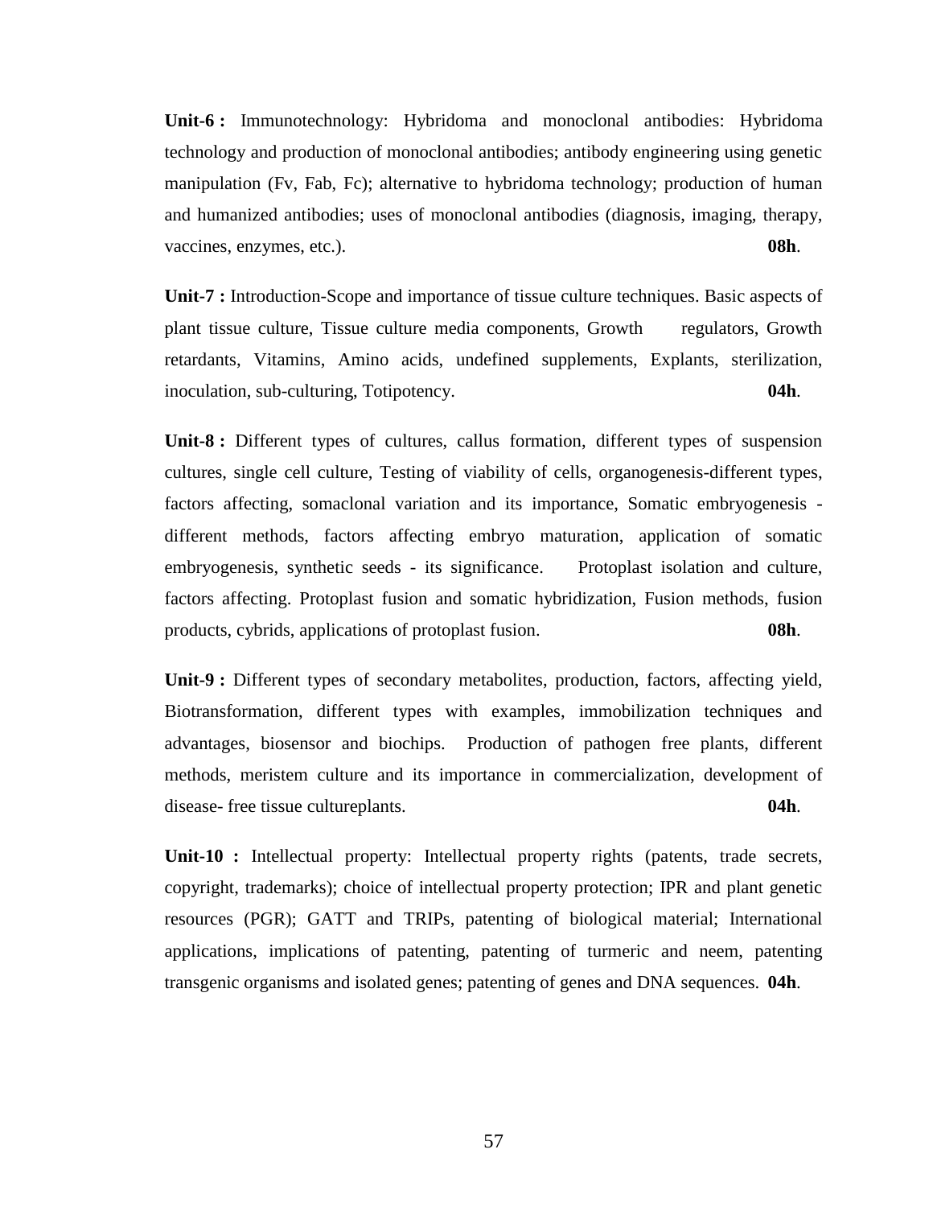**Unit-6 :** Immunotechnology: Hybridoma and monoclonal antibodies: Hybridoma technology and production of monoclonal antibodies; antibody engineering using genetic manipulation (Fv, Fab, Fc); alternative to hybridoma technology; production of human and humanized antibodies; uses of monoclonal antibodies (diagnosis, imaging, therapy, vaccines, enzymes, etc.). **08h**.

**Unit-7 :** Introduction-Scope and importance of tissue culture techniques. Basic aspects of plant tissue culture, Tissue culture media components, Growth regulators, Growth retardants, Vitamins, Amino acids, undefined supplements, Explants, sterilization, inoculation, sub-culturing, Totipotency. **04h**.

**Unit-8 :** Different types of cultures, callus formation, different types of suspension cultures, single cell culture, Testing of viability of cells, organogenesis-different types, factors affecting, somaclonal variation and its importance, Somatic embryogenesis - different methods, factors affecting embryo maturation, application of somatic embryogenesis, synthetic seeds - its significance. Protoplast isolation and culture, factors affecting. Protoplast fusion and somatic hybridization, Fusion methods, fusion products, cybrids, applications of protoplast fusion. **08h**.

**Unit-9 :** Different types of secondary metabolites, production, factors, affecting yield, Biotransformation, different types with examples, immobilization techniques and advantages, biosensor and biochips. Production of pathogen free plants, different methods, meristem culture and its importance in commercialization, development of disease- free tissue cultureplants. **04h**.

**Unit-10 :** Intellectual property: Intellectual property rights (patents, trade secrets, copyright, trademarks); choice of intellectual property protection; IPR and plant genetic resources (PGR); GATT and TRIPs, patenting of biological material; International applications, implications of patenting, patenting of turmeric and neem, patenting transgenic organisms and isolated genes; patenting of genes and DNA sequences. **04h**.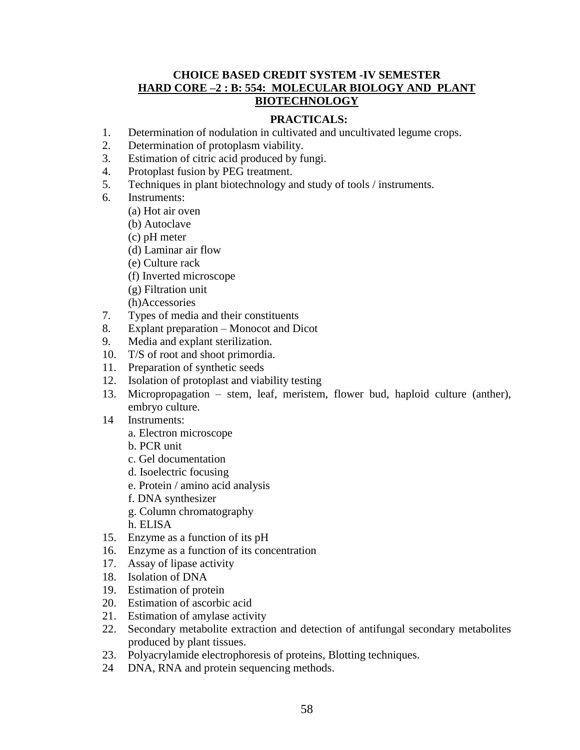**CHOICE BASED CREDIT SYSTEM -IV SEMESTER**

**HARD CORE –2 : B: 554: MOLECULAR BIOLOGY AND PLANT BIOTECHNOLOGY**

**PRACTICALS:**

1. Determination of nodulation in cultivated and uncultivated legume crops.
2. Determination of protoplasm viability.
3. Estimation of citric acid produced by fungi.
4. Protoplast fusion by PEG treatment.
5. Techniques in plant biotechnology and study of tools / instruments.
6. Instruments:
   (a) Hot air oven
   (b) Autoclave
   (c) pH meter
   (d) Laminar air flow
   (e) Culture rack
   (f) Inverted microscope
   (g) Filtration unit
   (h)Accessories
7. Types of media and their constituents
8. Explant preparation – Monocot and Dicot
9. Media and explant sterilization.
10. T/S of root and shoot primordia.
11. Preparation of synthetic seeds
12. Isolation of protoplast and viability testing
13. Micropropagation – stem, leaf, meristem, flower bud, haploid culture (anther), embryo culture.
14. Instruments:
    a. Electron microscope
    b. PCR unit
    c. Gel documentation
    d. Isoelectric focusing
    e. Protein / amino acid analysis
    f. DNA synthesizer
    g. Column chromatography
    h. ELISA
15. Enzyme as a function of its pH
16. Enzyme as a function of its concentration
17. Assay of lipase activity
18. Isolation of DNA
19. Estimation of protein
20. Estimation of ascorbic acid
21. Estimation of amylase activity
22. Secondary metabolite extraction and detection of antifungal secondary metabolites produced by plant tissues.
23. Polyacrylamide electrophoresis of proteins, Blotting techniques.
24. DNA, RNA and protein sequencing methods.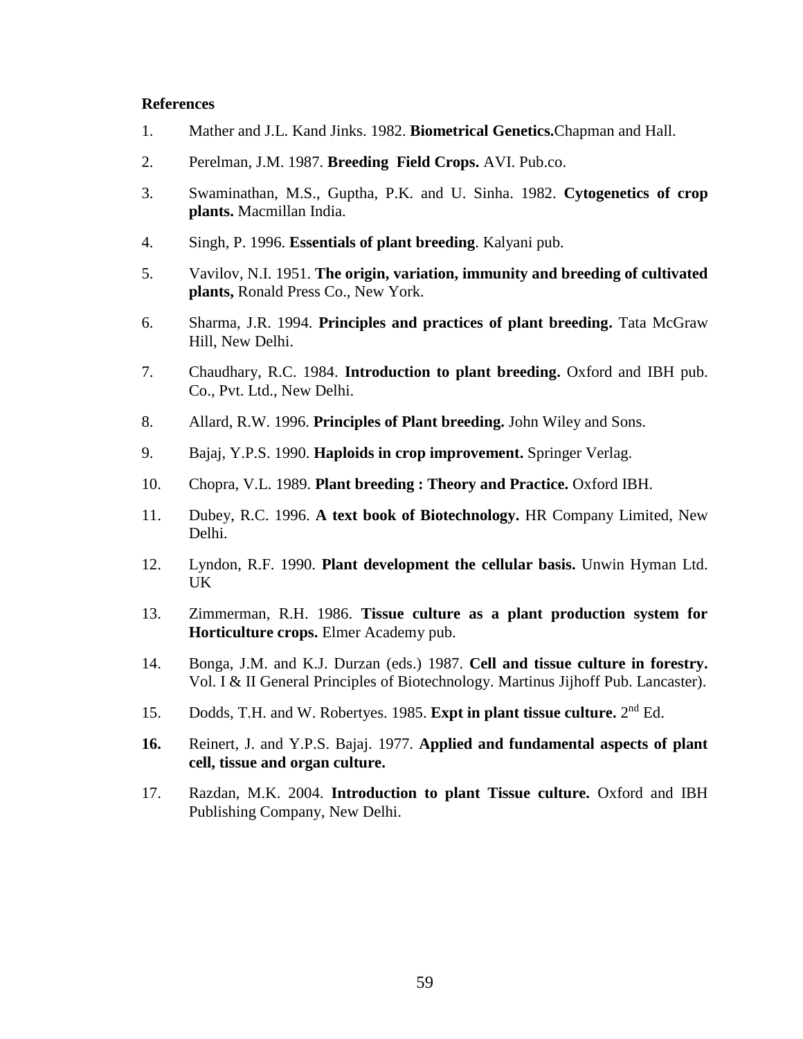**References**

1. Mather and J.L. Kand Jinks. 1982. **Biometrical Genetics.**Chapman and Hall.
2. Perelman, J.M. 1987. **Breeding Field Crops.** AVI. Pub.co.
3. Swaminathan, M.S., Guptha, P.K. and U. Sinha. 1982. **Cytogenetics of crop plants.** Macmillan India.
4. Singh, P. 1996. **Essentials of plant breeding**. Kalyani pub.
5. Vavilov, N.I. 1951. **The origin, variation, immunity and breeding of cultivated plants,** Ronald Press Co., New York.
6. Sharma, J.R. 1994. **Principles and practices of plant breeding.** Tata McGraw Hill, New Delhi.
7. Chaudhary, R.C. 1984. **Introduction to plant breeding.** Oxford and IBH pub. Co., Pvt. Ltd., New Delhi.
8. Allard, R.W. 1996. **Principles of Plant breeding.** John Wiley and Sons.
9. Bajaj, Y.P.S. 1990. **Haploids in crop improvement.** Springer Verlag.
10. Chopra, V.L. 1989. **Plant breeding : Theory and Practice.** Oxford IBH.
11. Dubey, R.C. 1996. **A text book of Biotechnology.** HR Company Limited, New Delhi.
12. Lyndon, R.F. 1990. **Plant development the cellular basis.** Unwin Hyman Ltd. UK
13. Zimmerman, R.H. 1986. **Tissue culture as a plant production system for Horticulture crops.** Elmer Academy pub.
14. Bonga, J.M. and K.J. Durzan (eds.) 1987. **Cell and tissue culture in forestry.** Vol. I & II General Principles of Biotechnology. Martinus Jijhoff Pub. Lancaster).
15. Dodds, T.H. and W. Robertyes. 1985. **Expt in plant tissue culture.** 2nd Ed.
16. Reinert, J. and Y.P.S. Bajaj. 1977. **Applied and fundamental aspects of plant cell, tissue and organ culture.**
17. Razdan, M.K. 2004. **Introduction to plant Tissue culture.** Oxford and IBH Publishing Company, New Delhi.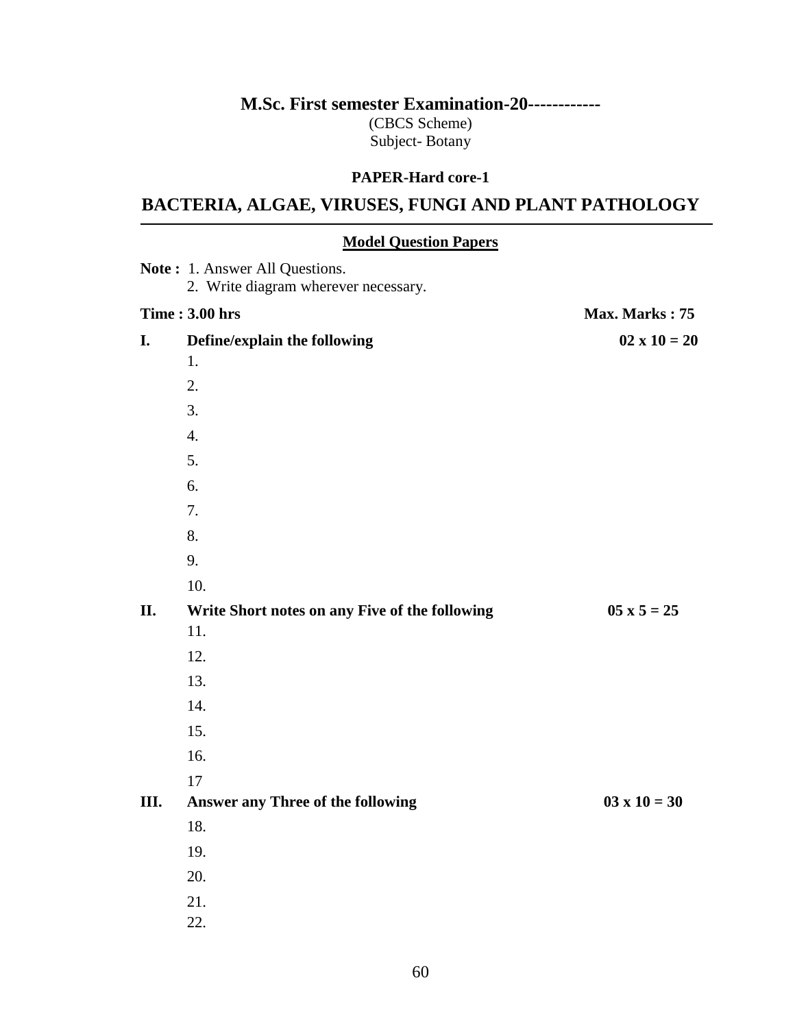**M.Sc. First semester Examination-20------------**

(CBCS Scheme)

Subject- Botany

**PAPER-Hard core-1**

## BACTERIA, ALGAE, VIRUSES, FUNGI AND PLANT PATHOLOGY

---

**Model Question Papers**

**Note :** 1. Answer All Questions.
2. Write diagram wherever necessary.

**Time : 3.00 hrs** **Max. Marks : 75**

**I. Define/explain the following** **02 x 10 = 20**

1.
2.
3.
4.
5.
6.
7.
8.
9.
10.

**II. Write Short notes on any Five of the following** **05 x 5 = 25**

11.
12.
13.
14.
15.
16.
17

**III. Answer any Three of the following** **03 x 10 = 30**

18.
19.
20.
21.
22.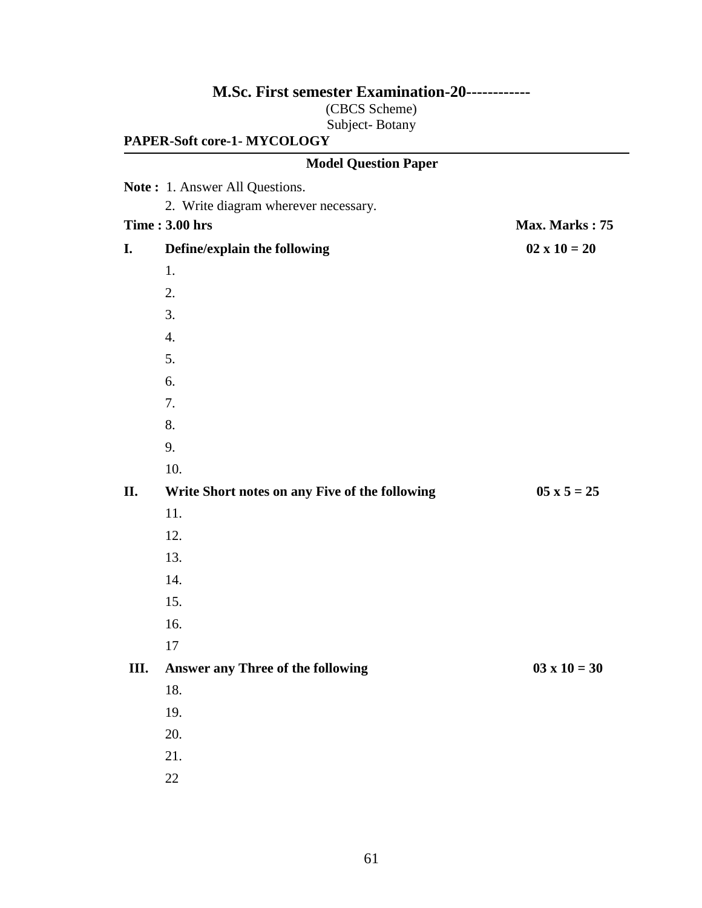## M.Sc. First semester Examination-20------------

(CBCS Scheme)

Subject- Botany

**PAPER-Soft core-1- MYCOLOGY**

---

**Model Question Paper**

**Note :** 1. Answer All Questions.

2. Write diagram wherever necessary.

**Time : 3.00 hrs** **Max. Marks : 75**

**I. Define/explain the following** **02 x 10 = 20**

1.
2.
3.
4.
5.
6.
7.
8.
9.
10.

**II. Write Short notes on any Five of the following** **05 x 5 = 25**

11.
12.
13.
14.
15.
16.
17

**III. Answer any Three of the following** **03 x 10 = 30**

18.
19.
20.
21.
22